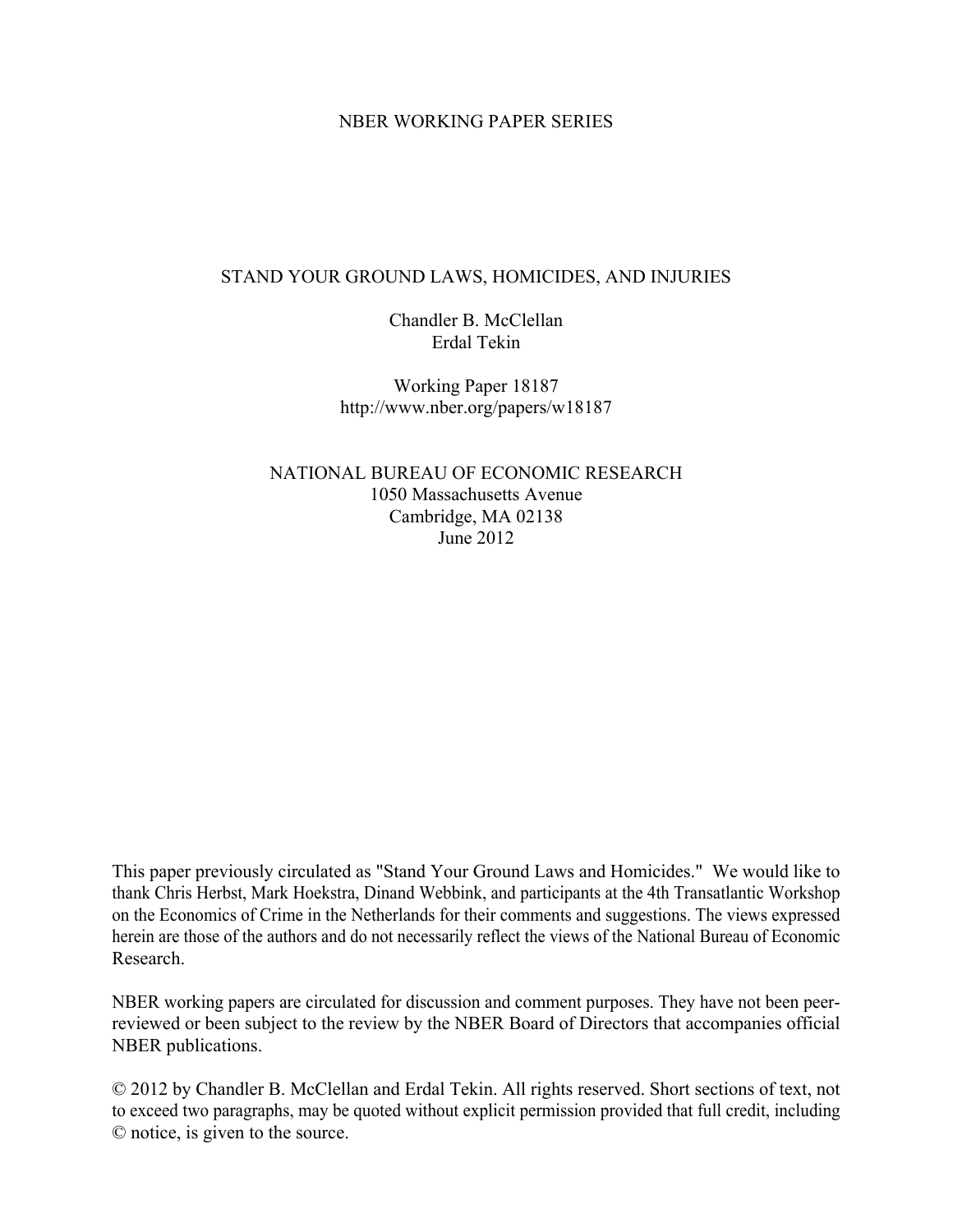NBER WORKING PAPER SERIES

# STAND YOUR GROUND LAWS, HOMICIDES, AND INJURIES

Chandler B. McClellan
Erdal Tekin

Working Paper 18187
http://www.nber.org/papers/w18187

NATIONAL BUREAU OF ECONOMIC RESEARCH
1050 Massachusetts Avenue
Cambridge, MA 02138
June 2012

This paper previously circulated as "Stand Your Ground Laws and Homicides." We would like to thank Chris Herbst, Mark Hoekstra, Dinand Webbink, and participants at the 4th Transatlantic Workshop on the Economics of Crime in the Netherlands for their comments and suggestions. The views expressed herein are those of the authors and do not necessarily reflect the views of the National Bureau of Economic Research.

NBER working papers are circulated for discussion and comment purposes. They have not been peer-reviewed or been subject to the review by the NBER Board of Directors that accompanies official NBER publications.

© 2012 by Chandler B. McClellan and Erdal Tekin. All rights reserved. Short sections of text, not to exceed two paragraphs, may be quoted without explicit permission provided that full credit, including © notice, is given to the source.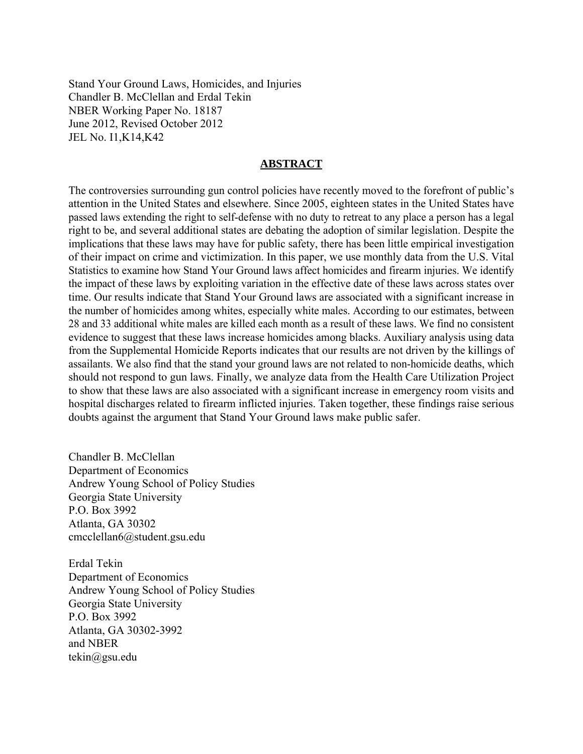Stand Your Ground Laws, Homicides, and Injuries
Chandler B. McClellan and Erdal Tekin
NBER Working Paper No. 18187
June 2012, Revised October 2012
JEL No. I1,K14,K42

## ABSTRACT

The controversies surrounding gun control policies have recently moved to the forefront of public's attention in the United States and elsewhere. Since 2005, eighteen states in the United States have passed laws extending the right to self-defense with no duty to retreat to any place a person has a legal right to be, and several additional states are debating the adoption of similar legislation. Despite the implications that these laws may have for public safety, there has been little empirical investigation of their impact on crime and victimization. In this paper, we use monthly data from the U.S. Vital Statistics to examine how Stand Your Ground laws affect homicides and firearm injuries. We identify the impact of these laws by exploiting variation in the effective date of these laws across states over time. Our results indicate that Stand Your Ground laws are associated with a significant increase in the number of homicides among whites, especially white males. According to our estimates, between 28 and 33 additional white males are killed each month as a result of these laws. We find no consistent evidence to suggest that these laws increase homicides among blacks. Auxiliary analysis using data from the Supplemental Homicide Reports indicates that our results are not driven by the killings of assailants. We also find that the stand your ground laws are not related to non-homicide deaths, which should not respond to gun laws. Finally, we analyze data from the Health Care Utilization Project to show that these laws are also associated with a significant increase in emergency room visits and hospital discharges related to firearm inflicted injuries. Taken together, these findings raise serious doubts against the argument that Stand Your Ground laws make public safer.

Chandler B. McClellan
Department of Economics
Andrew Young School of Policy Studies
Georgia State University
P.O. Box 3992
Atlanta, GA 30302
cmcclellan6@student.gsu.edu

Erdal Tekin
Department of Economics
Andrew Young School of Policy Studies
Georgia State University
P.O. Box 3992
Atlanta, GA 30302-3992
and NBER
tekin@gsu.edu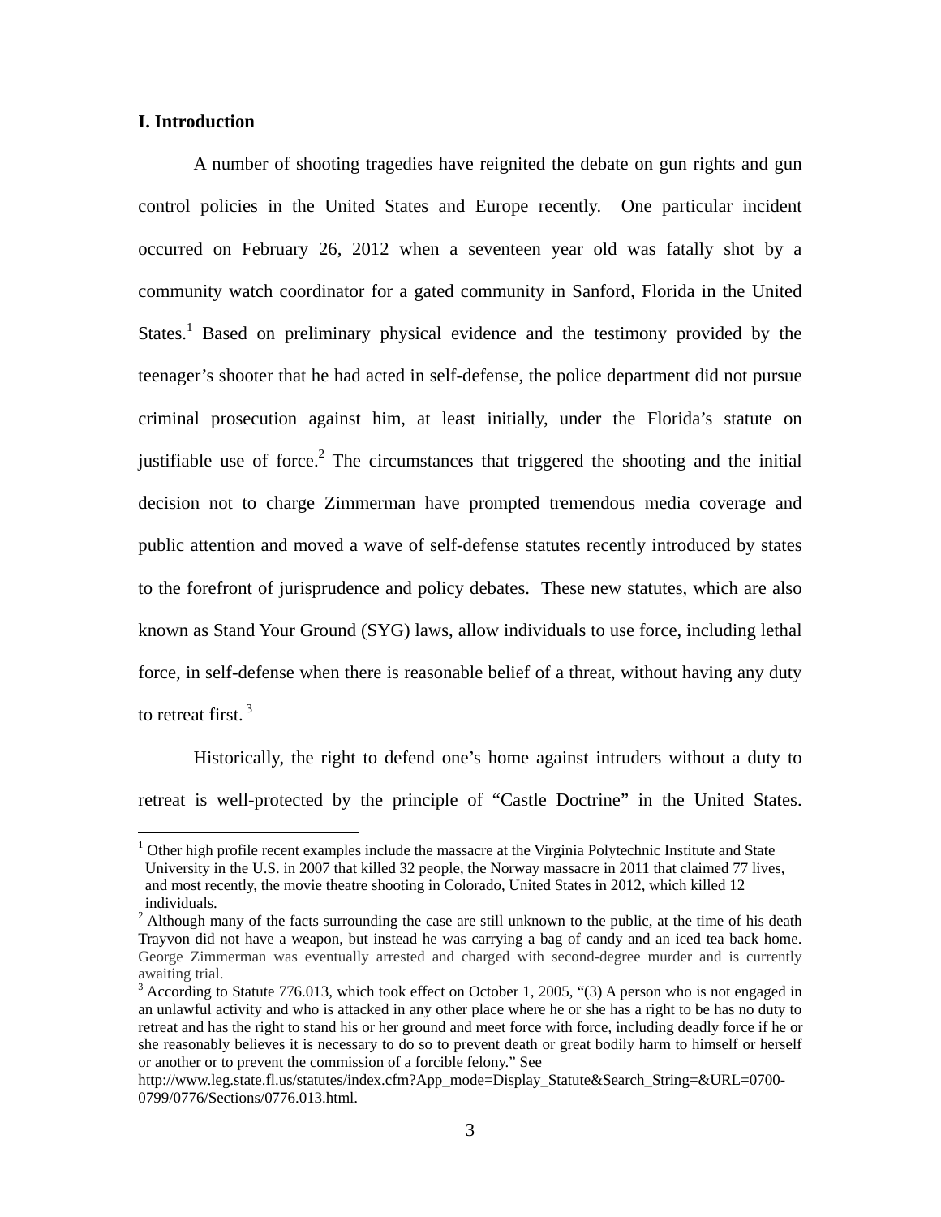## I. Introduction

A number of shooting tragedies have reignited the debate on gun rights and gun control policies in the United States and Europe recently. One particular incident occurred on February 26, 2012 when a seventeen year old was fatally shot by a community watch coordinator for a gated community in Sanford, Florida in the United States.[1] Based on preliminary physical evidence and the testimony provided by the teenager's shooter that he had acted in self-defense, the police department did not pursue criminal prosecution against him, at least initially, under the Florida's statute on justifiable use of force.[2] The circumstances that triggered the shooting and the initial decision not to charge Zimmerman have prompted tremendous media coverage and public attention and moved a wave of self-defense statutes recently introduced by states to the forefront of jurisprudence and policy debates. These new statutes, which are also known as Stand Your Ground (SYG) laws, allow individuals to use force, including lethal force, in self-defense when there is reasonable belief of a threat, without having any duty to retreat first.[3]

Historically, the right to defend one's home against intruders without a duty to retreat is well-protected by the principle of "Castle Doctrine" in the United States.

---

[1] Other high profile recent examples include the massacre at the Virginia Polytechnic Institute and State University in the U.S. in 2007 that killed 32 people, the Norway massacre in 2011 that claimed 77 lives, and most recently, the movie theatre shooting in Colorado, United States in 2012, which killed 12 individuals.

[2] Although many of the facts surrounding the case are still unknown to the public, at the time of his death Trayvon did not have a weapon, but instead he was carrying a bag of candy and an iced tea back home. George Zimmerman was eventually arrested and charged with second-degree murder and is currently awaiting trial.

[3] According to Statute 776.013, which took effect on October 1, 2005, "(3) A person who is not engaged in an unlawful activity and who is attacked in any other place where he or she has a right to be has no duty to retreat and has the right to stand his or her ground and meet force with force, including deadly force if he or she reasonably believes it is necessary to do so to prevent death or great bodily harm to himself or herself or another or to prevent the commission of a forcible felony." See http://www.leg.state.fl.us/statutes/index.cfm?App_mode=Display_Statute&Search_String=&URL=0700-0799/0776/Sections/0776.013.html.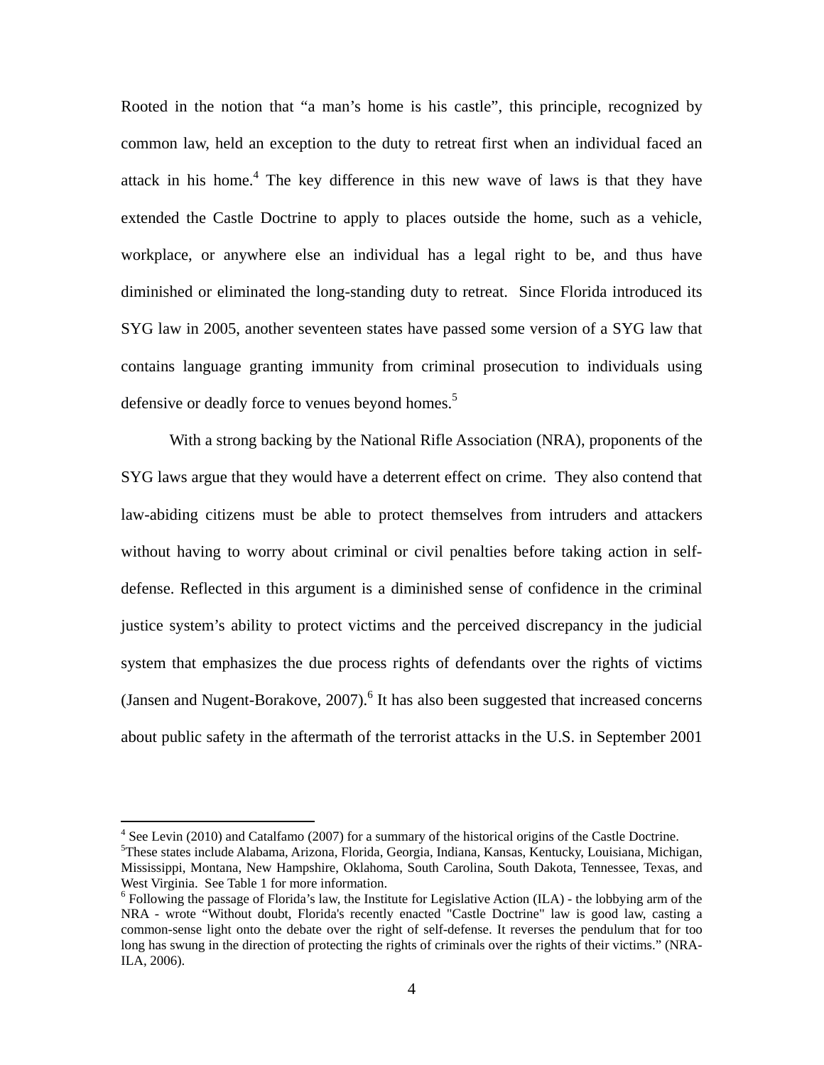Rooted in the notion that "a man's home is his castle", this principle, recognized by common law, held an exception to the duty to retreat first when an individual faced an attack in his home.[4] The key difference in this new wave of laws is that they have extended the Castle Doctrine to apply to places outside the home, such as a vehicle, workplace, or anywhere else an individual has a legal right to be, and thus have diminished or eliminated the long-standing duty to retreat. Since Florida introduced its SYG law in 2005, another seventeen states have passed some version of a SYG law that contains language granting immunity from criminal prosecution to individuals using defensive or deadly force to venues beyond homes.[5]

With a strong backing by the National Rifle Association (NRA), proponents of the SYG laws argue that they would have a deterrent effect on crime. They also contend that law-abiding citizens must be able to protect themselves from intruders and attackers without having to worry about criminal or civil penalties before taking action in self-defense. Reflected in this argument is a diminished sense of confidence in the criminal justice system's ability to protect victims and the perceived discrepancy in the judicial system that emphasizes the due process rights of defendants over the rights of victims (Jansen and Nugent-Borakove, 2007).[6] It has also been suggested that increased concerns about public safety in the aftermath of the terrorist attacks in the U.S. in September 2001

---

[4] See Levin (2010) and Catalfamo (2007) for a summary of the historical origins of the Castle Doctrine.

[5] These states include Alabama, Arizona, Florida, Georgia, Indiana, Kansas, Kentucky, Louisiana, Michigan, Mississippi, Montana, New Hampshire, Oklahoma, South Carolina, South Dakota, Tennessee, Texas, and West Virginia. See Table 1 for more information.

[6] Following the passage of Florida's law, the Institute for Legislative Action (ILA) - the lobbying arm of the NRA - wrote "Without doubt, Florida's recently enacted "Castle Doctrine" law is good law, casting a common-sense light onto the debate over the right of self-defense. It reverses the pendulum that for too long has swung in the direction of protecting the rights of criminals over the rights of their victims." (NRA-ILA, 2006).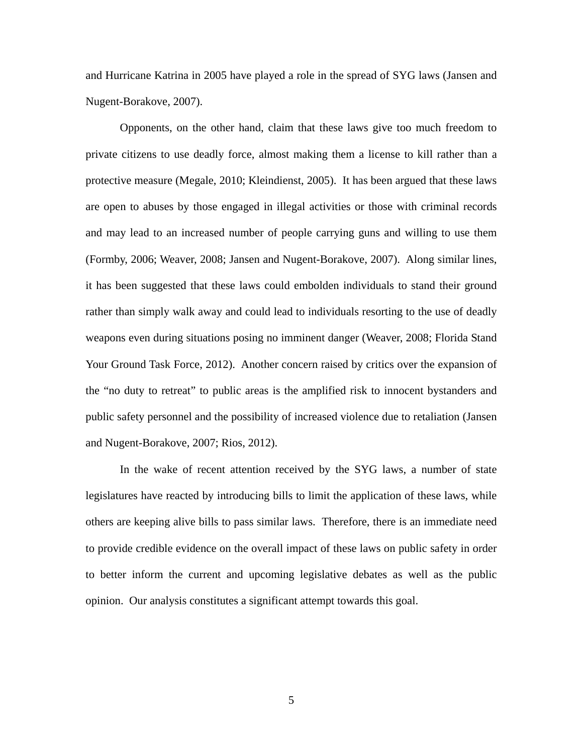and Hurricane Katrina in 2005 have played a role in the spread of SYG laws (Jansen and Nugent-Borakove, 2007).

Opponents, on the other hand, claim that these laws give too much freedom to private citizens to use deadly force, almost making them a license to kill rather than a protective measure (Megale, 2010; Kleindienst, 2005). It has been argued that these laws are open to abuses by those engaged in illegal activities or those with criminal records and may lead to an increased number of people carrying guns and willing to use them (Formby, 2006; Weaver, 2008; Jansen and Nugent-Borakove, 2007). Along similar lines, it has been suggested that these laws could embolden individuals to stand their ground rather than simply walk away and could lead to individuals resorting to the use of deadly weapons even during situations posing no imminent danger (Weaver, 2008; Florida Stand Your Ground Task Force, 2012). Another concern raised by critics over the expansion of the "no duty to retreat" to public areas is the amplified risk to innocent bystanders and public safety personnel and the possibility of increased violence due to retaliation (Jansen and Nugent-Borakove, 2007; Rios, 2012).

In the wake of recent attention received by the SYG laws, a number of state legislatures have reacted by introducing bills to limit the application of these laws, while others are keeping alive bills to pass similar laws. Therefore, there is an immediate need to provide credible evidence on the overall impact of these laws on public safety in order to better inform the current and upcoming legislative debates as well as the public opinion. Our analysis constitutes a significant attempt towards this goal.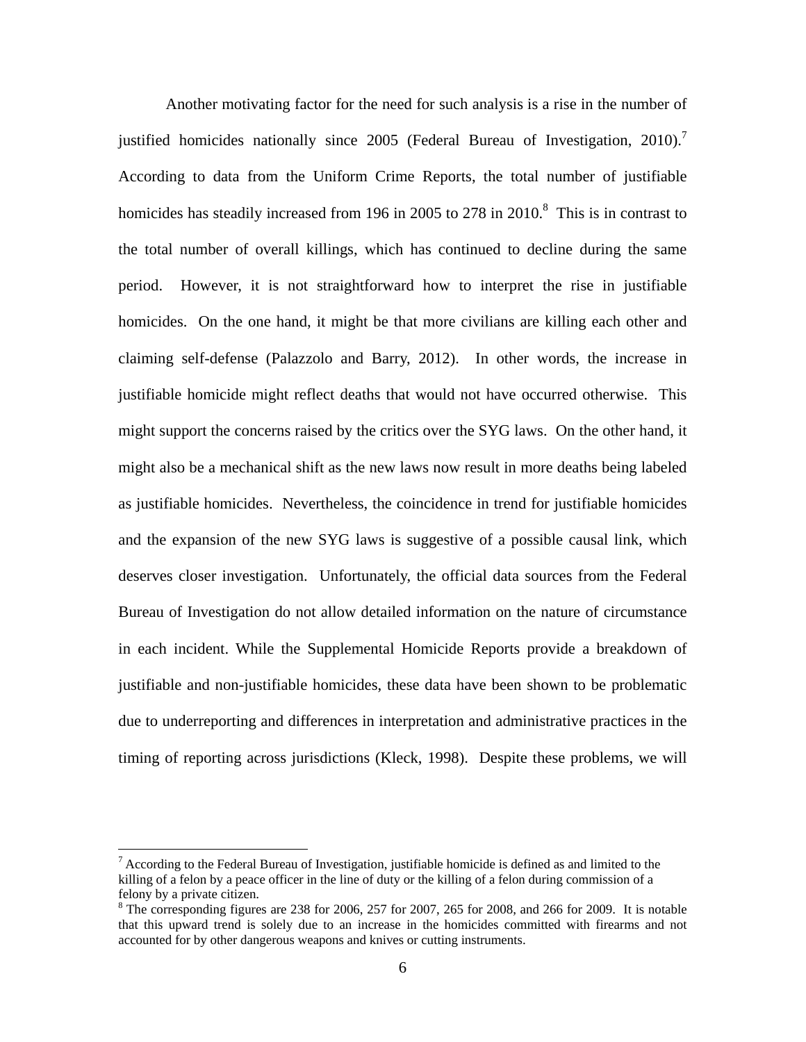Another motivating factor for the need for such analysis is a rise in the number of justified homicides nationally since 2005 (Federal Bureau of Investigation, 2010).[7] According to data from the Uniform Crime Reports, the total number of justifiable homicides has steadily increased from 196 in 2005 to 278 in 2010.[8] This is in contrast to the total number of overall killings, which has continued to decline during the same period. However, it is not straightforward how to interpret the rise in justifiable homicides. On the one hand, it might be that more civilians are killing each other and claiming self-defense (Palazzolo and Barry, 2012). In other words, the increase in justifiable homicide might reflect deaths that would not have occurred otherwise. This might support the concerns raised by the critics over the SYG laws. On the other hand, it might also be a mechanical shift as the new laws now result in more deaths being labeled as justifiable homicides. Nevertheless, the coincidence in trend for justifiable homicides and the expansion of the new SYG laws is suggestive of a possible causal link, which deserves closer investigation. Unfortunately, the official data sources from the Federal Bureau of Investigation do not allow detailed information on the nature of circumstance in each incident. While the Supplemental Homicide Reports provide a breakdown of justifiable and non-justifiable homicides, these data have been shown to be problematic due to underreporting and differences in interpretation and administrative practices in the timing of reporting across jurisdictions (Kleck, 1998). Despite these problems, we will

---

[7] According to the Federal Bureau of Investigation, justifiable homicide is defined as and limited to the killing of a felon by a peace officer in the line of duty or the killing of a felon during commission of a felony by a private citizen.

[8] The corresponding figures are 238 for 2006, 257 for 2007, 265 for 2008, and 266 for 2009. It is notable that this upward trend is solely due to an increase in the homicides committed with firearms and not accounted for by other dangerous weapons and knives or cutting instruments.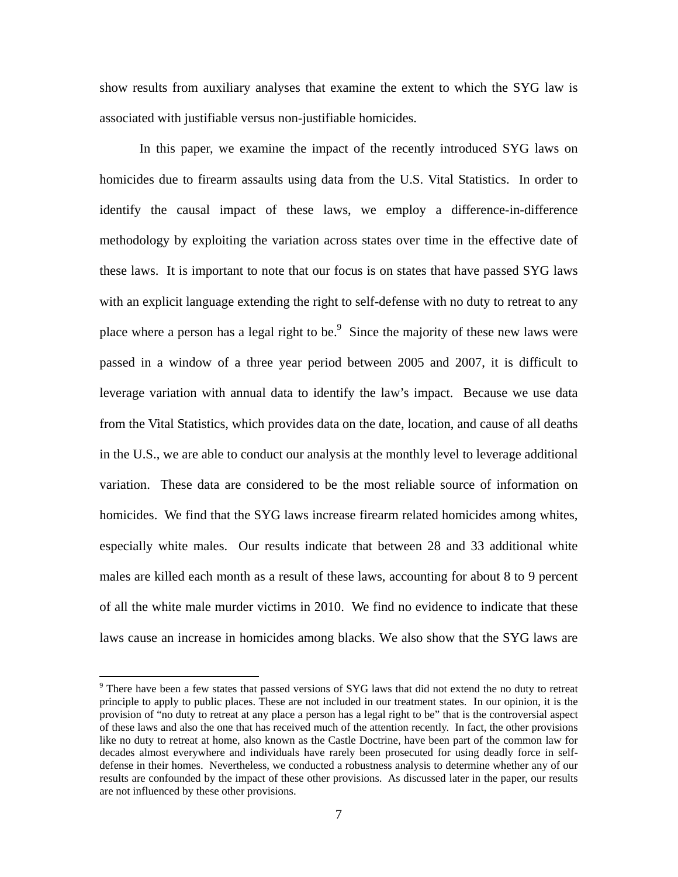show results from auxiliary analyses that examine the extent to which the SYG law is associated with justifiable versus non-justifiable homicides.

In this paper, we examine the impact of the recently introduced SYG laws on homicides due to firearm assaults using data from the U.S. Vital Statistics. In order to identify the causal impact of these laws, we employ a difference-in-difference methodology by exploiting the variation across states over time in the effective date of these laws. It is important to note that our focus is on states that have passed SYG laws with an explicit language extending the right to self-defense with no duty to retreat to any place where a person has a legal right to be.[9] Since the majority of these new laws were passed in a window of a three year period between 2005 and 2007, it is difficult to leverage variation with annual data to identify the law's impact. Because we use data from the Vital Statistics, which provides data on the date, location, and cause of all deaths in the U.S., we are able to conduct our analysis at the monthly level to leverage additional variation. These data are considered to be the most reliable source of information on homicides. We find that the SYG laws increase firearm related homicides among whites, especially white males. Our results indicate that between 28 and 33 additional white males are killed each month as a result of these laws, accounting for about 8 to 9 percent of all the white male murder victims in 2010. We find no evidence to indicate that these laws cause an increase in homicides among blacks. We also show that the SYG laws are

[9] There have been a few states that passed versions of SYG laws that did not extend the no duty to retreat principle to apply to public places. These are not included in our treatment states. In our opinion, it is the provision of "no duty to retreat at any place a person has a legal right to be" that is the controversial aspect of these laws and also the one that has received much of the attention recently. In fact, the other provisions like no duty to retreat at home, also known as the Castle Doctrine, have been part of the common law for decades almost everywhere and individuals have rarely been prosecuted for using deadly force in self-defense in their homes. Nevertheless, we conducted a robustness analysis to determine whether any of our results are confounded by the impact of these other provisions. As discussed later in the paper, our results are not influenced by these other provisions.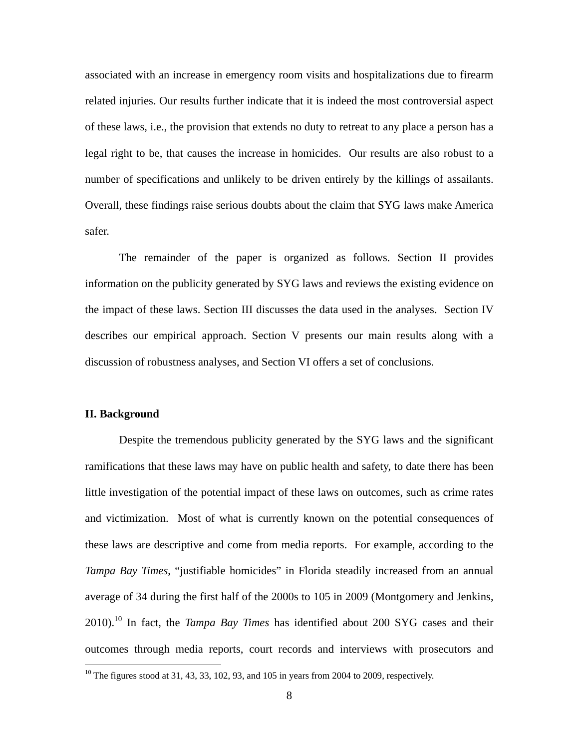associated with an increase in emergency room visits and hospitalizations due to firearm related injuries. Our results further indicate that it is indeed the most controversial aspect of these laws, i.e., the provision that extends no duty to retreat to any place a person has a legal right to be, that causes the increase in homicides. Our results are also robust to a number of specifications and unlikely to be driven entirely by the killings of assailants. Overall, these findings raise serious doubts about the claim that SYG laws make America safer.

The remainder of the paper is organized as follows. Section II provides information on the publicity generated by SYG laws and reviews the existing evidence on the impact of these laws. Section III discusses the data used in the analyses. Section IV describes our empirical approach. Section V presents our main results along with a discussion of robustness analyses, and Section VI offers a set of conclusions.

## II. Background

Despite the tremendous publicity generated by the SYG laws and the significant ramifications that these laws may have on public health and safety, to date there has been little investigation of the potential impact of these laws on outcomes, such as crime rates and victimization. Most of what is currently known on the potential consequences of these laws are descriptive and come from media reports. For example, according to the *Tampa Bay Times*, "justifiable homicides" in Florida steadily increased from an annual average of 34 during the first half of the 2000s to 105 in 2009 (Montgomery and Jenkins, 2010).[10] In fact, the *Tampa Bay Times* has identified about 200 SYG cases and their outcomes through media reports, court records and interviews with prosecutors and

[10] The figures stood at 31, 43, 33, 102, 93, and 105 in years from 2004 to 2009, respectively.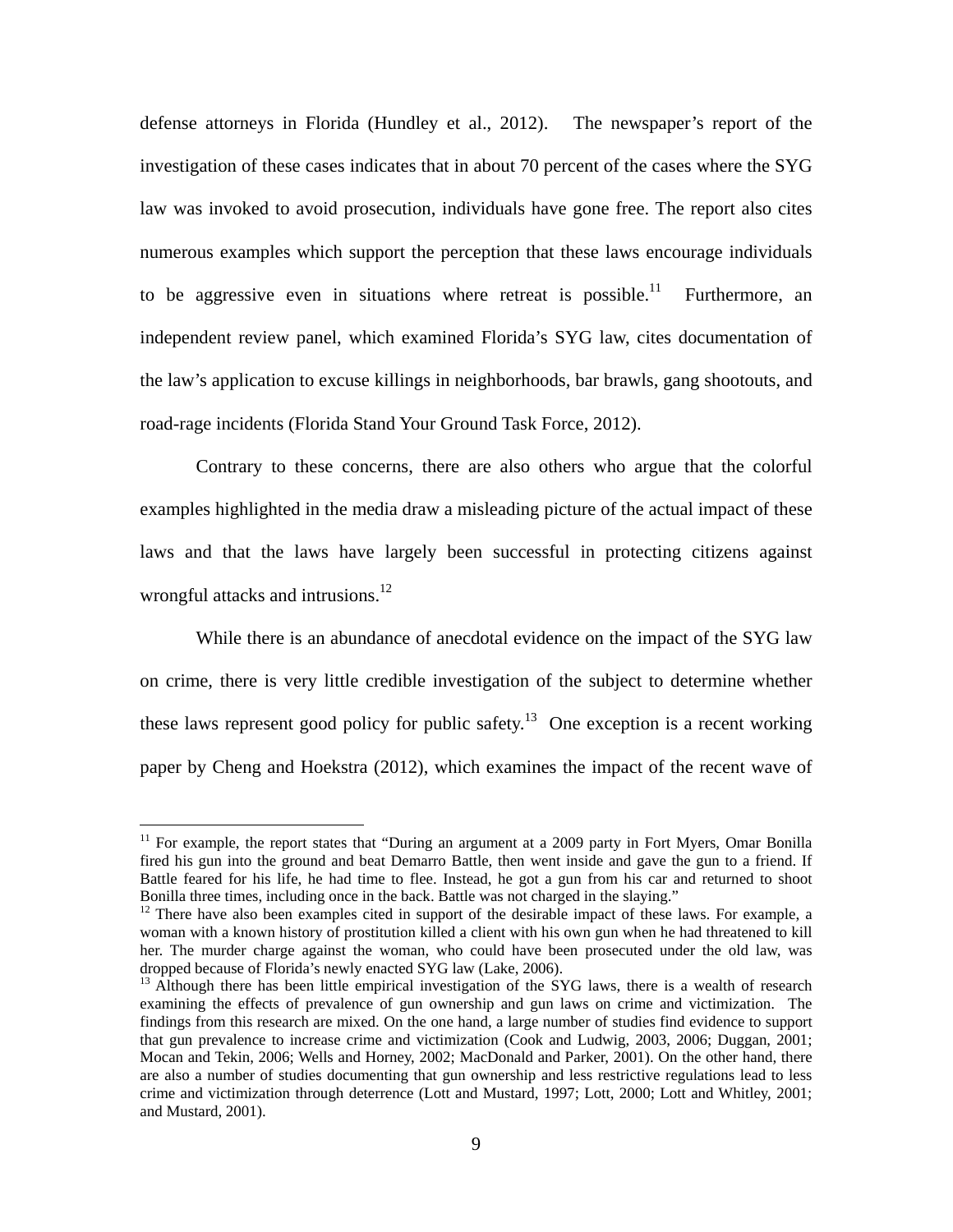defense attorneys in Florida (Hundley et al., 2012). The newspaper's report of the investigation of these cases indicates that in about 70 percent of the cases where the SYG law was invoked to avoid prosecution, individuals have gone free. The report also cites numerous examples which support the perception that these laws encourage individuals to be aggressive even in situations where retreat is possible.[11] Furthermore, an independent review panel, which examined Florida's SYG law, cites documentation of the law's application to excuse killings in neighborhoods, bar brawls, gang shootouts, and road-rage incidents (Florida Stand Your Ground Task Force, 2012).

Contrary to these concerns, there are also others who argue that the colorful examples highlighted in the media draw a misleading picture of the actual impact of these laws and that the laws have largely been successful in protecting citizens against wrongful attacks and intrusions.[12]

While there is an abundance of anecdotal evidence on the impact of the SYG law on crime, there is very little credible investigation of the subject to determine whether these laws represent good policy for public safety.[13] One exception is a recent working paper by Cheng and Hoekstra (2012), which examines the impact of the recent wave of

---

[11] For example, the report states that "During an argument at a 2009 party in Fort Myers, Omar Bonilla fired his gun into the ground and beat Demarro Battle, then went inside and gave the gun to a friend. If Battle feared for his life, he had time to flee. Instead, he got a gun from his car and returned to shoot Bonilla three times, including once in the back. Battle was not charged in the slaying."

[12] There have also been examples cited in support of the desirable impact of these laws. For example, a woman with a known history of prostitution killed a client with his own gun when he had threatened to kill her. The murder charge against the woman, who could have been prosecuted under the old law, was dropped because of Florida's newly enacted SYG law (Lake, 2006).

[13] Although there has been little empirical investigation of the SYG laws, there is a wealth of research examining the effects of prevalence of gun ownership and gun laws on crime and victimization. The findings from this research are mixed. On the one hand, a large number of studies find evidence to support that gun prevalence to increase crime and victimization (Cook and Ludwig, 2003, 2006; Duggan, 2001; Mocan and Tekin, 2006; Wells and Horney, 2002; MacDonald and Parker, 2001). On the other hand, there are also a number of studies documenting that gun ownership and less restrictive regulations lead to less crime and victimization through deterrence (Lott and Mustard, 1997; Lott, 2000; Lott and Whitley, 2001; and Mustard, 2001).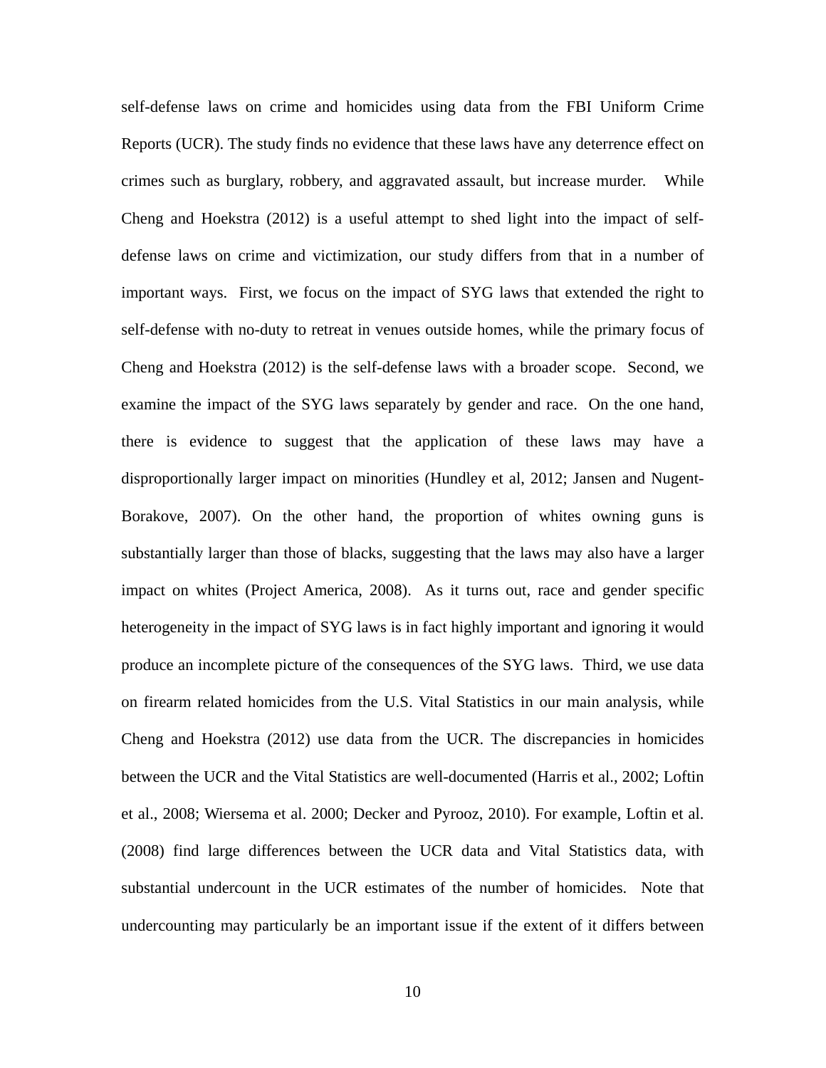self-defense laws on crime and homicides using data from the FBI Uniform Crime Reports (UCR). The study finds no evidence that these laws have any deterrence effect on crimes such as burglary, robbery, and aggravated assault, but increase murder. While Cheng and Hoekstra (2012) is a useful attempt to shed light into the impact of self-defense laws on crime and victimization, our study differs from that in a number of important ways. First, we focus on the impact of SYG laws that extended the right to self-defense with no-duty to retreat in venues outside homes, while the primary focus of Cheng and Hoekstra (2012) is the self-defense laws with a broader scope. Second, we examine the impact of the SYG laws separately by gender and race. On the one hand, there is evidence to suggest that the application of these laws may have a disproportionally larger impact on minorities (Hundley et al, 2012; Jansen and Nugent-Borakove, 2007). On the other hand, the proportion of whites owning guns is substantially larger than those of blacks, suggesting that the laws may also have a larger impact on whites (Project America, 2008). As it turns out, race and gender specific heterogeneity in the impact of SYG laws is in fact highly important and ignoring it would produce an incomplete picture of the consequences of the SYG laws. Third, we use data on firearm related homicides from the U.S. Vital Statistics in our main analysis, while Cheng and Hoekstra (2012) use data from the UCR. The discrepancies in homicides between the UCR and the Vital Statistics are well-documented (Harris et al., 2002; Loftin et al., 2008; Wiersema et al. 2000; Decker and Pyrooz, 2010). For example, Loftin et al. (2008) find large differences between the UCR data and Vital Statistics data, with substantial undercount in the UCR estimates of the number of homicides. Note that undercounting may particularly be an important issue if the extent of it differs between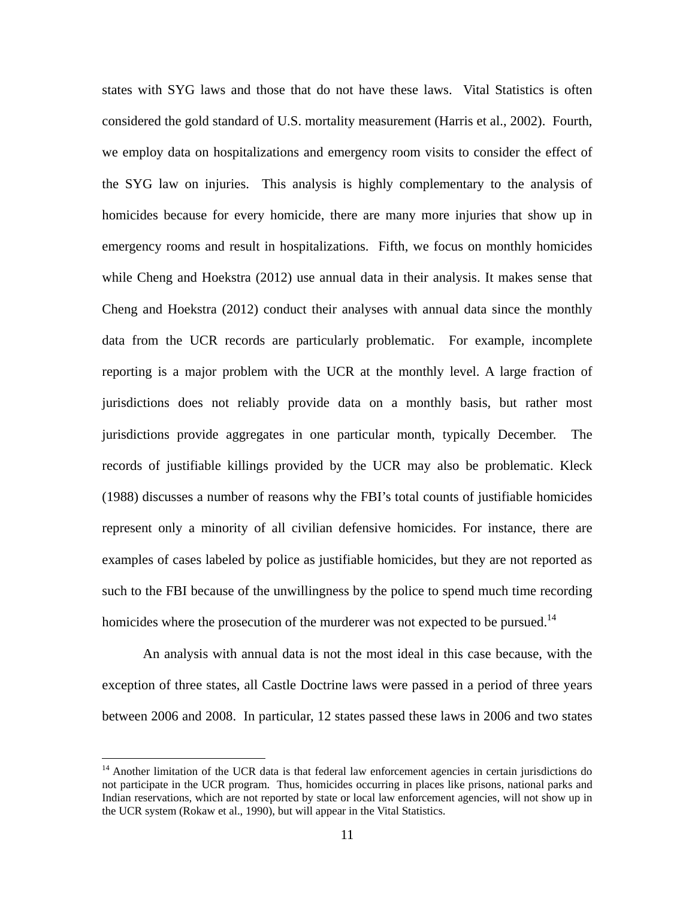states with SYG laws and those that do not have these laws. Vital Statistics is often considered the gold standard of U.S. mortality measurement (Harris et al., 2002). Fourth, we employ data on hospitalizations and emergency room visits to consider the effect of the SYG law on injuries. This analysis is highly complementary to the analysis of homicides because for every homicide, there are many more injuries that show up in emergency rooms and result in hospitalizations. Fifth, we focus on monthly homicides while Cheng and Hoekstra (2012) use annual data in their analysis. It makes sense that Cheng and Hoekstra (2012) conduct their analyses with annual data since the monthly data from the UCR records are particularly problematic. For example, incomplete reporting is a major problem with the UCR at the monthly level. A large fraction of jurisdictions does not reliably provide data on a monthly basis, but rather most jurisdictions provide aggregates in one particular month, typically December. The records of justifiable killings provided by the UCR may also be problematic. Kleck (1988) discusses a number of reasons why the FBI's total counts of justifiable homicides represent only a minority of all civilian defensive homicides. For instance, there are examples of cases labeled by police as justifiable homicides, but they are not reported as such to the FBI because of the unwillingness by the police to spend much time recording homicides where the prosecution of the murderer was not expected to be pursued.[14]

An analysis with annual data is not the most ideal in this case because, with the exception of three states, all Castle Doctrine laws were passed in a period of three years between 2006 and 2008. In particular, 12 states passed these laws in 2006 and two states

[14] Another limitation of the UCR data is that federal law enforcement agencies in certain jurisdictions do not participate in the UCR program. Thus, homicides occurring in places like prisons, national parks and Indian reservations, which are not reported by state or local law enforcement agencies, will not show up in the UCR system (Rokaw et al., 1990), but will appear in the Vital Statistics.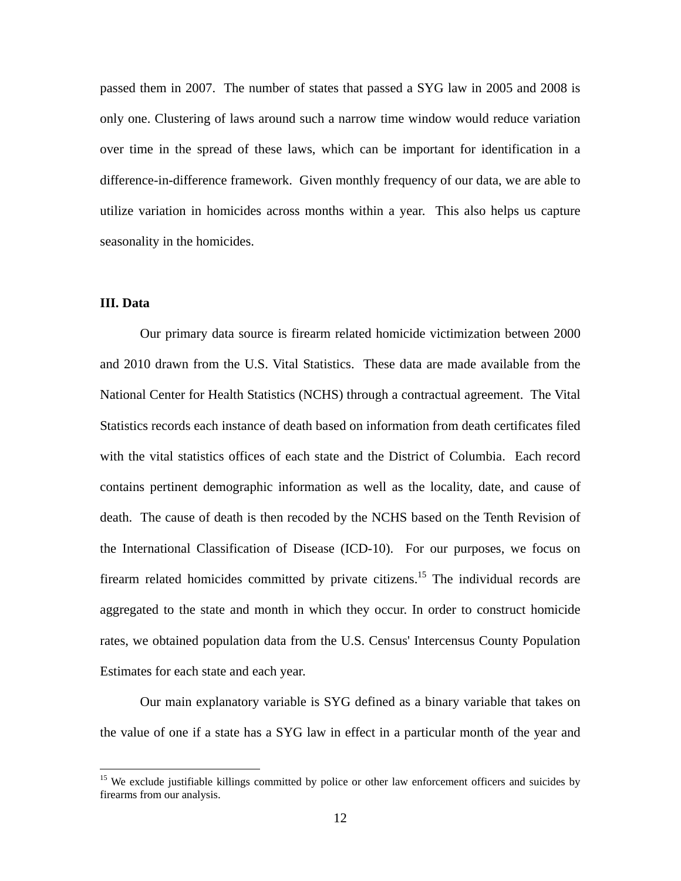passed them in 2007. The number of states that passed a SYG law in 2005 and 2008 is only one. Clustering of laws around such a narrow time window would reduce variation over time in the spread of these laws, which can be important for identification in a difference-in-difference framework. Given monthly frequency of our data, we are able to utilize variation in homicides across months within a year. This also helps us capture seasonality in the homicides.

## III. Data

Our primary data source is firearm related homicide victimization between 2000 and 2010 drawn from the U.S. Vital Statistics. These data are made available from the National Center for Health Statistics (NCHS) through a contractual agreement. The Vital Statistics records each instance of death based on information from death certificates filed with the vital statistics offices of each state and the District of Columbia. Each record contains pertinent demographic information as well as the locality, date, and cause of death. The cause of death is then recoded by the NCHS based on the Tenth Revision of the International Classification of Disease (ICD-10). For our purposes, we focus on firearm related homicides committed by private citizens.[15] The individual records are aggregated to the state and month in which they occur. In order to construct homicide rates, we obtained population data from the U.S. Census' Intercensus County Population Estimates for each state and each year.

Our main explanatory variable is SYG defined as a binary variable that takes on the value of one if a state has a SYG law in effect in a particular month of the year and

[15] We exclude justifiable killings committed by police or other law enforcement officers and suicides by firearms from our analysis.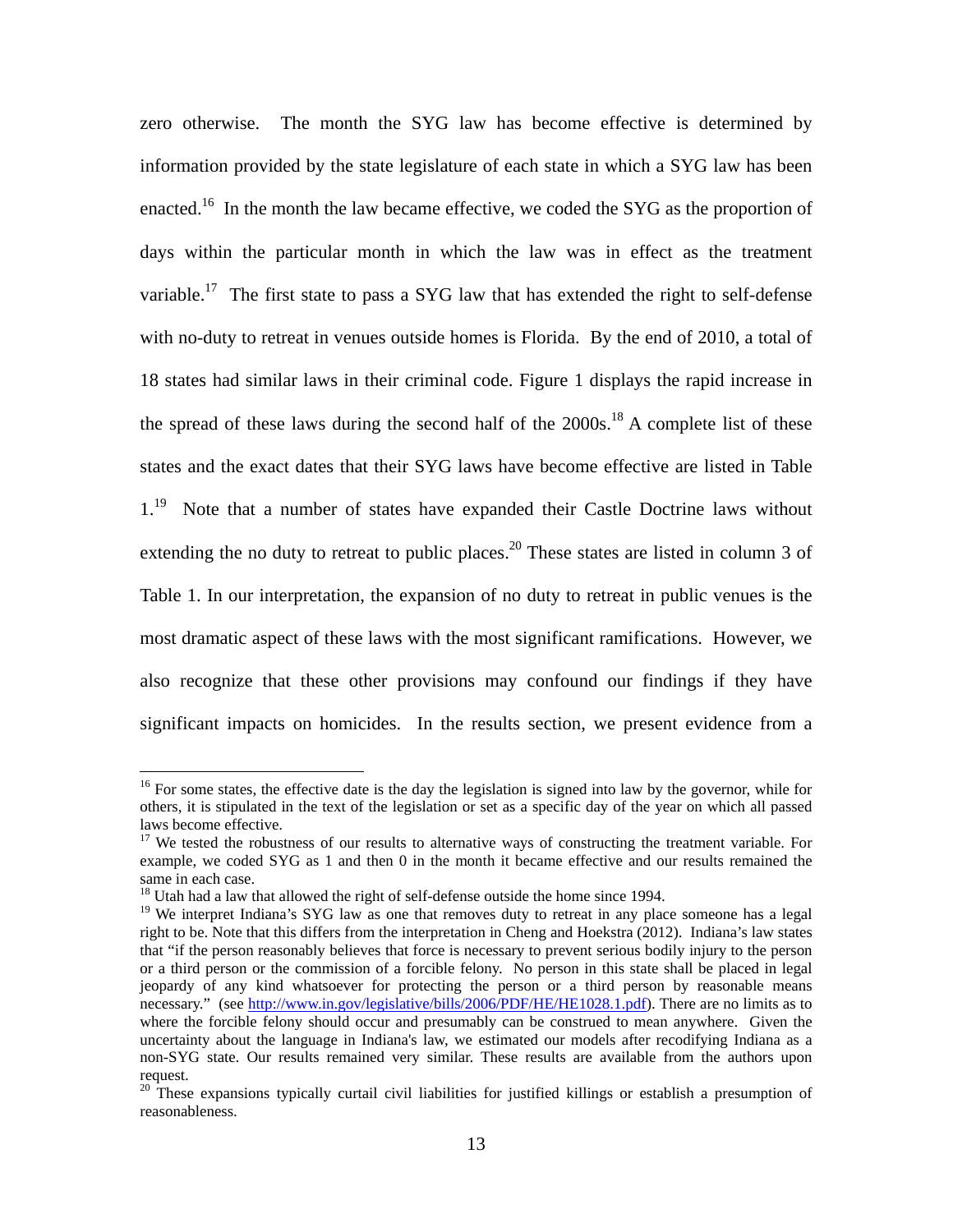zero otherwise. The month the SYG law has become effective is determined by information provided by the state legislature of each state in which a SYG law has been enacted.[16] In the month the law became effective, we coded the SYG as the proportion of days within the particular month in which the law was in effect as the treatment variable.[17] The first state to pass a SYG law that has extended the right to self-defense with no-duty to retreat in venues outside homes is Florida. By the end of 2010, a total of 18 states had similar laws in their criminal code. Figure 1 displays the rapid increase in the spread of these laws during the second half of the 2000s.[18] A complete list of these states and the exact dates that their SYG laws have become effective are listed in Table 1.[19] Note that a number of states have expanded their Castle Doctrine laws without extending the no duty to retreat to public places.[20] These states are listed in column 3 of Table 1. In our interpretation, the expansion of no duty to retreat in public venues is the most dramatic aspect of these laws with the most significant ramifications. However, we also recognize that these other provisions may confound our findings if they have significant impacts on homicides. In the results section, we present evidence from a

---

[16] For some states, the effective date is the day the legislation is signed into law by the governor, while for others, it is stipulated in the text of the legislation or set as a specific day of the year on which all passed laws become effective.

[17] We tested the robustness of our results to alternative ways of constructing the treatment variable. For example, we coded SYG as 1 and then 0 in the month it became effective and our results remained the same in each case.

[18] Utah had a law that allowed the right of self-defense outside the home since 1994.

[19] We interpret Indiana's SYG law as one that removes duty to retreat in any place someone has a legal right to be. Note that this differs from the interpretation in Cheng and Hoekstra (2012). Indiana's law states that "if the person reasonably believes that force is necessary to prevent serious bodily injury to the person or a third person or the commission of a forcible felony. No person in this state shall be placed in legal jeopardy of any kind whatsoever for protecting the person or a third person by reasonable means necessary." (see http://www.in.gov/legislative/bills/2006/PDF/HE/HE1028.1.pdf). There are no limits as to where the forcible felony should occur and presumably can be construed to mean anywhere. Given the uncertainty about the language in Indiana's law, we estimated our models after recodifying Indiana as a non-SYG state. Our results remained very similar. These results are available from the authors upon request.

[20] These expansions typically curtail civil liabilities for justified killings or establish a presumption of reasonableness.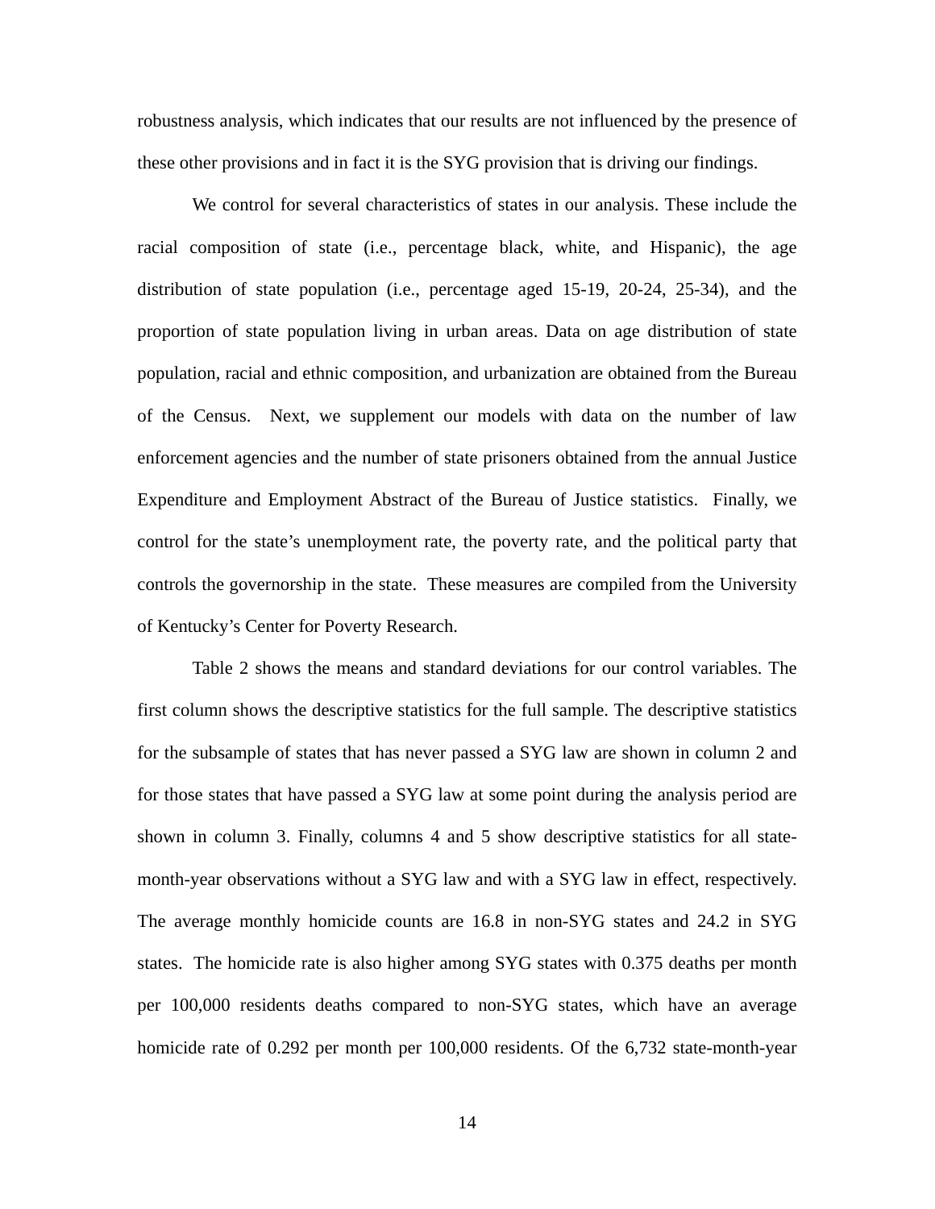robustness analysis, which indicates that our results are not influenced by the presence of these other provisions and in fact it is the SYG provision that is driving our findings.

We control for several characteristics of states in our analysis. These include the racial composition of state (i.e., percentage black, white, and Hispanic), the age distribution of state population (i.e., percentage aged 15-19, 20-24, 25-34), and the proportion of state population living in urban areas. Data on age distribution of state population, racial and ethnic composition, and urbanization are obtained from the Bureau of the Census. Next, we supplement our models with data on the number of law enforcement agencies and the number of state prisoners obtained from the annual Justice Expenditure and Employment Abstract of the Bureau of Justice statistics. Finally, we control for the state's unemployment rate, the poverty rate, and the political party that controls the governorship in the state. These measures are compiled from the University of Kentucky's Center for Poverty Research.

Table 2 shows the means and standard deviations for our control variables. The first column shows the descriptive statistics for the full sample. The descriptive statistics for the subsample of states that has never passed a SYG law are shown in column 2 and for those states that have passed a SYG law at some point during the analysis period are shown in column 3. Finally, columns 4 and 5 show descriptive statistics for all state-month-year observations without a SYG law and with a SYG law in effect, respectively. The average monthly homicide counts are 16.8 in non-SYG states and 24.2 in SYG states. The homicide rate is also higher among SYG states with 0.375 deaths per month per 100,000 residents deaths compared to non-SYG states, which have an average homicide rate of 0.292 per month per 100,000 residents. Of the 6,732 state-month-year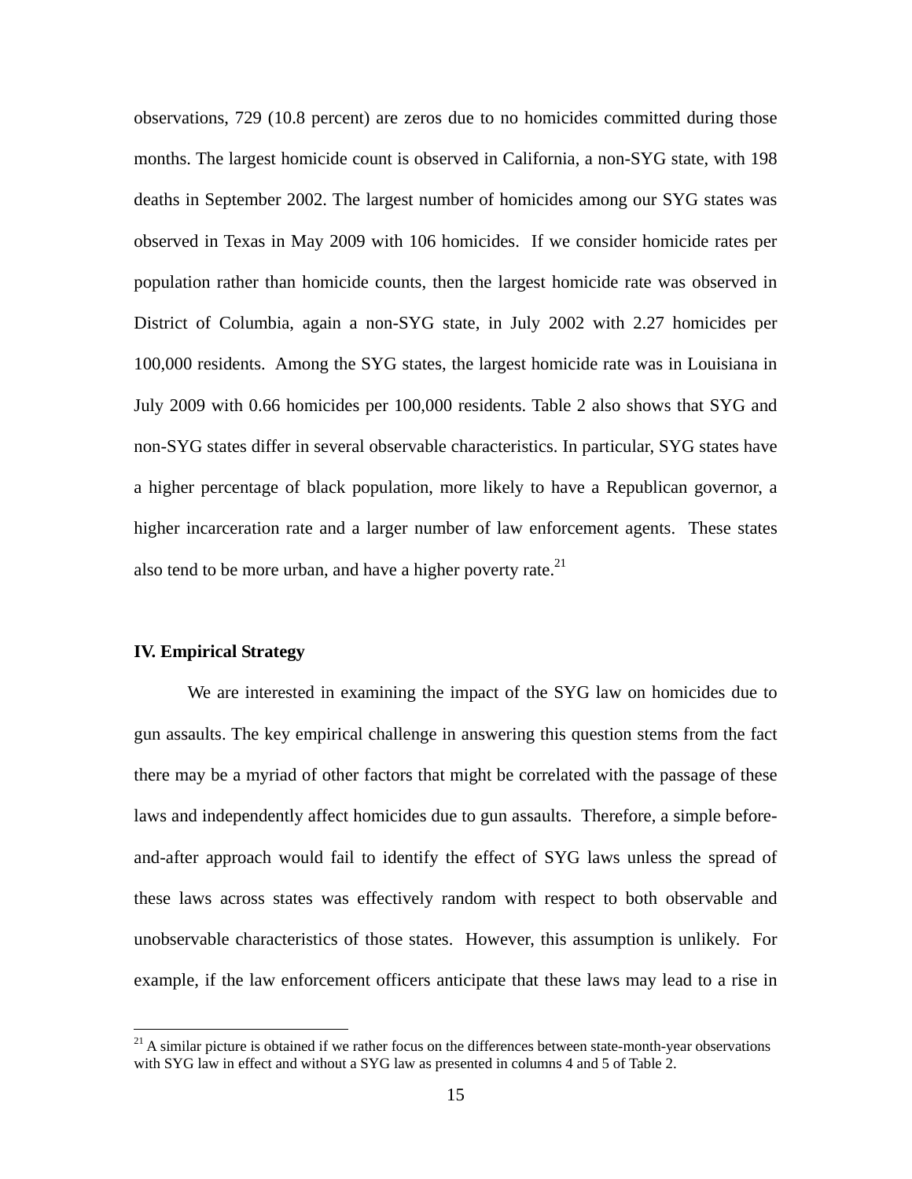observations, 729 (10.8 percent) are zeros due to no homicides committed during those months. The largest homicide count is observed in California, a non-SYG state, with 198 deaths in September 2002. The largest number of homicides among our SYG states was observed in Texas in May 2009 with 106 homicides. If we consider homicide rates per population rather than homicide counts, then the largest homicide rate was observed in District of Columbia, again a non-SYG state, in July 2002 with 2.27 homicides per 100,000 residents. Among the SYG states, the largest homicide rate was in Louisiana in July 2009 with 0.66 homicides per 100,000 residents. Table 2 also shows that SYG and non-SYG states differ in several observable characteristics. In particular, SYG states have a higher percentage of black population, more likely to have a Republican governor, a higher incarceration rate and a larger number of law enforcement agents. These states also tend to be more urban, and have a higher poverty rate.[21]

## IV. Empirical Strategy

We are interested in examining the impact of the SYG law on homicides due to gun assaults. The key empirical challenge in answering this question stems from the fact there may be a myriad of other factors that might be correlated with the passage of these laws and independently affect homicides due to gun assaults. Therefore, a simple before-and-after approach would fail to identify the effect of SYG laws unless the spread of these laws across states was effectively random with respect to both observable and unobservable characteristics of those states. However, this assumption is unlikely. For example, if the law enforcement officers anticipate that these laws may lead to a rise in

[21] A similar picture is obtained if we rather focus on the differences between state-month-year observations with SYG law in effect and without a SYG law as presented in columns 4 and 5 of Table 2.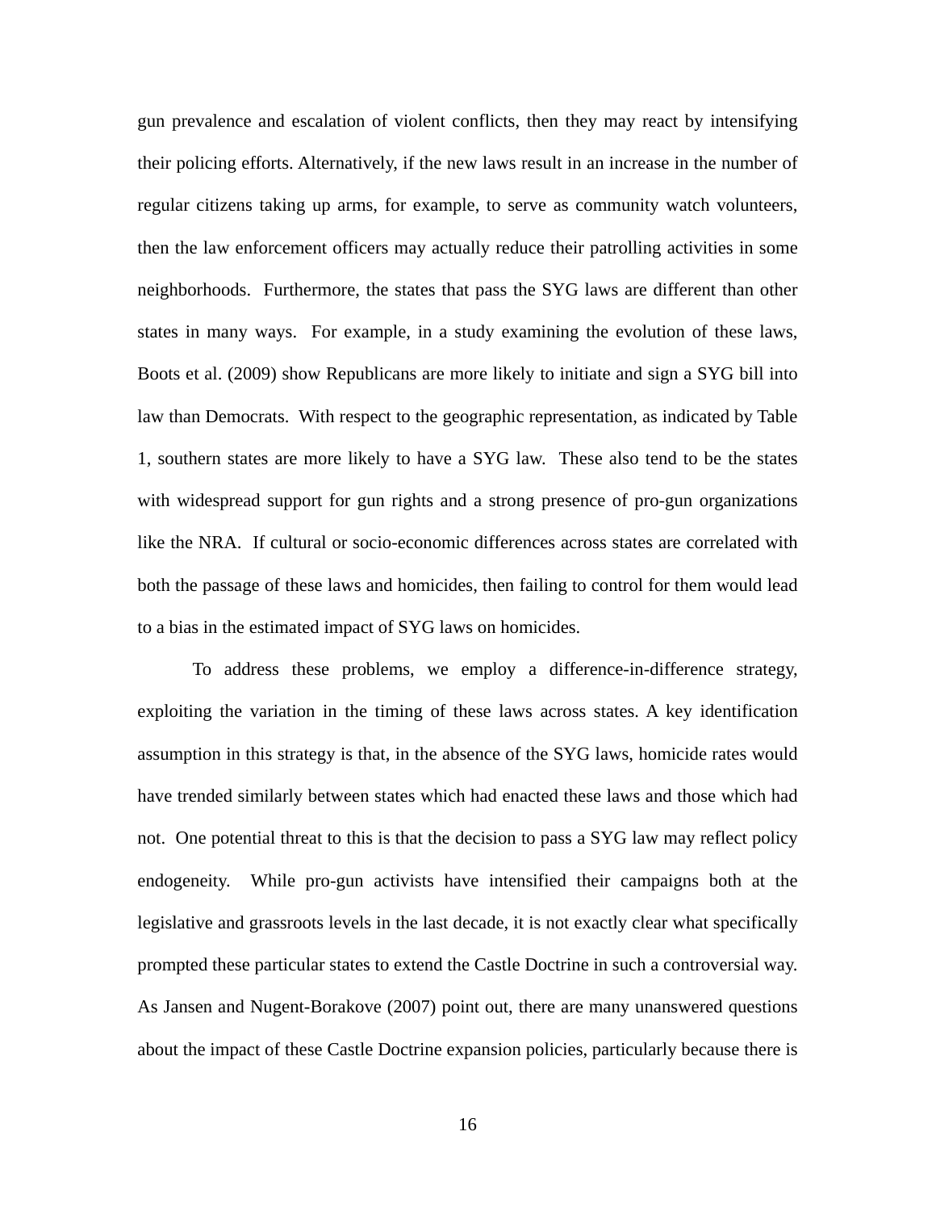gun prevalence and escalation of violent conflicts, then they may react by intensifying their policing efforts. Alternatively, if the new laws result in an increase in the number of regular citizens taking up arms, for example, to serve as community watch volunteers, then the law enforcement officers may actually reduce their patrolling activities in some neighborhoods. Furthermore, the states that pass the SYG laws are different than other states in many ways. For example, in a study examining the evolution of these laws, Boots et al. (2009) show Republicans are more likely to initiate and sign a SYG bill into law than Democrats. With respect to the geographic representation, as indicated by Table 1, southern states are more likely to have a SYG law. These also tend to be the states with widespread support for gun rights and a strong presence of pro-gun organizations like the NRA. If cultural or socio-economic differences across states are correlated with both the passage of these laws and homicides, then failing to control for them would lead to a bias in the estimated impact of SYG laws on homicides.

To address these problems, we employ a difference-in-difference strategy, exploiting the variation in the timing of these laws across states. A key identification assumption in this strategy is that, in the absence of the SYG laws, homicide rates would have trended similarly between states which had enacted these laws and those which had not. One potential threat to this is that the decision to pass a SYG law may reflect policy endogeneity. While pro-gun activists have intensified their campaigns both at the legislative and grassroots levels in the last decade, it is not exactly clear what specifically prompted these particular states to extend the Castle Doctrine in such a controversial way. As Jansen and Nugent-Borakove (2007) point out, there are many unanswered questions about the impact of these Castle Doctrine expansion policies, particularly because there is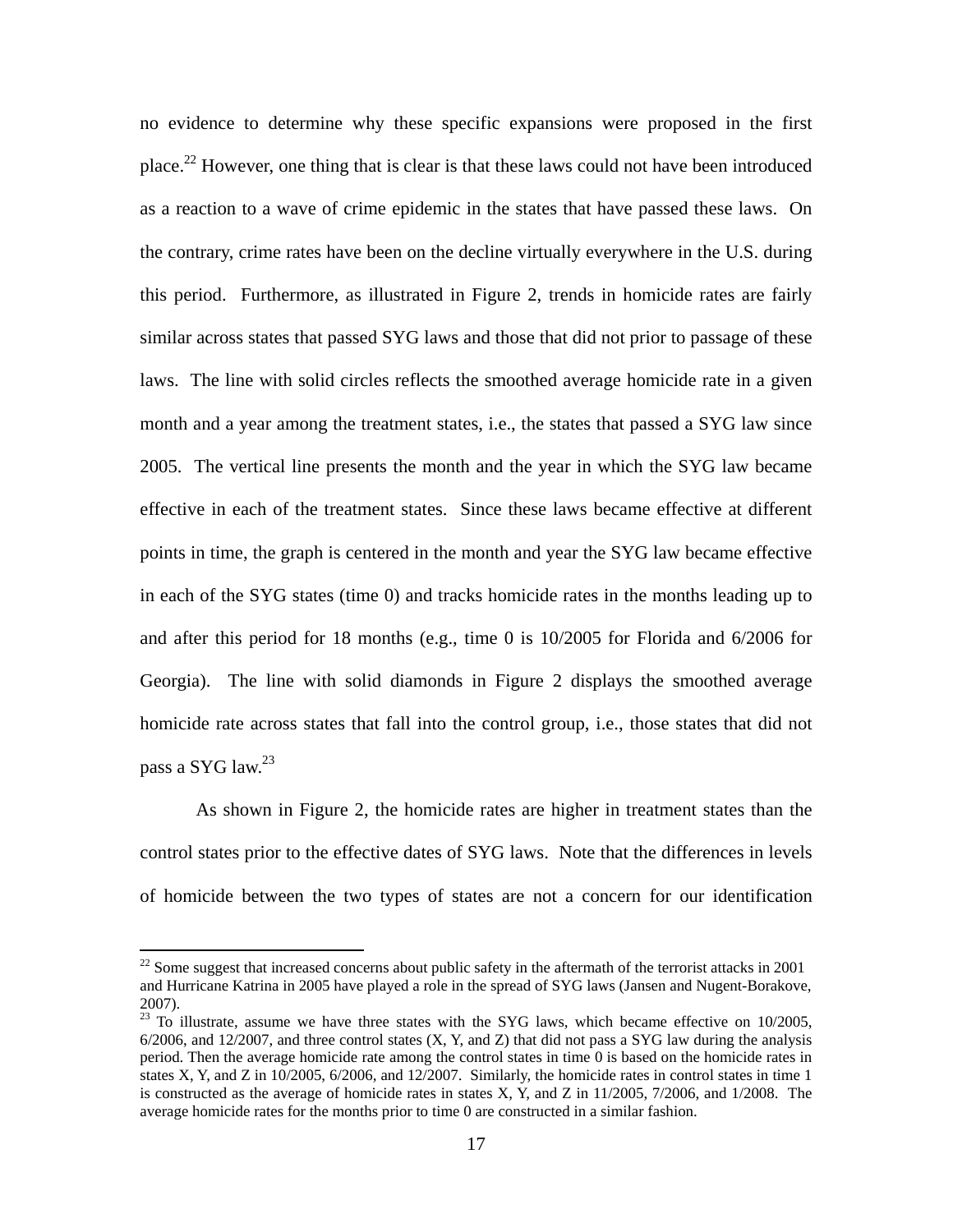no evidence to determine why these specific expansions were proposed in the first place.[22] However, one thing that is clear is that these laws could not have been introduced as a reaction to a wave of crime epidemic in the states that have passed these laws. On the contrary, crime rates have been on the decline virtually everywhere in the U.S. during this period. Furthermore, as illustrated in Figure 2, trends in homicide rates are fairly similar across states that passed SYG laws and those that did not prior to passage of these laws. The line with solid circles reflects the smoothed average homicide rate in a given month and a year among the treatment states, i.e., the states that passed a SYG law since 2005. The vertical line presents the month and the year in which the SYG law became effective in each of the treatment states. Since these laws became effective at different points in time, the graph is centered in the month and year the SYG law became effective in each of the SYG states (time 0) and tracks homicide rates in the months leading up to and after this period for 18 months (e.g., time 0 is 10/2005 for Florida and 6/2006 for Georgia). The line with solid diamonds in Figure 2 displays the smoothed average homicide rate across states that fall into the control group, i.e., those states that did not pass a SYG law.[23]

As shown in Figure 2, the homicide rates are higher in treatment states than the control states prior to the effective dates of SYG laws. Note that the differences in levels of homicide between the two types of states are not a concern for our identification

---

[22] Some suggest that increased concerns about public safety in the aftermath of the terrorist attacks in 2001 and Hurricane Katrina in 2005 have played a role in the spread of SYG laws (Jansen and Nugent-Borakove, 2007).

[23] To illustrate, assume we have three states with the SYG laws, which became effective on 10/2005, 6/2006, and 12/2007, and three control states (X, Y, and Z) that did not pass a SYG law during the analysis period. Then the average homicide rate among the control states in time 0 is based on the homicide rates in states X, Y, and Z in 10/2005, 6/2006, and 12/2007. Similarly, the homicide rates in control states in time 1 is constructed as the average of homicide rates in states X, Y, and Z in 11/2005, 7/2006, and 1/2008. The average homicide rates for the months prior to time 0 are constructed in a similar fashion.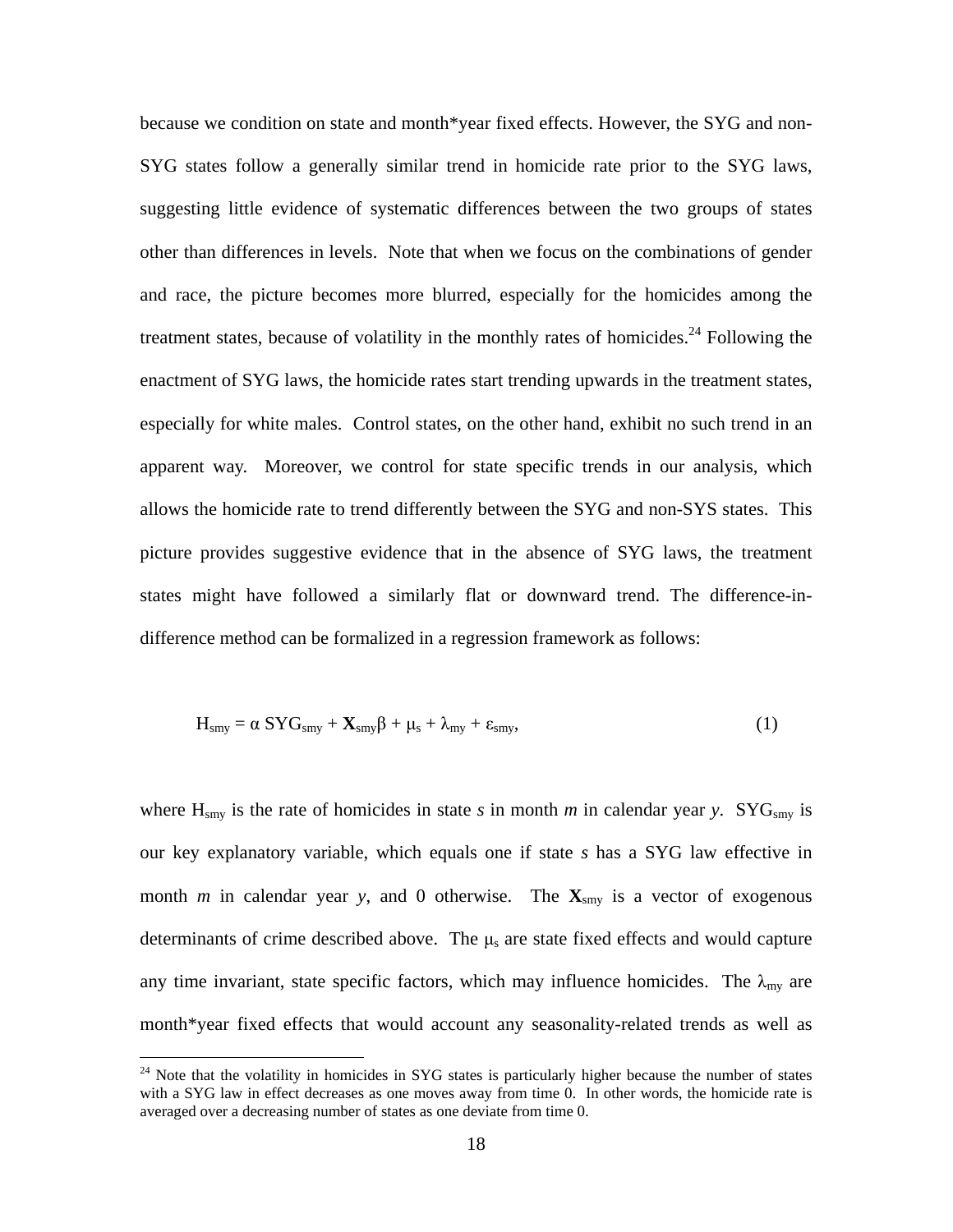because we condition on state and month*year fixed effects. However, the SYG and non-SYG states follow a generally similar trend in homicide rate prior to the SYG laws, suggesting little evidence of systematic differences between the two groups of states other than differences in levels. Note that when we focus on the combinations of gender and race, the picture becomes more blurred, especially for the homicides among the treatment states, because of volatility in the monthly rates of homicides.[24] Following the enactment of SYG laws, the homicide rates start trending upwards in the treatment states, especially for white males. Control states, on the other hand, exhibit no such trend in an apparent way. Moreover, we control for state specific trends in our analysis, which allows the homicide rate to trend differently between the SYG and non-SYS states. This picture provides suggestive evidence that in the absence of SYG laws, the treatment states might have followed a similarly flat or downward trend. The difference-in-difference method can be formalized in a regression framework as follows:

$$H_{smy} = \alpha \, SYG_{smy} + \mathbf{X}_{smy}\beta + \mu_s + \lambda_{my} + \varepsilon_{smy}, \tag{1}$$

where $H_{smy}$ is the rate of homicides in state *s* in month *m* in calendar year *y*. $SYG_{smy}$ is our key explanatory variable, which equals one if state *s* has a SYG law effective in month *m* in calendar year *y*, and 0 otherwise. The $\mathbf{X}_{smy}$ is a vector of exogenous determinants of crime described above. The $\mu_s$ are state fixed effects and would capture any time invariant, state specific factors, which may influence homicides. The $\lambda_{my}$ are month*year fixed effects that would account any seasonality-related trends as well as

[24] Note that the volatility in homicides in SYG states is particularly higher because the number of states with a SYG law in effect decreases as one moves away from time 0. In other words, the homicide rate is averaged over a decreasing number of states as one deviate from time 0.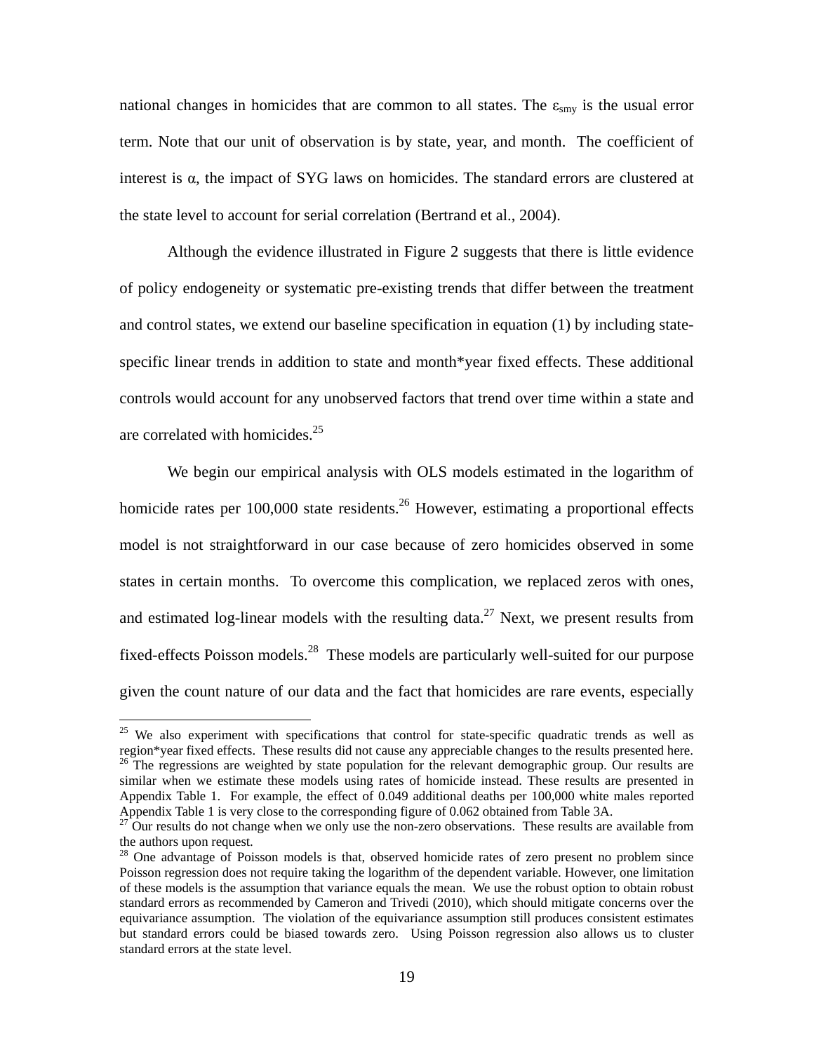national changes in homicides that are common to all states. The $\varepsilon_{smy}$ is the usual error term. Note that our unit of observation is by state, year, and month. The coefficient of interest is $\alpha$, the impact of SYG laws on homicides. The standard errors are clustered at the state level to account for serial correlation (Bertrand et al., 2004).

Although the evidence illustrated in Figure 2 suggests that there is little evidence of policy endogeneity or systematic pre-existing trends that differ between the treatment and control states, we extend our baseline specification in equation (1) by including state-specific linear trends in addition to state and month*year fixed effects. These additional controls would account for any unobserved factors that trend over time within a state and are correlated with homicides.[25]

We begin our empirical analysis with OLS models estimated in the logarithm of homicide rates per 100,000 state residents.[26] However, estimating a proportional effects model is not straightforward in our case because of zero homicides observed in some states in certain months. To overcome this complication, we replaced zeros with ones, and estimated log-linear models with the resulting data.[27] Next, we present results from fixed-effects Poisson models.[28] These models are particularly well-suited for our purpose given the count nature of our data and the fact that homicides are rare events, especially

---

[25] We also experiment with specifications that control for state-specific quadratic trends as well as region*year fixed effects. These results did not cause any appreciable changes to the results presented here.

[26] The regressions are weighted by state population for the relevant demographic group. Our results are similar when we estimate these models using rates of homicide instead. These results are presented in Appendix Table 1. For example, the effect of 0.049 additional deaths per 100,000 white males reported Appendix Table 1 is very close to the corresponding figure of 0.062 obtained from Table 3A.

[27] Our results do not change when we only use the non-zero observations. These results are available from the authors upon request.

[28] One advantage of Poisson models is that, observed homicide rates of zero present no problem since Poisson regression does not require taking the logarithm of the dependent variable. However, one limitation of these models is the assumption that variance equals the mean. We use the robust option to obtain robust standard errors as recommended by Cameron and Trivedi (2010), which should mitigate concerns over the equivariance assumption. The violation of the equivariance assumption still produces consistent estimates but standard errors could be biased towards zero. Using Poisson regression also allows us to cluster standard errors at the state level.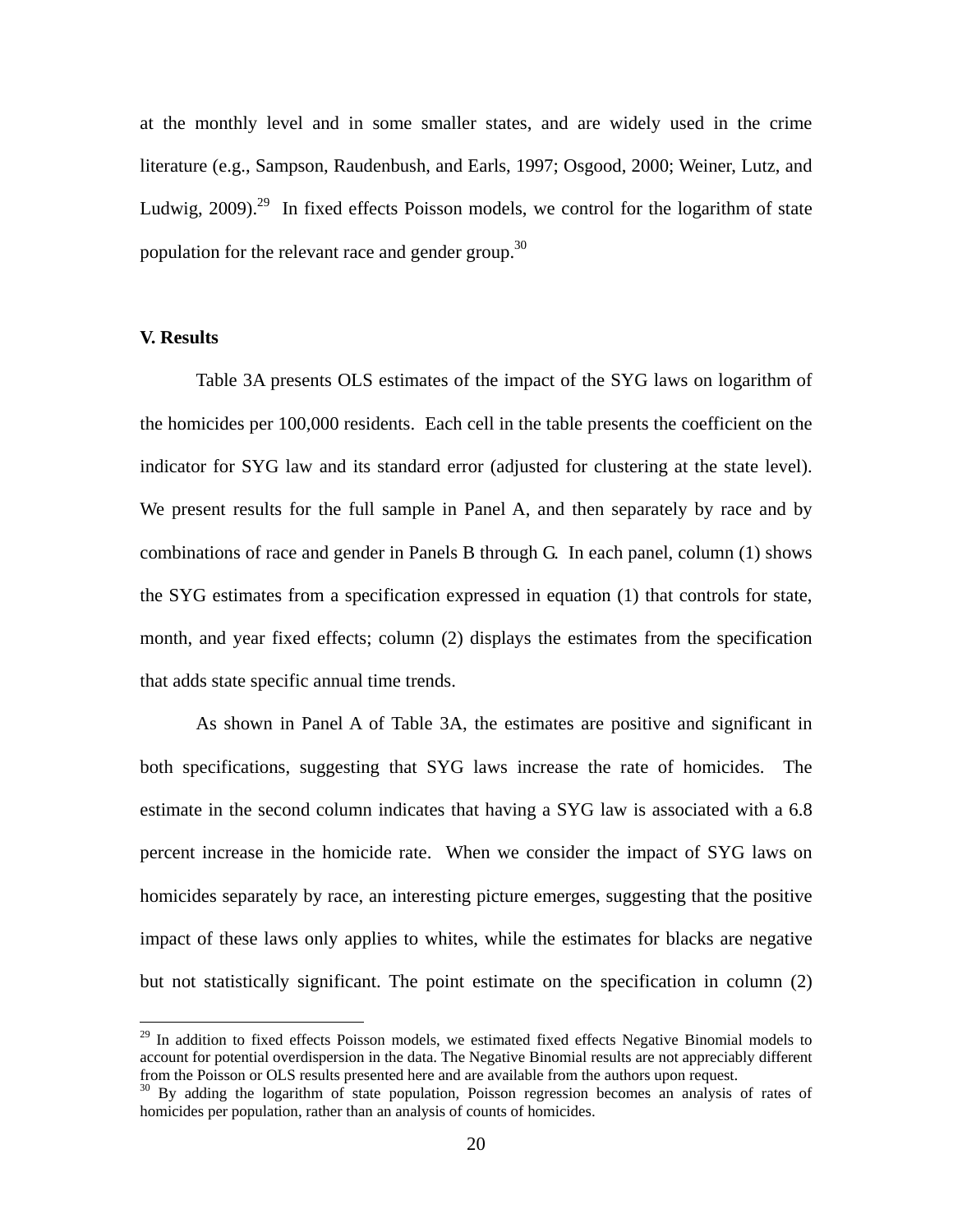at the monthly level and in some smaller states, and are widely used in the crime literature (e.g., Sampson, Raudenbush, and Earls, 1997; Osgood, 2000; Weiner, Lutz, and Ludwig, 2009).[29] In fixed effects Poisson models, we control for the logarithm of state population for the relevant race and gender group.[30]

### V. Results

Table 3A presents OLS estimates of the impact of the SYG laws on logarithm of the homicides per 100,000 residents. Each cell in the table presents the coefficient on the indicator for SYG law and its standard error (adjusted for clustering at the state level). We present results for the full sample in Panel A, and then separately by race and by combinations of race and gender in Panels B through G. In each panel, column (1) shows the SYG estimates from a specification expressed in equation (1) that controls for state, month, and year fixed effects; column (2) displays the estimates from the specification that adds state specific annual time trends.

As shown in Panel A of Table 3A, the estimates are positive and significant in both specifications, suggesting that SYG laws increase the rate of homicides. The estimate in the second column indicates that having a SYG law is associated with a 6.8 percent increase in the homicide rate. When we consider the impact of SYG laws on homicides separately by race, an interesting picture emerges, suggesting that the positive impact of these laws only applies to whites, while the estimates for blacks are negative but not statistically significant. The point estimate on the specification in column (2)

[29] In addition to fixed effects Poisson models, we estimated fixed effects Negative Binomial models to account for potential overdispersion in the data. The Negative Binomial results are not appreciably different from the Poisson or OLS results presented here and are available from the authors upon request.

[30] By adding the logarithm of state population, Poisson regression becomes an analysis of rates of homicides per population, rather than an analysis of counts of homicides.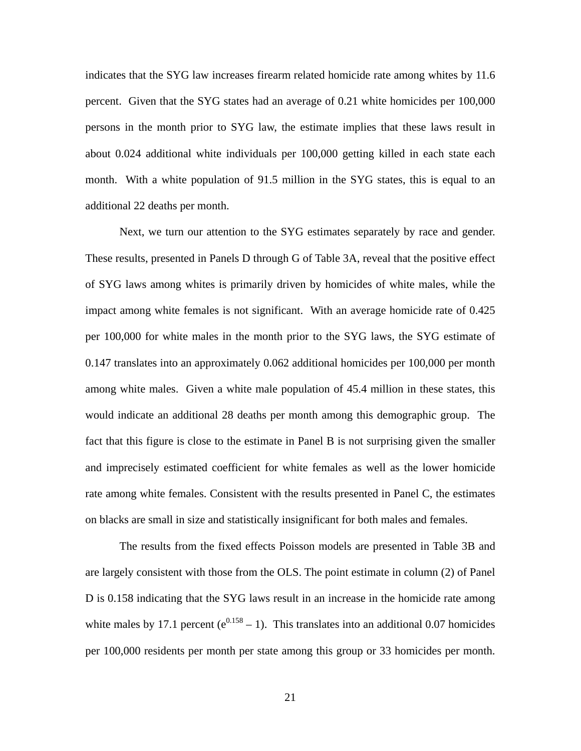indicates that the SYG law increases firearm related homicide rate among whites by 11.6 percent. Given that the SYG states had an average of 0.21 white homicides per 100,000 persons in the month prior to SYG law, the estimate implies that these laws result in about 0.024 additional white individuals per 100,000 getting killed in each state each month. With a white population of 91.5 million in the SYG states, this is equal to an additional 22 deaths per month.

Next, we turn our attention to the SYG estimates separately by race and gender. These results, presented in Panels D through G of Table 3A, reveal that the positive effect of SYG laws among whites is primarily driven by homicides of white males, while the impact among white females is not significant. With an average homicide rate of 0.425 per 100,000 for white males in the month prior to the SYG laws, the SYG estimate of 0.147 translates into an approximately 0.062 additional homicides per 100,000 per month among white males. Given a white male population of 45.4 million in these states, this would indicate an additional 28 deaths per month among this demographic group. The fact that this figure is close to the estimate in Panel B is not surprising given the smaller and imprecisely estimated coefficient for white females as well as the lower homicide rate among white females. Consistent with the results presented in Panel C, the estimates on blacks are small in size and statistically insignificant for both males and females.

The results from the fixed effects Poisson models are presented in Table 3B and are largely consistent with those from the OLS. The point estimate in column (2) of Panel D is 0.158 indicating that the SYG laws result in an increase in the homicide rate among white males by 17.1 percent ($e^{0.158} - 1$). This translates into an additional 0.07 homicides per 100,000 residents per month per state among this group or 33 homicides per month.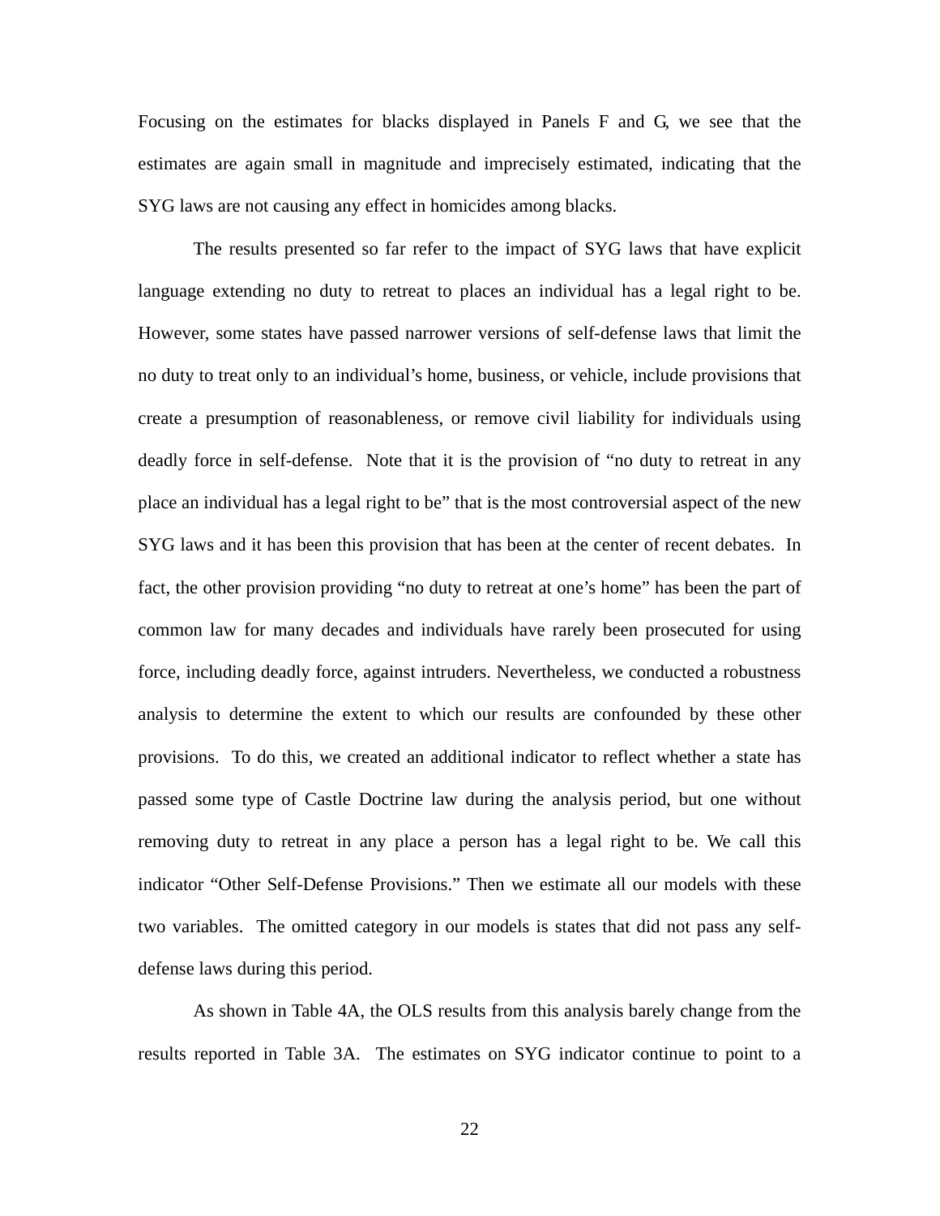Focusing on the estimates for blacks displayed in Panels F and G, we see that the estimates are again small in magnitude and imprecisely estimated, indicating that the SYG laws are not causing any effect in homicides among blacks.

The results presented so far refer to the impact of SYG laws that have explicit language extending no duty to retreat to places an individual has a legal right to be. However, some states have passed narrower versions of self-defense laws that limit the no duty to treat only to an individual's home, business, or vehicle, include provisions that create a presumption of reasonableness, or remove civil liability for individuals using deadly force in self-defense. Note that it is the provision of "no duty to retreat in any place an individual has a legal right to be" that is the most controversial aspect of the new SYG laws and it has been this provision that has been at the center of recent debates. In fact, the other provision providing "no duty to retreat at one's home" has been the part of common law for many decades and individuals have rarely been prosecuted for using force, including deadly force, against intruders. Nevertheless, we conducted a robustness analysis to determine the extent to which our results are confounded by these other provisions. To do this, we created an additional indicator to reflect whether a state has passed some type of Castle Doctrine law during the analysis period, but one without removing duty to retreat in any place a person has a legal right to be. We call this indicator "Other Self-Defense Provisions." Then we estimate all our models with these two variables. The omitted category in our models is states that did not pass any self-defense laws during this period.

As shown in Table 4A, the OLS results from this analysis barely change from the results reported in Table 3A. The estimates on SYG indicator continue to point to a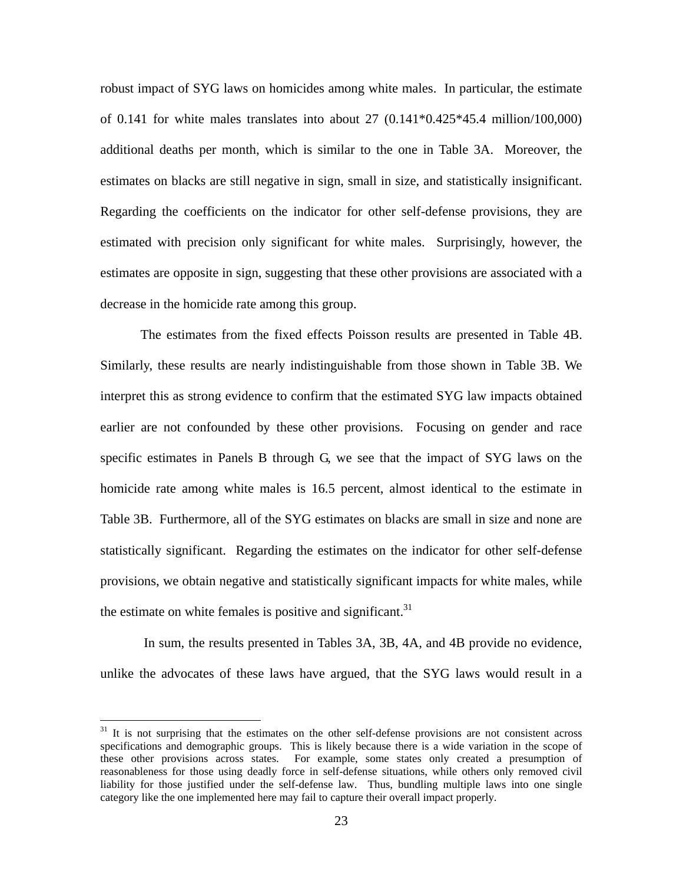robust impact of SYG laws on homicides among white males. In particular, the estimate of 0.141 for white males translates into about 27 (0.141*0.425*45.4 million/100,000) additional deaths per month, which is similar to the one in Table 3A. Moreover, the estimates on blacks are still negative in sign, small in size, and statistically insignificant. Regarding the coefficients on the indicator for other self-defense provisions, they are estimated with precision only significant for white males. Surprisingly, however, the estimates are opposite in sign, suggesting that these other provisions are associated with a decrease in the homicide rate among this group.

The estimates from the fixed effects Poisson results are presented in Table 4B. Similarly, these results are nearly indistinguishable from those shown in Table 3B. We interpret this as strong evidence to confirm that the estimated SYG law impacts obtained earlier are not confounded by these other provisions. Focusing on gender and race specific estimates in Panels B through G, we see that the impact of SYG laws on the homicide rate among white males is 16.5 percent, almost identical to the estimate in Table 3B. Furthermore, all of the SYG estimates on blacks are small in size and none are statistically significant. Regarding the estimates on the indicator for other self-defense provisions, we obtain negative and statistically significant impacts for white males, while the estimate on white females is positive and significant.[31]

In sum, the results presented in Tables 3A, 3B, 4A, and 4B provide no evidence, unlike the advocates of these laws have argued, that the SYG laws would result in a

[31] It is not surprising that the estimates on the other self-defense provisions are not consistent across specifications and demographic groups. This is likely because there is a wide variation in the scope of these other provisions across states. For example, some states only created a presumption of reasonableness for those using deadly force in self-defense situations, while others only removed civil liability for those justified under the self-defense law. Thus, bundling multiple laws into one single category like the one implemented here may fail to capture their overall impact properly.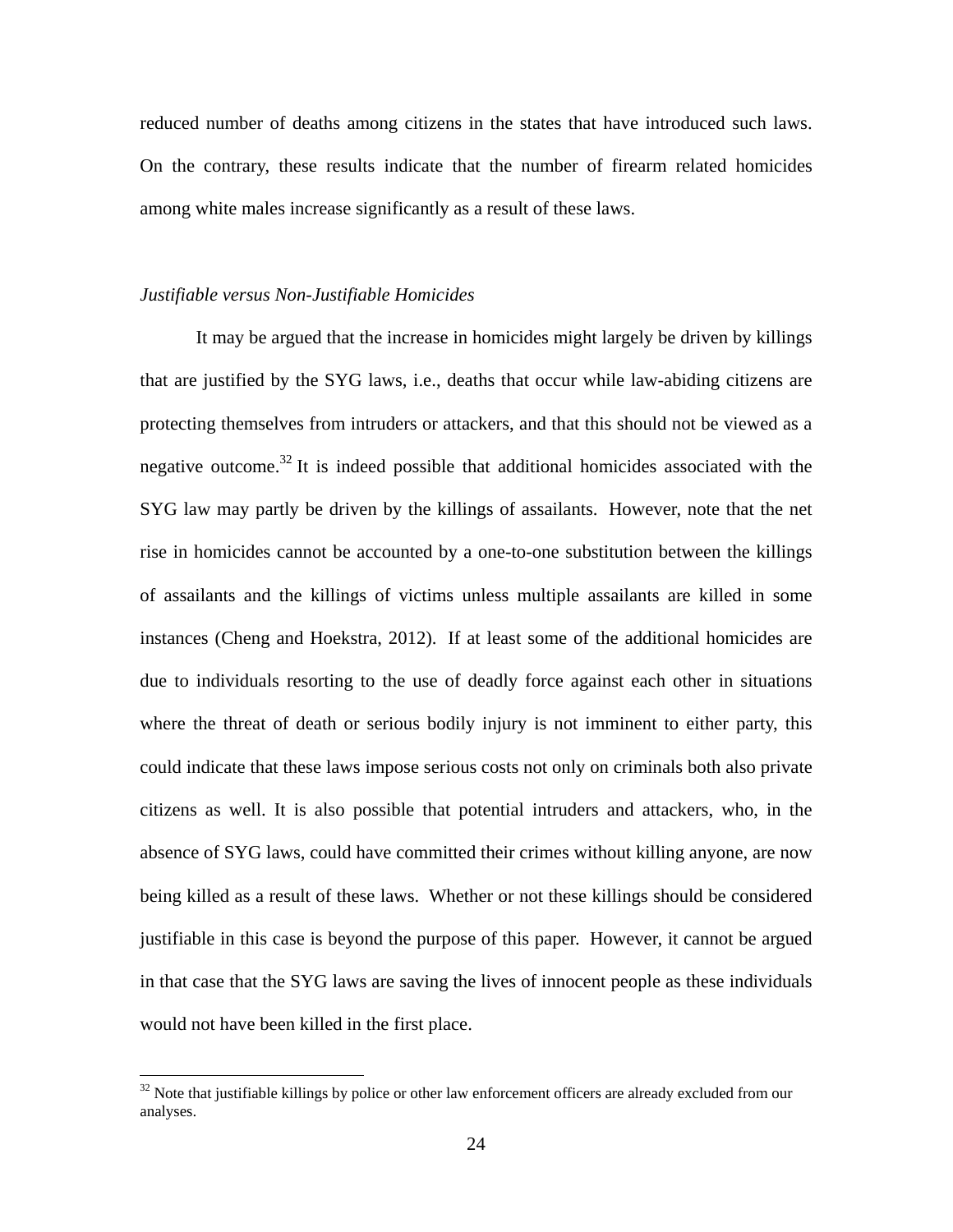reduced number of deaths among citizens in the states that have introduced such laws. On the contrary, these results indicate that the number of firearm related homicides among white males increase significantly as a result of these laws.

*Justifiable versus Non-Justifiable Homicides*

It may be argued that the increase in homicides might largely be driven by killings that are justified by the SYG laws, i.e., deaths that occur while law-abiding citizens are protecting themselves from intruders or attackers, and that this should not be viewed as a negative outcome.[32] It is indeed possible that additional homicides associated with the SYG law may partly be driven by the killings of assailants. However, note that the net rise in homicides cannot be accounted by a one-to-one substitution between the killings of assailants and the killings of victims unless multiple assailants are killed in some instances (Cheng and Hoekstra, 2012). If at least some of the additional homicides are due to individuals resorting to the use of deadly force against each other in situations where the threat of death or serious bodily injury is not imminent to either party, this could indicate that these laws impose serious costs not only on criminals both also private citizens as well. It is also possible that potential intruders and attackers, who, in the absence of SYG laws, could have committed their crimes without killing anyone, are now being killed as a result of these laws. Whether or not these killings should be considered justifiable in this case is beyond the purpose of this paper. However, it cannot be argued in that case that the SYG laws are saving the lives of innocent people as these individuals would not have been killed in the first place.

[32] Note that justifiable killings by police or other law enforcement officers are already excluded from our analyses.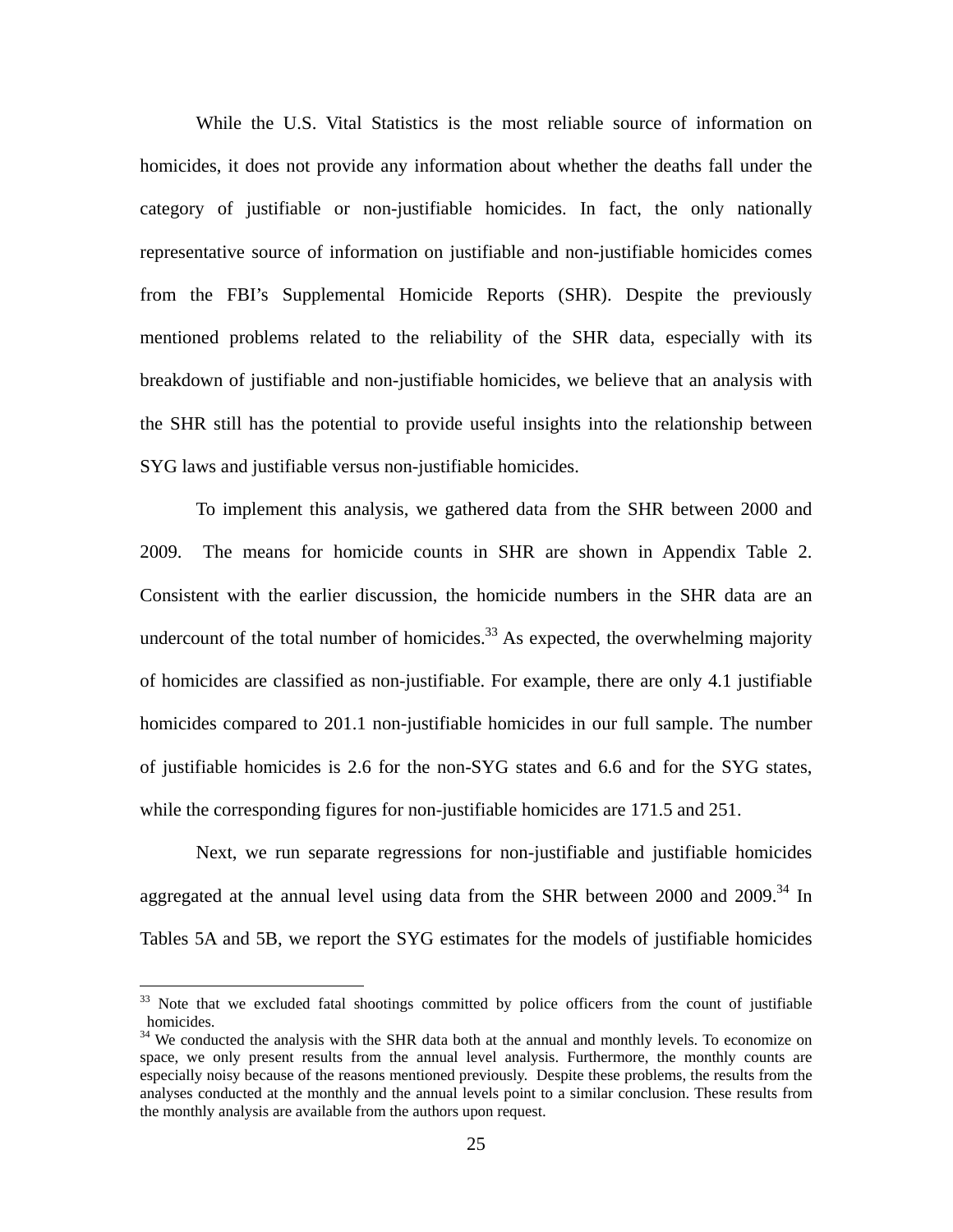While the U.S. Vital Statistics is the most reliable source of information on homicides, it does not provide any information about whether the deaths fall under the category of justifiable or non-justifiable homicides. In fact, the only nationally representative source of information on justifiable and non-justifiable homicides comes from the FBI's Supplemental Homicide Reports (SHR). Despite the previously mentioned problems related to the reliability of the SHR data, especially with its breakdown of justifiable and non-justifiable homicides, we believe that an analysis with the SHR still has the potential to provide useful insights into the relationship between SYG laws and justifiable versus non-justifiable homicides.

To implement this analysis, we gathered data from the SHR between 2000 and 2009. The means for homicide counts in SHR are shown in Appendix Table 2. Consistent with the earlier discussion, the homicide numbers in the SHR data are an undercount of the total number of homicides.[33] As expected, the overwhelming majority of homicides are classified as non-justifiable. For example, there are only 4.1 justifiable homicides compared to 201.1 non-justifiable homicides in our full sample. The number of justifiable homicides is 2.6 for the non-SYG states and 6.6 and for the SYG states, while the corresponding figures for non-justifiable homicides are 171.5 and 251.

Next, we run separate regressions for non-justifiable and justifiable homicides aggregated at the annual level using data from the SHR between 2000 and 2009.[34] In Tables 5A and 5B, we report the SYG estimates for the models of justifiable homicides

---

[33] Note that we excluded fatal shootings committed by police officers from the count of justifiable homicides.

[34] We conducted the analysis with the SHR data both at the annual and monthly levels. To economize on space, we only present results from the annual level analysis. Furthermore, the monthly counts are especially noisy because of the reasons mentioned previously. Despite these problems, the results from the analyses conducted at the monthly and the annual levels point to a similar conclusion. These results from the monthly analysis are available from the authors upon request.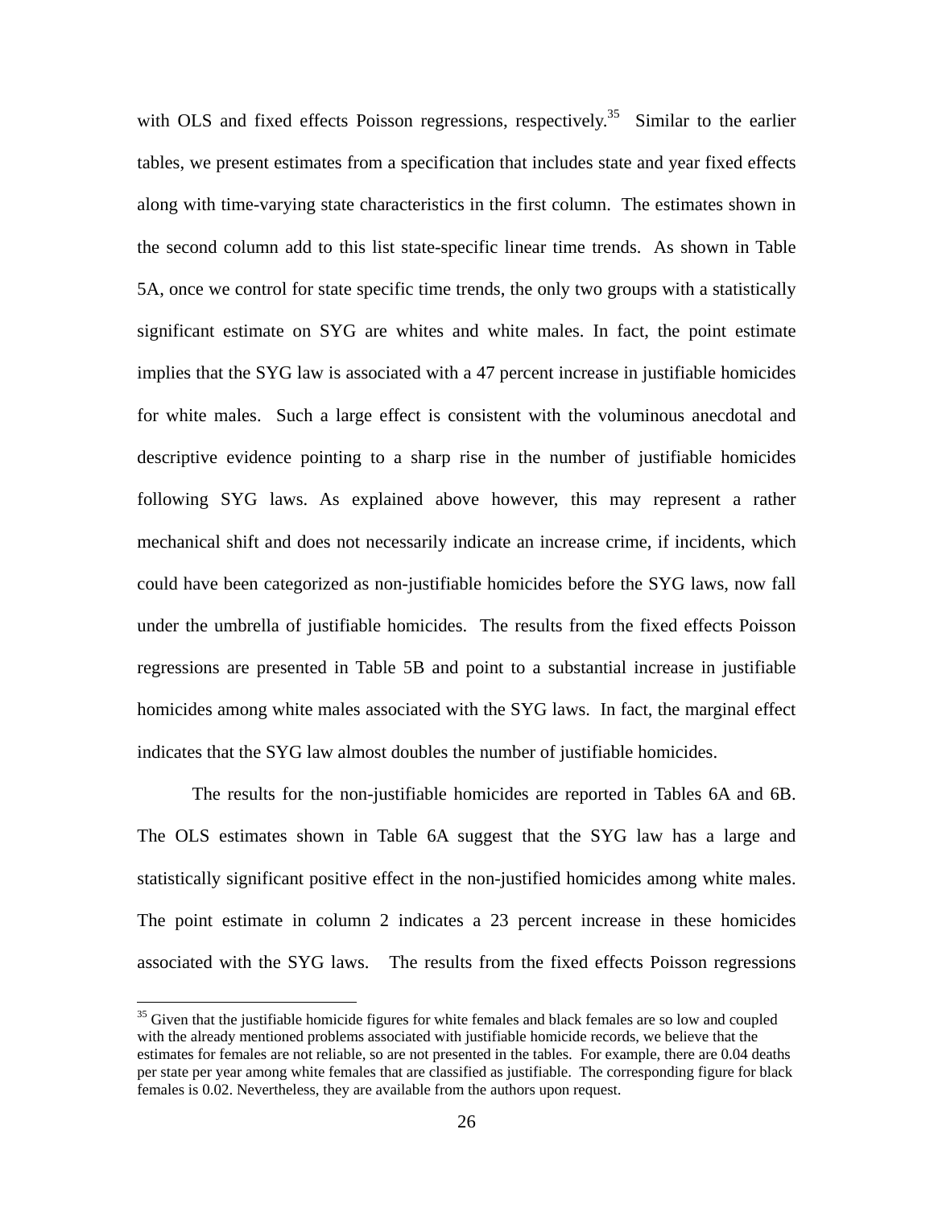with OLS and fixed effects Poisson regressions, respectively.[35] Similar to the earlier tables, we present estimates from a specification that includes state and year fixed effects along with time-varying state characteristics in the first column. The estimates shown in the second column add to this list state-specific linear time trends. As shown in Table 5A, once we control for state specific time trends, the only two groups with a statistically significant estimate on SYG are whites and white males. In fact, the point estimate implies that the SYG law is associated with a 47 percent increase in justifiable homicides for white males. Such a large effect is consistent with the voluminous anecdotal and descriptive evidence pointing to a sharp rise in the number of justifiable homicides following SYG laws. As explained above however, this may represent a rather mechanical shift and does not necessarily indicate an increase crime, if incidents, which could have been categorized as non-justifiable homicides before the SYG laws, now fall under the umbrella of justifiable homicides. The results from the fixed effects Poisson regressions are presented in Table 5B and point to a substantial increase in justifiable homicides among white males associated with the SYG laws. In fact, the marginal effect indicates that the SYG law almost doubles the number of justifiable homicides.

The results for the non-justifiable homicides are reported in Tables 6A and 6B. The OLS estimates shown in Table 6A suggest that the SYG law has a large and statistically significant positive effect in the non-justified homicides among white males. The point estimate in column 2 indicates a 23 percent increase in these homicides associated with the SYG laws. The results from the fixed effects Poisson regressions

[35] Given that the justifiable homicide figures for white females and black females are so low and coupled with the already mentioned problems associated with justifiable homicide records, we believe that the estimates for females are not reliable, so are not presented in the tables. For example, there are 0.04 deaths per state per year among white females that are classified as justifiable. The corresponding figure for black females is 0.02. Nevertheless, they are available from the authors upon request.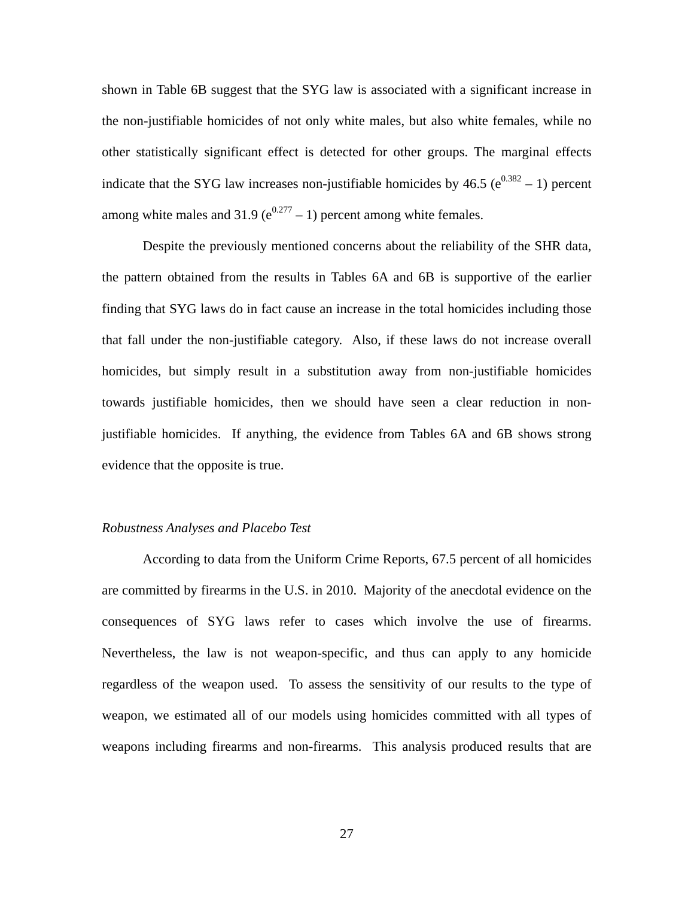shown in Table 6B suggest that the SYG law is associated with a significant increase in the non-justifiable homicides of not only white males, but also white females, while no other statistically significant effect is detected for other groups. The marginal effects indicate that the SYG law increases non-justifiable homicides by 46.5 ($e^{0.382} – 1$) percent among white males and 31.9 ($e^{0.277} – 1$) percent among white females.

Despite the previously mentioned concerns about the reliability of the SHR data, the pattern obtained from the results in Tables 6A and 6B is supportive of the earlier finding that SYG laws do in fact cause an increase in the total homicides including those that fall under the non-justifiable category. Also, if these laws do not increase overall homicides, but simply result in a substitution away from non-justifiable homicides towards justifiable homicides, then we should have seen a clear reduction in non-justifiable homicides. If anything, the evidence from Tables 6A and 6B shows strong evidence that the opposite is true.

*Robustness Analyses and Placebo Test*

According to data from the Uniform Crime Reports, 67.5 percent of all homicides are committed by firearms in the U.S. in 2010. Majority of the anecdotal evidence on the consequences of SYG laws refer to cases which involve the use of firearms. Nevertheless, the law is not weapon-specific, and thus can apply to any homicide regardless of the weapon used. To assess the sensitivity of our results to the type of weapon, we estimated all of our models using homicides committed with all types of weapons including firearms and non-firearms. This analysis produced results that are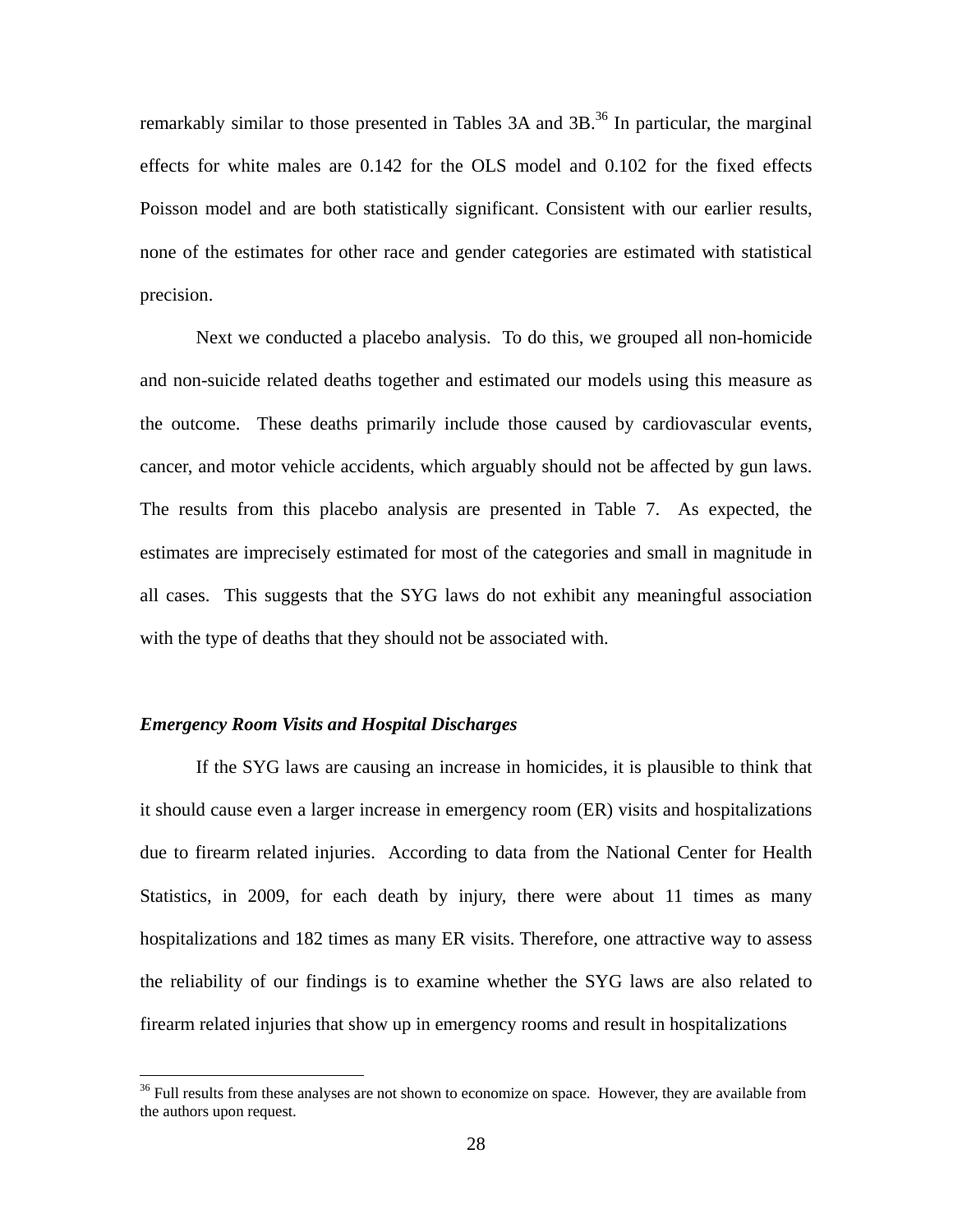remarkably similar to those presented in Tables 3A and 3B.[36] In particular, the marginal effects for white males are 0.142 for the OLS model and 0.102 for the fixed effects Poisson model and are both statistically significant. Consistent with our earlier results, none of the estimates for other race and gender categories are estimated with statistical precision.

Next we conducted a placebo analysis. To do this, we grouped all non-homicide and non-suicide related deaths together and estimated our models using this measure as the outcome. These deaths primarily include those caused by cardiovascular events, cancer, and motor vehicle accidents, which arguably should not be affected by gun laws. The results from this placebo analysis are presented in Table 7. As expected, the estimates are imprecisely estimated for most of the categories and small in magnitude in all cases. This suggests that the SYG laws do not exhibit any meaningful association with the type of deaths that they should not be associated with.

### *Emergency Room Visits and Hospital Discharges*

If the SYG laws are causing an increase in homicides, it is plausible to think that it should cause even a larger increase in emergency room (ER) visits and hospitalizations due to firearm related injuries. According to data from the National Center for Health Statistics, in 2009, for each death by injury, there were about 11 times as many hospitalizations and 182 times as many ER visits. Therefore, one attractive way to assess the reliability of our findings is to examine whether the SYG laws are also related to firearm related injuries that show up in emergency rooms and result in hospitalizations

[36] Full results from these analyses are not shown to economize on space. However, they are available from the authors upon request.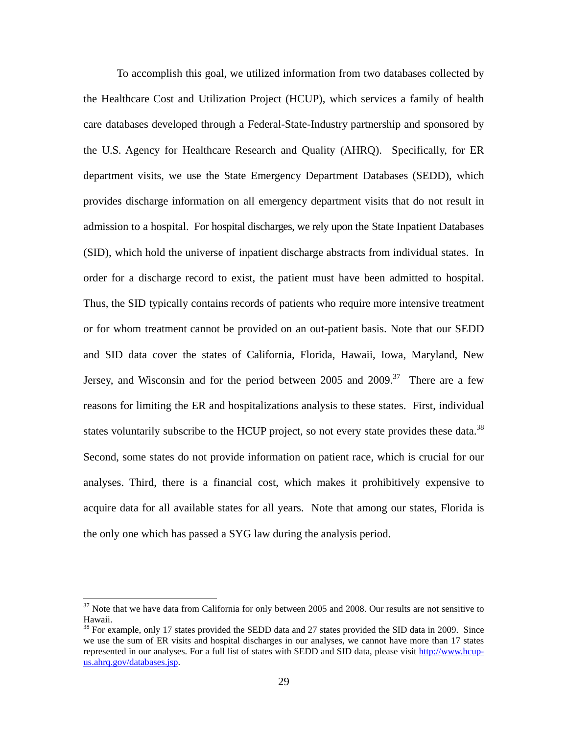To accomplish this goal, we utilized information from two databases collected by the Healthcare Cost and Utilization Project (HCUP), which services a family of health care databases developed through a Federal-State-Industry partnership and sponsored by the U.S. Agency for Healthcare Research and Quality (AHRQ). Specifically, for ER department visits, we use the State Emergency Department Databases (SEDD), which provides discharge information on all emergency department visits that do not result in admission to a hospital. For hospital discharges, we rely upon the State Inpatient Databases (SID), which hold the universe of inpatient discharge abstracts from individual states. In order for a discharge record to exist, the patient must have been admitted to hospital. Thus, the SID typically contains records of patients who require more intensive treatment or for whom treatment cannot be provided on an out-patient basis. Note that our SEDD and SID data cover the states of California, Florida, Hawaii, Iowa, Maryland, New Jersey, and Wisconsin and for the period between 2005 and 2009.[37] There are a few reasons for limiting the ER and hospitalizations analysis to these states. First, individual states voluntarily subscribe to the HCUP project, so not every state provides these data.[38] Second, some states do not provide information on patient race, which is crucial for our analyses. Third, there is a financial cost, which makes it prohibitively expensive to acquire data for all available states for all years. Note that among our states, Florida is the only one which has passed a SYG law during the analysis period.

---

[37] Note that we have data from California for only between 2005 and 2008. Our results are not sensitive to Hawaii.

[38] For example, only 17 states provided the SEDD data and 27 states provided the SID data in 2009. Since we use the sum of ER visits and hospital discharges in our analyses, we cannot have more than 17 states represented in our analyses. For a full list of states with SEDD and SID data, please visit [http://www.hcup-us.ahrq.gov/databases.jsp](http://www.hcup-us.ahrq.gov/databases.jsp).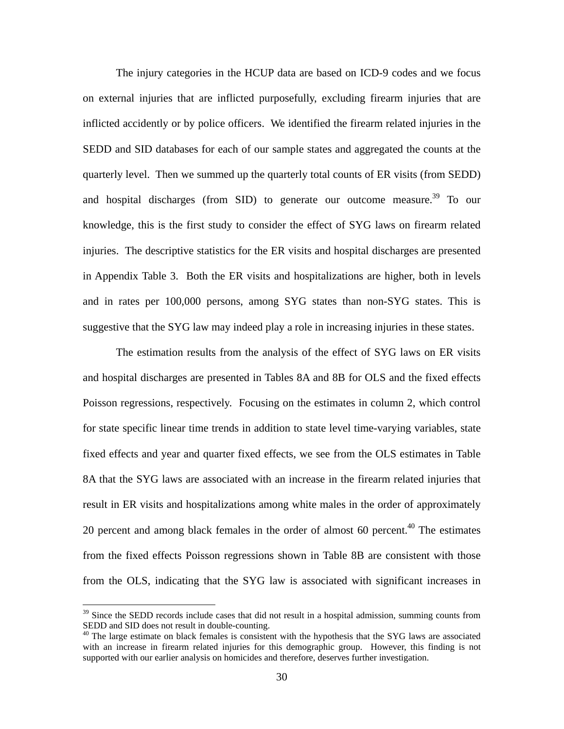The injury categories in the HCUP data are based on ICD-9 codes and we focus on external injuries that are inflicted purposefully, excluding firearm injuries that are inflicted accidently or by police officers. We identified the firearm related injuries in the SEDD and SID databases for each of our sample states and aggregated the counts at the quarterly level. Then we summed up the quarterly total counts of ER visits (from SEDD) and hospital discharges (from SID) to generate our outcome measure.[39] To our knowledge, this is the first study to consider the effect of SYG laws on firearm related injuries. The descriptive statistics for the ER visits and hospital discharges are presented in Appendix Table 3. Both the ER visits and hospitalizations are higher, both in levels and in rates per 100,000 persons, among SYG states than non-SYG states. This is suggestive that the SYG law may indeed play a role in increasing injuries in these states.

The estimation results from the analysis of the effect of SYG laws on ER visits and hospital discharges are presented in Tables 8A and 8B for OLS and the fixed effects Poisson regressions, respectively. Focusing on the estimates in column 2, which control for state specific linear time trends in addition to state level time-varying variables, state fixed effects and year and quarter fixed effects, we see from the OLS estimates in Table 8A that the SYG laws are associated with an increase in the firearm related injuries that result in ER visits and hospitalizations among white males in the order of approximately 20 percent and among black females in the order of almost 60 percent.[40] The estimates from the fixed effects Poisson regressions shown in Table 8B are consistent with those from the OLS, indicating that the SYG law is associated with significant increases in

---

[39] Since the SEDD records include cases that did not result in a hospital admission, summing counts from SEDD and SID does not result in double-counting.

[40] The large estimate on black females is consistent with the hypothesis that the SYG laws are associated with an increase in firearm related injuries for this demographic group. However, this finding is not supported with our earlier analysis on homicides and therefore, deserves further investigation.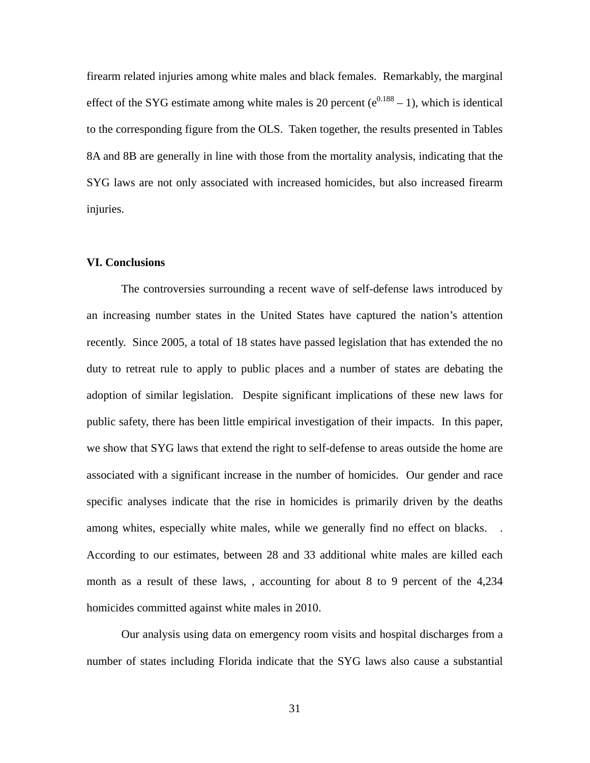firearm related injuries among white males and black females. Remarkably, the marginal effect of the SYG estimate among white males is 20 percent ($e^{0.188} - 1$), which is identical to the corresponding figure from the OLS. Taken together, the results presented in Tables 8A and 8B are generally in line with those from the mortality analysis, indicating that the SYG laws are not only associated with increased homicides, but also increased firearm injuries.

## VI. Conclusions

The controversies surrounding a recent wave of self-defense laws introduced by an increasing number states in the United States have captured the nation's attention recently. Since 2005, a total of 18 states have passed legislation that has extended the no duty to retreat rule to apply to public places and a number of states are debating the adoption of similar legislation. Despite significant implications of these new laws for public safety, there has been little empirical investigation of their impacts. In this paper, we show that SYG laws that extend the right to self-defense to areas outside the home are associated with a significant increase in the number of homicides. Our gender and race specific analyses indicate that the rise in homicides is primarily driven by the deaths among whites, especially white males, while we generally find no effect on blacks. . According to our estimates, between 28 and 33 additional white males are killed each month as a result of these laws, , accounting for about 8 to 9 percent of the 4,234 homicides committed against white males in 2010.

Our analysis using data on emergency room visits and hospital discharges from a number of states including Florida indicate that the SYG laws also cause a substantial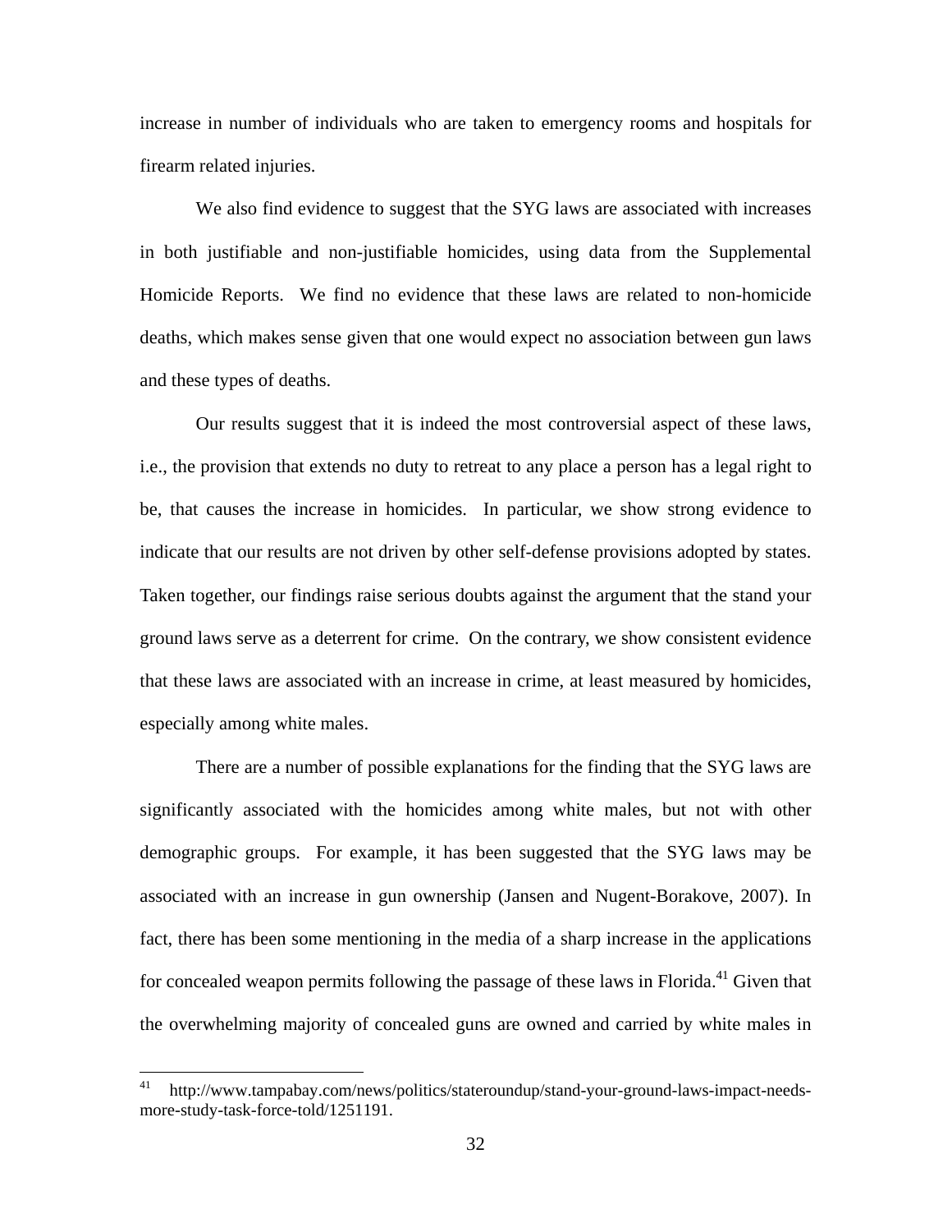increase in number of individuals who are taken to emergency rooms and hospitals for firearm related injuries.

We also find evidence to suggest that the SYG laws are associated with increases in both justifiable and non-justifiable homicides, using data from the Supplemental Homicide Reports. We find no evidence that these laws are related to non-homicide deaths, which makes sense given that one would expect no association between gun laws and these types of deaths.

Our results suggest that it is indeed the most controversial aspect of these laws, i.e., the provision that extends no duty to retreat to any place a person has a legal right to be, that causes the increase in homicides. In particular, we show strong evidence to indicate that our results are not driven by other self-defense provisions adopted by states. Taken together, our findings raise serious doubts against the argument that the stand your ground laws serve as a deterrent for crime. On the contrary, we show consistent evidence that these laws are associated with an increase in crime, at least measured by homicides, especially among white males.

There are a number of possible explanations for the finding that the SYG laws are significantly associated with the homicides among white males, but not with other demographic groups. For example, it has been suggested that the SYG laws may be associated with an increase in gun ownership (Jansen and Nugent-Borakove, 2007). In fact, there has been some mentioning in the media of a sharp increase in the applications for concealed weapon permits following the passage of these laws in Florida.[41] Given that the overwhelming majority of concealed guns are owned and carried by white males in

[41] http://www.tampabay.com/news/politics/stateroundup/stand-your-ground-laws-impact-needs-more-study-task-force-told/1251191.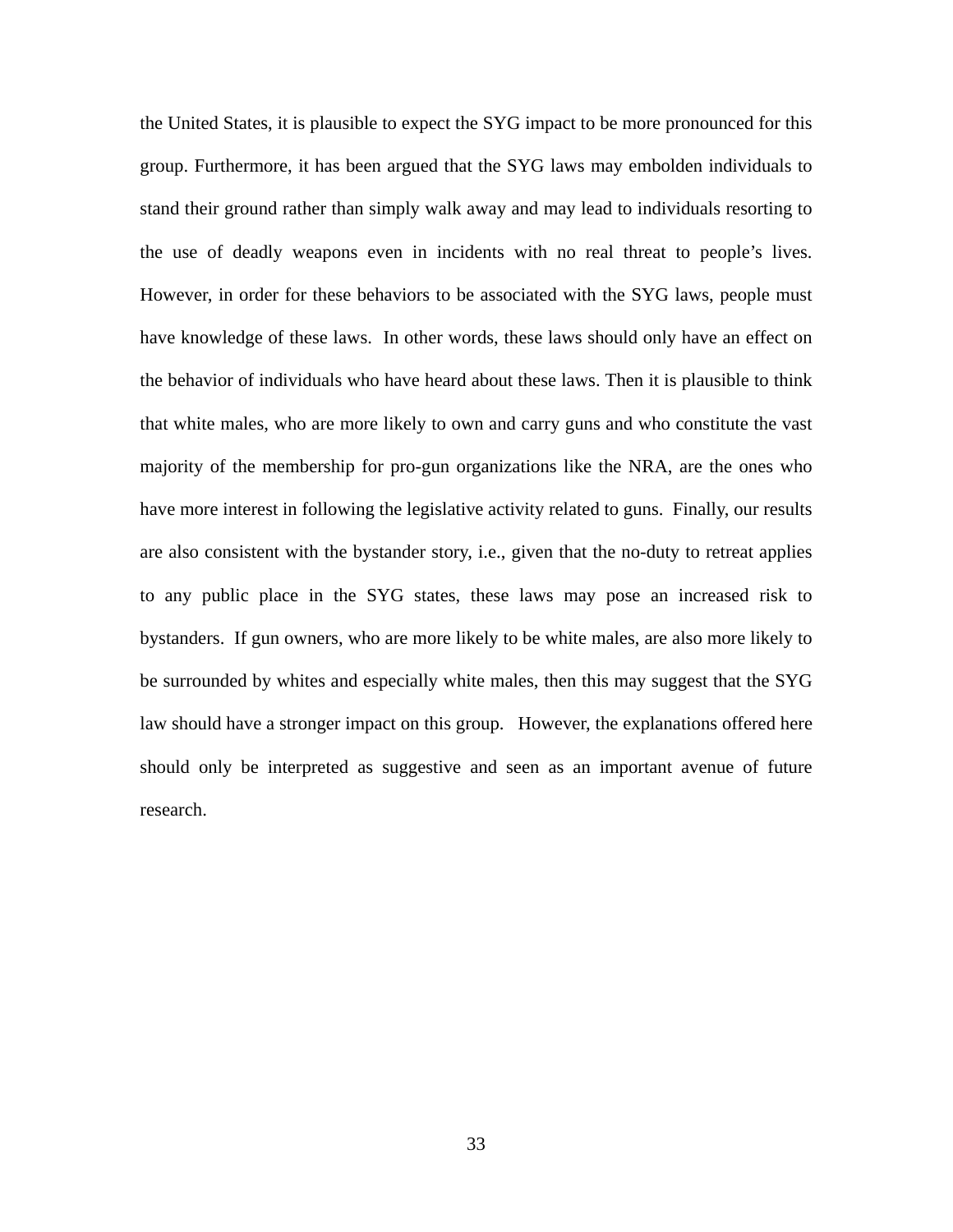the United States, it is plausible to expect the SYG impact to be more pronounced for this group. Furthermore, it has been argued that the SYG laws may embolden individuals to stand their ground rather than simply walk away and may lead to individuals resorting to the use of deadly weapons even in incidents with no real threat to people's lives. However, in order for these behaviors to be associated with the SYG laws, people must have knowledge of these laws. In other words, these laws should only have an effect on the behavior of individuals who have heard about these laws. Then it is plausible to think that white males, who are more likely to own and carry guns and who constitute the vast majority of the membership for pro-gun organizations like the NRA, are the ones who have more interest in following the legislative activity related to guns. Finally, our results are also consistent with the bystander story, i.e., given that the no-duty to retreat applies to any public place in the SYG states, these laws may pose an increased risk to bystanders. If gun owners, who are more likely to be white males, are also more likely to be surrounded by whites and especially white males, then this may suggest that the SYG law should have a stronger impact on this group. However, the explanations offered here should only be interpreted as suggestive and seen as an important avenue of future research.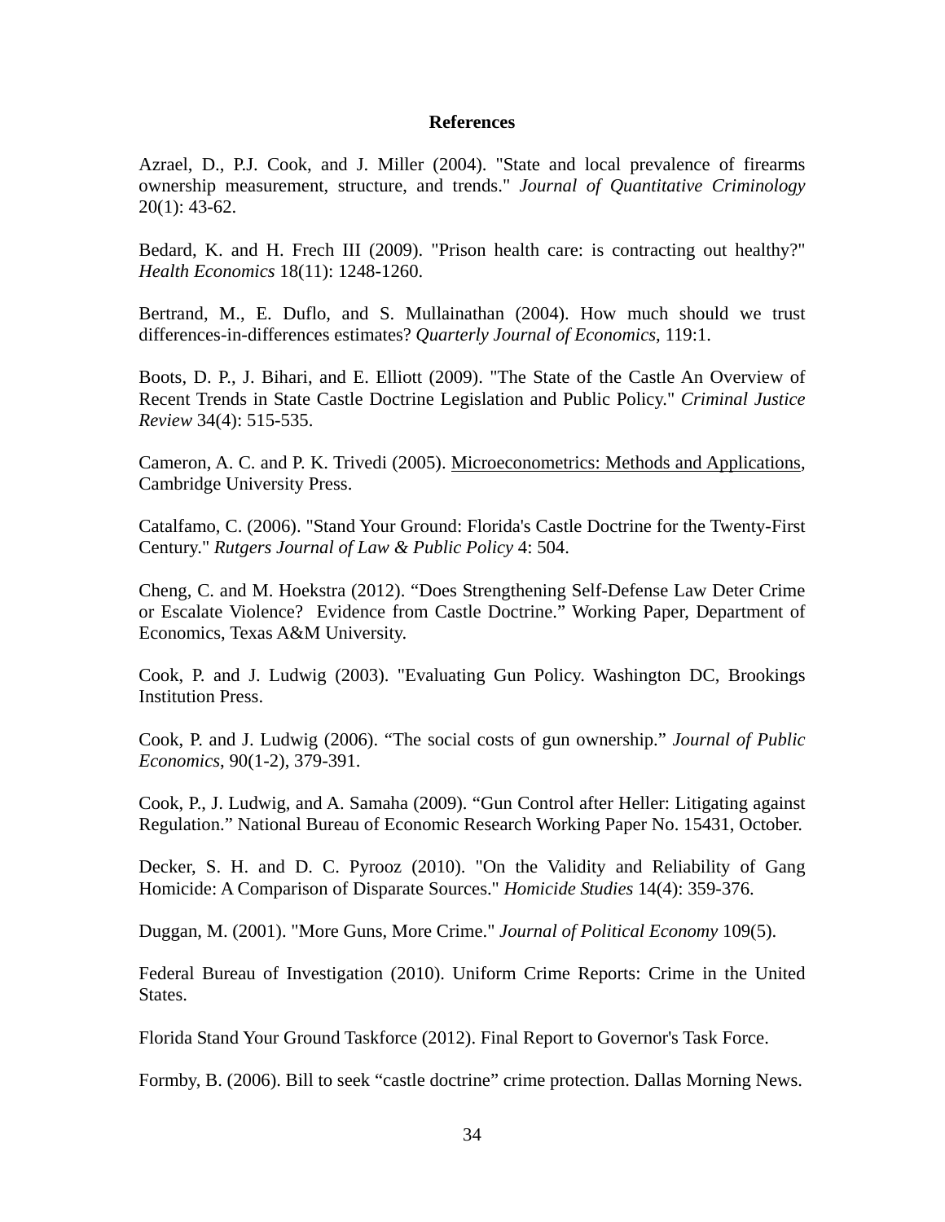# References

Azrael, D., P.J. Cook, and J. Miller (2004). "State and local prevalence of firearms ownership measurement, structure, and trends." *Journal of Quantitative Criminology* 20(1): 43-62.

Bedard, K. and H. Frech III (2009). "Prison health care: is contracting out healthy?" *Health Economics* 18(11): 1248-1260.

Bertrand, M., E. Duflo, and S. Mullainathan (2004). How much should we trust differences-in-differences estimates? *Quarterly Journal of Economics*, 119:1.

Boots, D. P., J. Bihari, and E. Elliott (2009). "The State of the Castle An Overview of Recent Trends in State Castle Doctrine Legislation and Public Policy." *Criminal Justice Review* 34(4): 515-535.

Cameron, A. C. and P. K. Trivedi (2005). Microeconometrics: Methods and Applications, Cambridge University Press.

Catalfamo, C. (2006). "Stand Your Ground: Florida's Castle Doctrine for the Twenty-First Century." *Rutgers Journal of Law & Public Policy* 4: 504.

Cheng, C. and M. Hoekstra (2012). "Does Strengthening Self-Defense Law Deter Crime or Escalate Violence? Evidence from Castle Doctrine." Working Paper, Department of Economics, Texas A&M University.

Cook, P. and J. Ludwig (2003). "Evaluating Gun Policy. Washington DC, Brookings Institution Press.

Cook, P. and J. Ludwig (2006). "The social costs of gun ownership." *Journal of Public Economics*, 90(1-2), 379-391.

Cook, P., J. Ludwig, and A. Samaha (2009). "Gun Control after Heller: Litigating against Regulation." National Bureau of Economic Research Working Paper No. 15431, October.

Decker, S. H. and D. C. Pyrooz (2010). "On the Validity and Reliability of Gang Homicide: A Comparison of Disparate Sources." *Homicide Studies* 14(4): 359-376.

Duggan, M. (2001). "More Guns, More Crime." *Journal of Political Economy* 109(5).

Federal Bureau of Investigation (2010). Uniform Crime Reports: Crime in the United States.

Florida Stand Your Ground Taskforce (2012). Final Report to Governor's Task Force.

Formby, B. (2006). Bill to seek "castle doctrine" crime protection. Dallas Morning News.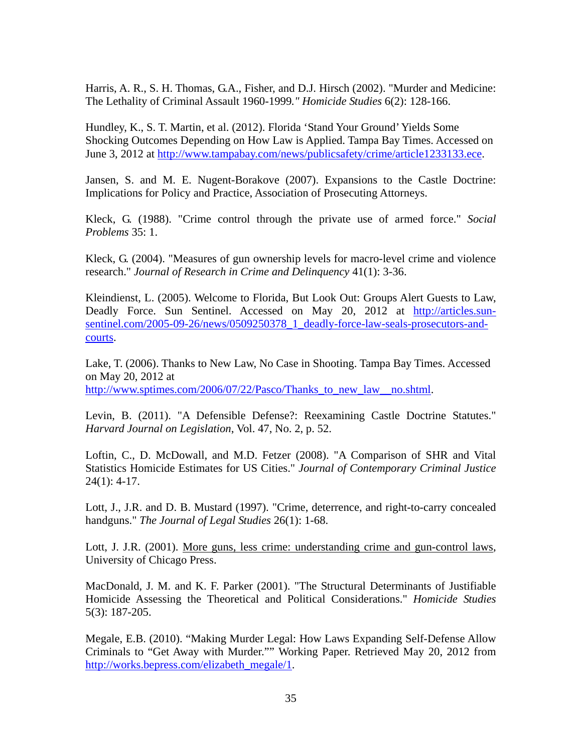Harris, A. R., S. H. Thomas, G.A., Fisher, and D.J. Hirsch (2002). "Murder and Medicine: The Lethality of Criminal Assault 1960-1999*." Homicide Studies* 6(2): 128-166.

Hundley, K., S. T. Martin, et al. (2012). Florida 'Stand Your Ground' Yields Some Shocking Outcomes Depending on How Law is Applied. Tampa Bay Times. Accessed on June 3, 2012 at http://www.tampabay.com/news/publicsafety/crime/article1233133.ece.

Jansen, S. and M. E. Nugent-Borakove (2007). Expansions to the Castle Doctrine: Implications for Policy and Practice, Association of Prosecuting Attorneys.

Kleck, G. (1988). "Crime control through the private use of armed force." *Social Problems* 35: 1.

Kleck, G. (2004). "Measures of gun ownership levels for macro-level crime and violence research." *Journal of Research in Crime and Delinquency* 41(1): 3-36.

Kleindienst, L. (2005). Welcome to Florida, But Look Out: Groups Alert Guests to Law, Deadly Force. Sun Sentinel. Accessed on May 20, 2012 at http://articles.sun-sentinel.com/2005-09-26/news/0509250378_1_deadly-force-law-seals-prosecutors-and-courts.

Lake, T. (2006). Thanks to New Law, No Case in Shooting. Tampa Bay Times. Accessed on May 20, 2012 at http://www.sptimes.com/2006/07/22/Pasco/Thanks_to_new_law__no.shtml.

Levin, B. (2011). "A Defensible Defense?: Reexamining Castle Doctrine Statutes." *Harvard Journal on Legislation*, Vol. 47, No. 2, p. 52.

Loftin, C., D. McDowall, and M.D. Fetzer (2008). "A Comparison of SHR and Vital Statistics Homicide Estimates for US Cities." *Journal of Contemporary Criminal Justice* 24(1): 4-17.

Lott, J., J.R. and D. B. Mustard (1997). "Crime, deterrence, and right-to-carry concealed handguns." *The Journal of Legal Studies* 26(1): 1-68.

Lott, J. J.R. (2001). More guns, less crime: understanding crime and gun-control laws, University of Chicago Press.

MacDonald, J. M. and K. F. Parker (2001). "The Structural Determinants of Justifiable Homicide Assessing the Theoretical and Political Considerations." *Homicide Studies* 5(3): 187-205.

Megale, E.B. (2010). "Making Murder Legal: How Laws Expanding Self-Defense Allow Criminals to "Get Away with Murder."" Working Paper. Retrieved May 20, 2012 from http://works.bepress.com/elizabeth_megale/1.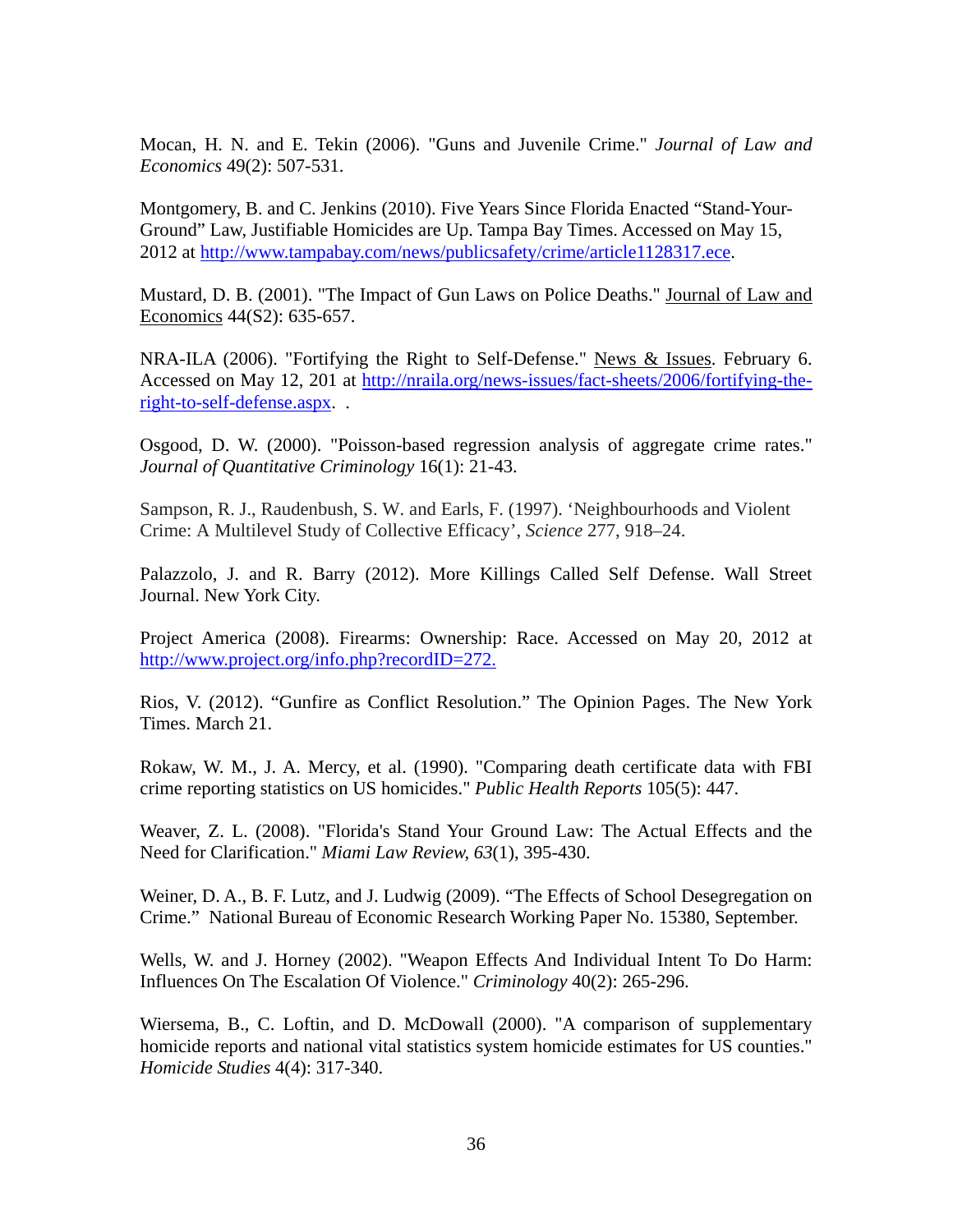Mocan, H. N. and E. Tekin (2006). "Guns and Juvenile Crime." *Journal of Law and Economics* 49(2): 507-531.

Montgomery, B. and C. Jenkins (2010). Five Years Since Florida Enacted "Stand-Your-Ground" Law, Justifiable Homicides are Up. Tampa Bay Times. Accessed on May 15, 2012 at http://www.tampabay.com/news/publicsafety/crime/article1128317.ece.

Mustard, D. B. (2001). "The Impact of Gun Laws on Police Deaths." Journal of Law and Economics 44(S2): 635-657.

NRA-ILA (2006). "Fortifying the Right to Self-Defense." News & Issues. February 6. Accessed on May 12, 201 at http://nraila.org/news-issues/fact-sheets/2006/fortifying-the-right-to-self-defense.aspx. .

Osgood, D. W. (2000). "Poisson-based regression analysis of aggregate crime rates." *Journal of Quantitative Criminology* 16(1): 21-43.

Sampson, R. J., Raudenbush, S. W. and Earls, F. (1997). 'Neighbourhoods and Violent Crime: A Multilevel Study of Collective Efficacy', *Science* 277, 918–24.

Palazzolo, J. and R. Barry (2012). More Killings Called Self Defense. Wall Street Journal. New York City.

Project America (2008). Firearms: Ownership: Race. Accessed on May 20, 2012 at http://www.project.org/info.php?recordID=272.

Rios, V. (2012). "Gunfire as Conflict Resolution." The Opinion Pages. The New York Times. March 21.

Rokaw, W. M., J. A. Mercy, et al. (1990). "Comparing death certificate data with FBI crime reporting statistics on US homicides." *Public Health Reports* 105(5): 447.

Weaver, Z. L. (2008). "Florida's Stand Your Ground Law: The Actual Effects and the Need for Clarification." *Miami Law Review*, *63*(1), 395-430.

Weiner, D. A., B. F. Lutz, and J. Ludwig (2009). "The Effects of School Desegregation on Crime." National Bureau of Economic Research Working Paper No. 15380, September.

Wells, W. and J. Horney (2002). "Weapon Effects And Individual Intent To Do Harm: Influences On The Escalation Of Violence." *Criminology* 40(2): 265-296.

Wiersema, B., C. Loftin, and D. McDowall (2000). "A comparison of supplementary homicide reports and national vital statistics system homicide estimates for US counties." *Homicide Studies* 4(4): 317-340.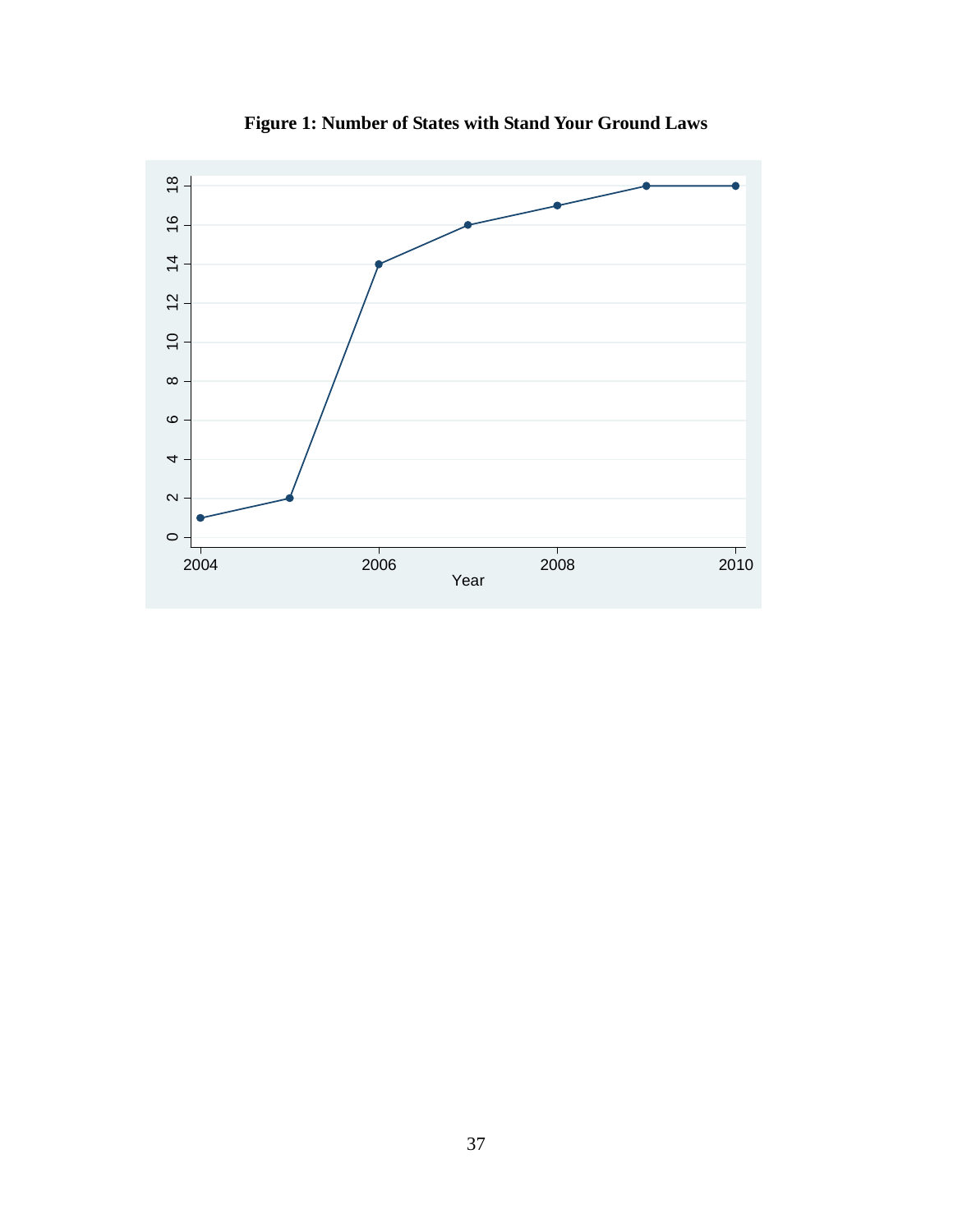**Figure 1: Number of States with Stand Your Ground Laws**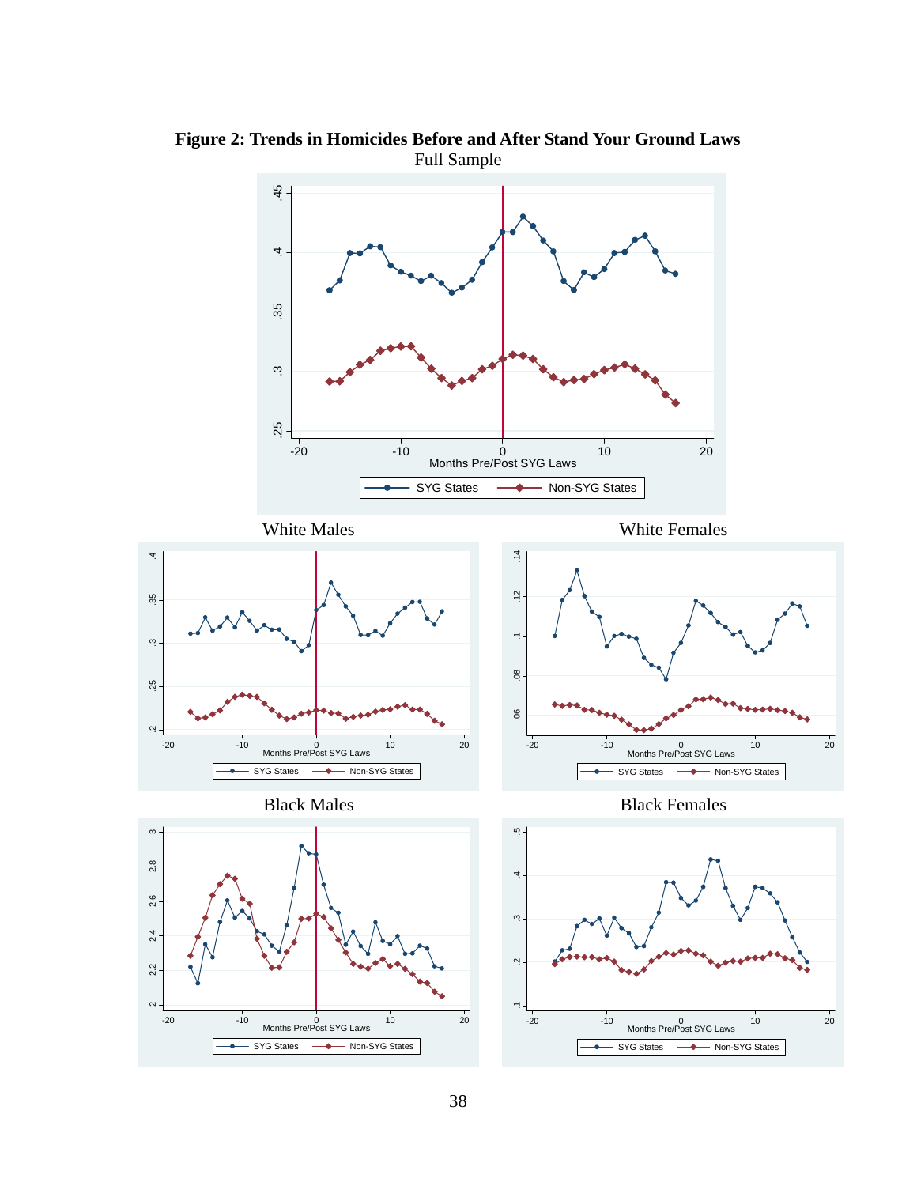**Figure 2: Trends in Homicides Before and After Stand Your Ground Laws**

Full Sample

White Males

White Females

Black Males

Black Females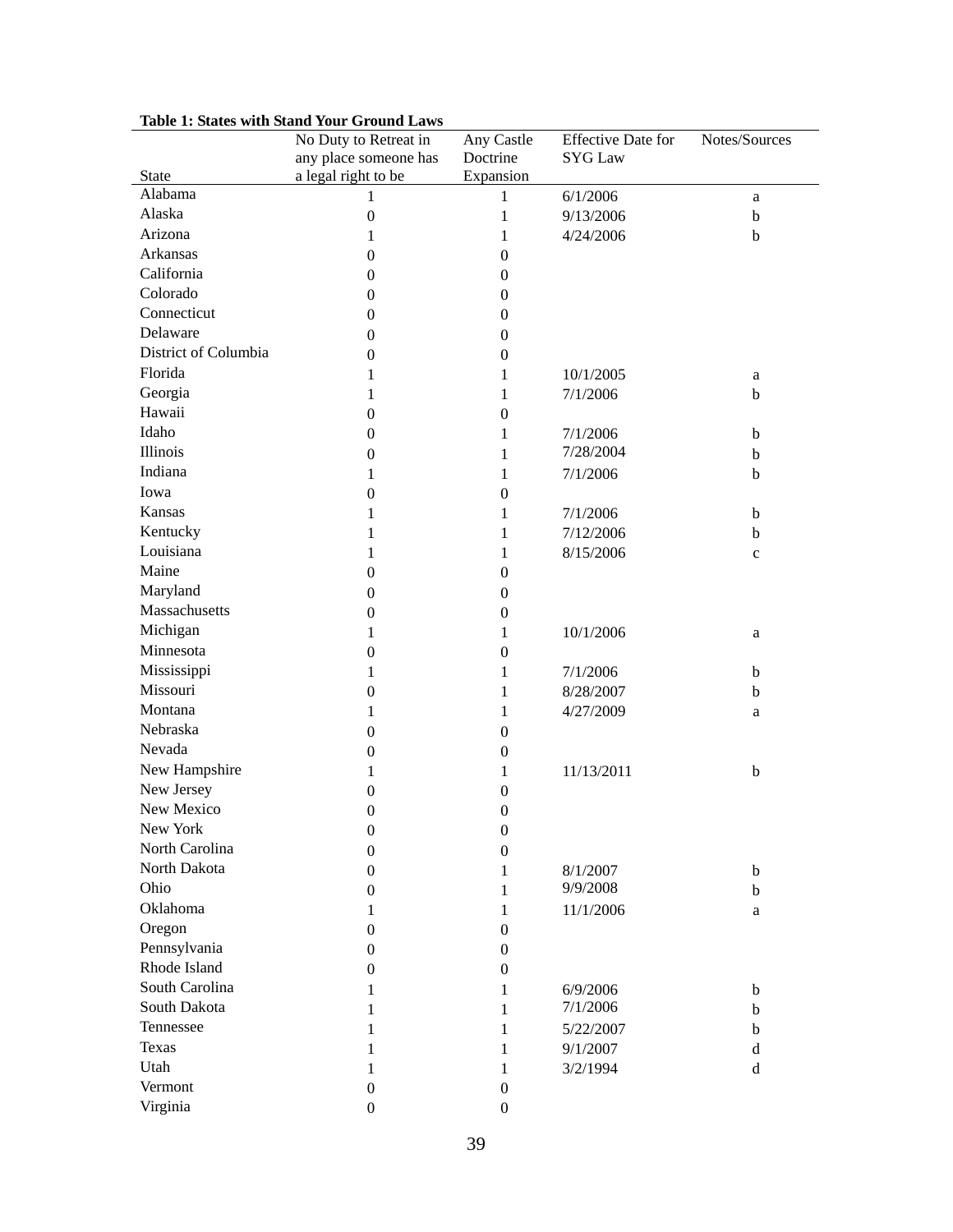**Table 1: States with Stand Your Ground Laws**

| State | No Duty to Retreat in any place someone has a legal right to be | Any Castle Doctrine Expansion | Effective Date for SYG Law | Notes/Sources |
|---|---|---|---|---|
| Alabama | 1 | 1 | 6/1/2006 | a |
| Alaska | 0 | 1 | 9/13/2006 | b |
| Arizona | 1 | 1 | 4/24/2006 | b |
| Arkansas | 0 | 0 | | |
| California | 0 | 0 | | |
| Colorado | 0 | 0 | | |
| Connecticut | 0 | 0 | | |
| Delaware | 0 | 0 | | |
| District of Columbia | 0 | 0 | | |
| Florida | 1 | 1 | 10/1/2005 | a |
| Georgia | 1 | 1 | 7/1/2006 | b |
| Hawaii | 0 | 0 | | |
| Idaho | 0 | 1 | 7/1/2006 | b |
| Illinois | 0 | 1 | 7/28/2004 | b |
| Indiana | 1 | 1 | 7/1/2006 | b |
| Iowa | 0 | 0 | | |
| Kansas | 1 | 1 | 7/1/2006 | b |
| Kentucky | 1 | 1 | 7/12/2006 | b |
| Louisiana | 1 | 1 | 8/15/2006 | c |
| Maine | 0 | 0 | | |
| Maryland | 0 | 0 | | |
| Massachusetts | 0 | 0 | | |
| Michigan | 1 | 1 | 10/1/2006 | a |
| Minnesota | 0 | 0 | | |
| Mississippi | 1 | 1 | 7/1/2006 | b |
| Missouri | 0 | 1 | 8/28/2007 | b |
| Montana | 1 | 1 | 4/27/2009 | a |
| Nebraska | 0 | 0 | | |
| Nevada | 0 | 0 | | |
| New Hampshire | 1 | 1 | 11/13/2011 | b |
| New Jersey | 0 | 0 | | |
| New Mexico | 0 | 0 | | |
| New York | 0 | 0 | | |
| North Carolina | 0 | 0 | | |
| North Dakota | 0 | 1 | 8/1/2007 | b |
| Ohio | 0 | 1 | 9/9/2008 | b |
| Oklahoma | 1 | 1 | 11/1/2006 | a |
| Oregon | 0 | 0 | | |
| Pennsylvania | 0 | 0 | | |
| Rhode Island | 0 | 0 | | |
| South Carolina | 1 | 1 | 6/9/2006 | b |
| South Dakota | 1 | 1 | 7/1/2006 | b |
| Tennessee | 1 | 1 | 5/22/2007 | b |
| Texas | 1 | 1 | 9/1/2007 | d |
| Utah | 1 | 1 | 3/2/1994 | d |
| Vermont | 0 | 0 | | |
| Virginia | 0 | 0 | | |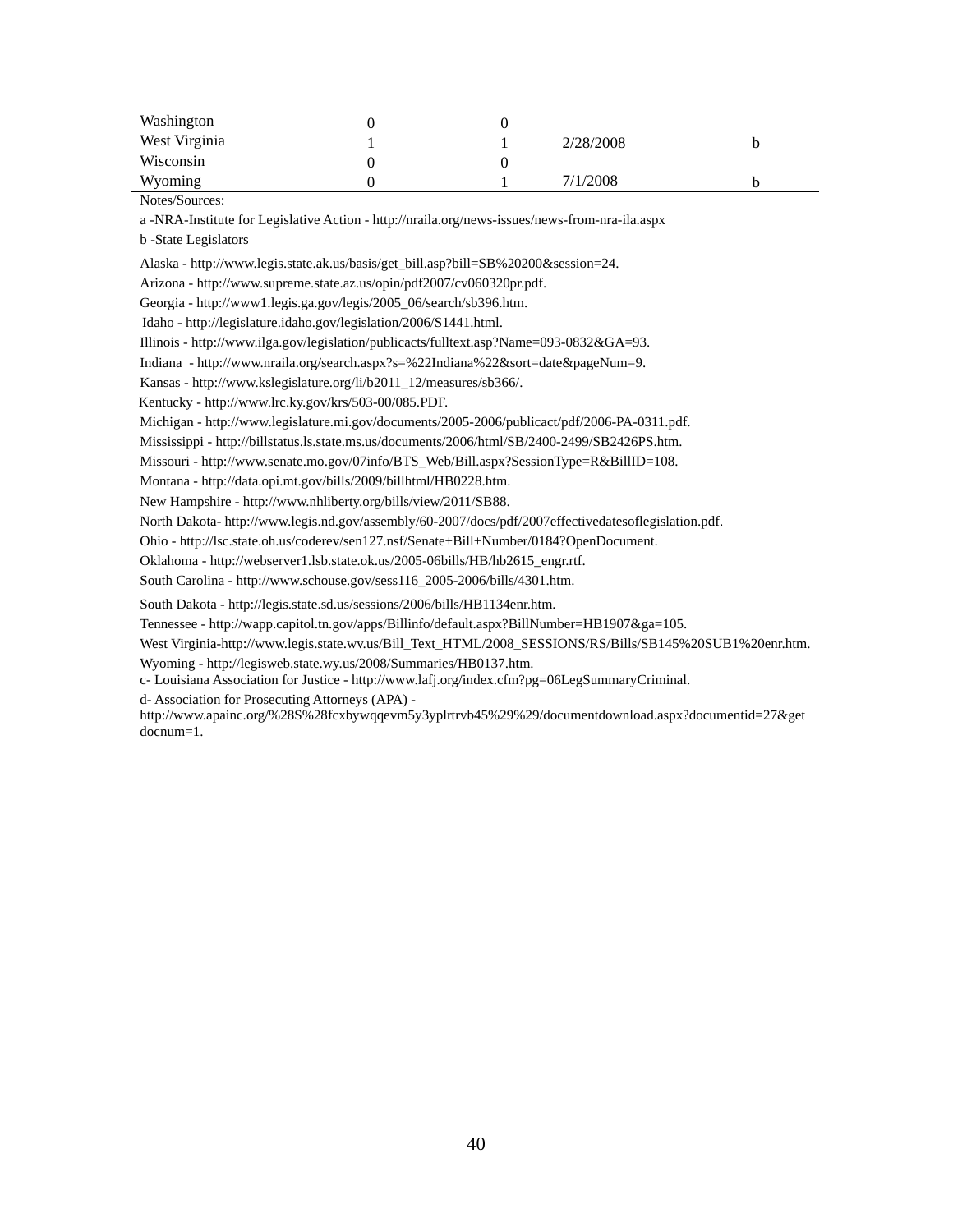| | | | | |
|---|---|---|---|---|
| Washington | 0 | 0 | | |
| West Virginia | 1 | 1 | 2/28/2008 | b |
| Wisconsin | 0 | 0 | | |
| Wyoming | 0 | 1 | 7/1/2008 | b |

Notes/Sources:

a -NRA-Institute for Legislative Action - http://nraila.org/news-issues/news-from-nra-ila.aspx

b -State Legislators

Alaska - http://www.legis.state.ak.us/basis/get_bill.asp?bill=SB%20200&session=24.

Arizona - http://www.supreme.state.az.us/opin/pdf2007/cv060320pr.pdf.

Georgia - http://www1.legis.ga.gov/legis/2005_06/search/sb396.htm.

Idaho - http://legislature.idaho.gov/legislation/2006/S1441.html.

Illinois - http://www.ilga.gov/legislation/publicacts/fulltext.asp?Name=093-0832&GA=93.

Indiana - http://www.nraila.org/search.aspx?s=%22Indiana%22&sort=date&pageNum=9.

Kansas - http://www.kslegislature.org/li/b2011_12/measures/sb366/.

Kentucky - http://www.lrc.ky.gov/krs/503-00/085.PDF.

Michigan - http://www.legislature.mi.gov/documents/2005-2006/publicact/pdf/2006-PA-0311.pdf.

Mississippi - http://billstatus.ls.state.ms.us/documents/2006/html/SB/2400-2499/SB2426PS.htm.

Missouri - http://www.senate.mo.gov/07info/BTS_Web/Bill.aspx?SessionType=R&BillID=108.

Montana - http://data.opi.mt.gov/bills/2009/billhtml/HB0228.htm.

New Hampshire - http://www.nhliberty.org/bills/view/2011/SB88.

North Dakota- http://www.legis.nd.gov/assembly/60-2007/docs/pdf/2007effectivedatesoflegislation.pdf.

Ohio - http://lsc.state.oh.us/coderev/sen127.nsf/Senate+Bill+Number/0184?OpenDocument.

Oklahoma - http://webserver1.lsb.state.ok.us/2005-06bills/HB/hb2615_engr.rtf.

South Carolina - http://www.schouse.gov/sess116_2005-2006/bills/4301.htm.

South Dakota - http://legis.state.sd.us/sessions/2006/bills/HB1134enr.htm.

Tennessee - http://wapp.capitol.tn.gov/apps/Billinfo/default.aspx?BillNumber=HB1907&ga=105.

West Virginia-http://www.legis.state.wv.us/Bill_Text_HTML/2008_SESSIONS/RS/Bills/SB145%20SUB1%20enr.htm.

Wyoming - http://legisweb.state.wy.us/2008/Summaries/HB0137.htm.

c- Louisiana Association for Justice - http://www.lafj.org/index.cfm?pg=06LegSummaryCriminal.

d- Association for Prosecuting Attorneys (APA) - http://www.apainc.org/%28S%28fcxbywqqevm5y3yplrtrvb45%29%29/documentdownload.aspx?documentid=27&getdocnum=1.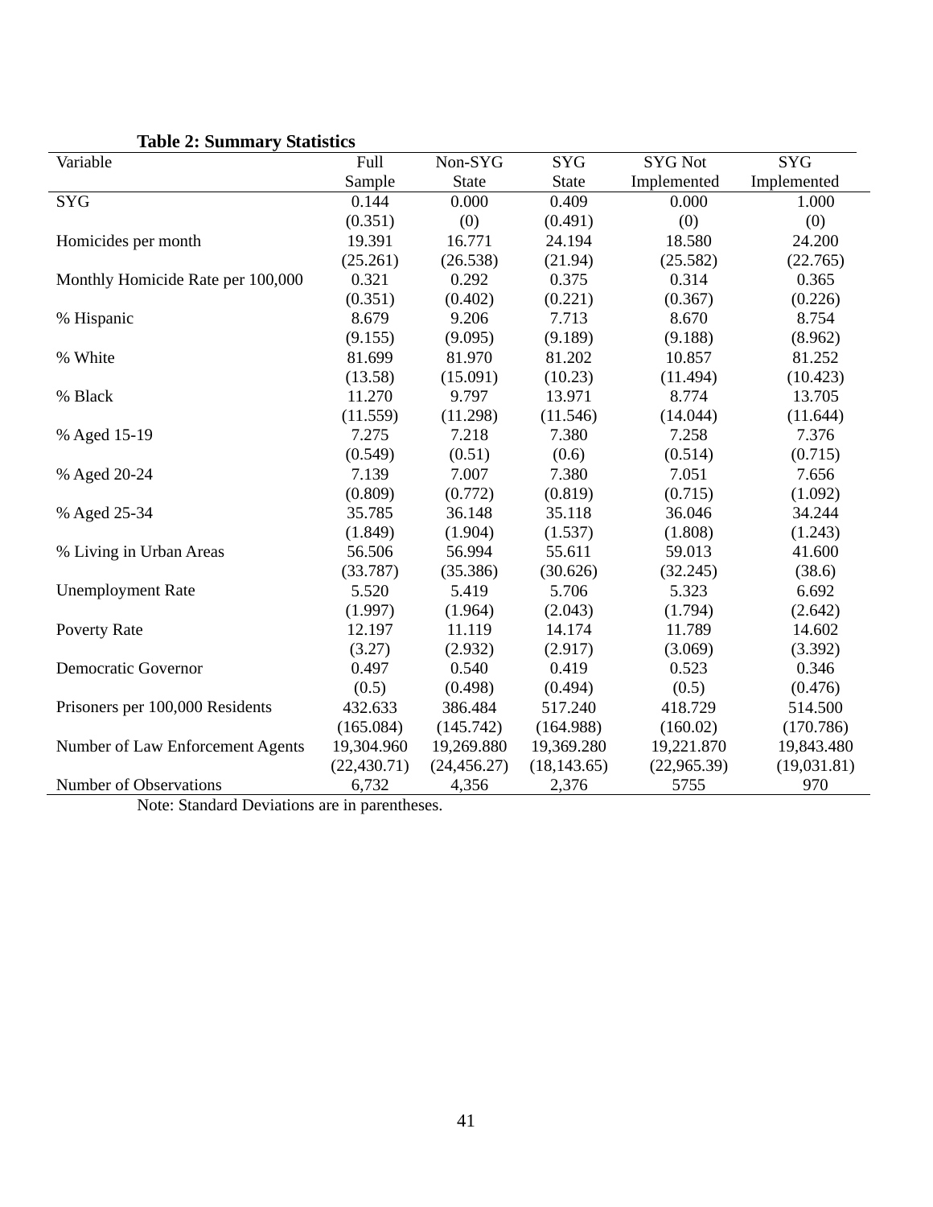**Table 2: Summary Statistics**

| Variable | Full Sample | Non-SYG State | SYG State | SYG Not Implemented | SYG Implemented |
|---|---|---|---|---|---|
| SYG | 0.144 | 0.000 | 0.409 | 0.000 | 1.000 |
| | (0.351) | (0) | (0.491) | (0) | (0) |
| Homicides per month | 19.391 | 16.771 | 24.194 | 18.580 | 24.200 |
| | (25.261) | (26.538) | (21.94) | (25.582) | (22.765) |
| Monthly Homicide Rate per 100,000 | 0.321 | 0.292 | 0.375 | 0.314 | 0.365 |
| | (0.351) | (0.402) | (0.221) | (0.367) | (0.226) |
| % Hispanic | 8.679 | 9.206 | 7.713 | 8.670 | 8.754 |
| | (9.155) | (9.095) | (9.189) | (9.188) | (8.962) |
| % White | 81.699 | 81.970 | 81.202 | 10.857 | 81.252 |
| | (13.58) | (15.091) | (10.23) | (11.494) | (10.423) |
| % Black | 11.270 | 9.797 | 13.971 | 8.774 | 13.705 |
| | (11.559) | (11.298) | (11.546) | (14.044) | (11.644) |
| % Aged 15-19 | 7.275 | 7.218 | 7.380 | 7.258 | 7.376 |
| | (0.549) | (0.51) | (0.6) | (0.514) | (0.715) |
| % Aged 20-24 | 7.139 | 7.007 | 7.380 | 7.051 | 7.656 |
| | (0.809) | (0.772) | (0.819) | (0.715) | (1.092) |
| % Aged 25-34 | 35.785 | 36.148 | 35.118 | 36.046 | 34.244 |
| | (1.849) | (1.904) | (1.537) | (1.808) | (1.243) |
| % Living in Urban Areas | 56.506 | 56.994 | 55.611 | 59.013 | 41.600 |
| | (33.787) | (35.386) | (30.626) | (32.245) | (38.6) |
| Unemployment Rate | 5.520 | 5.419 | 5.706 | 5.323 | 6.692 |
| | (1.997) | (1.964) | (2.043) | (1.794) | (2.642) |
| Poverty Rate | 12.197 | 11.119 | 14.174 | 11.789 | 14.602 |
| | (3.27) | (2.932) | (2.917) | (3.069) | (3.392) |
| Democratic Governor | 0.497 | 0.540 | 0.419 | 0.523 | 0.346 |
| | (0.5) | (0.498) | (0.494) | (0.5) | (0.476) |
| Prisoners per 100,000 Residents | 432.633 | 386.484 | 517.240 | 418.729 | 514.500 |
| | (165.084) | (145.742) | (164.988) | (160.02) | (170.786) |
| Number of Law Enforcement Agents | 19,304.960 | 19,269.880 | 19,369.280 | 19,221.870 | 19,843.480 |
| | (22,430.71) | (24,456.27) | (18,143.65) | (22,965.39) | (19,031.81) |
| Number of Observations | 6,732 | 4,356 | 2,376 | 5755 | 970 |

Note: Standard Deviations are in parentheses.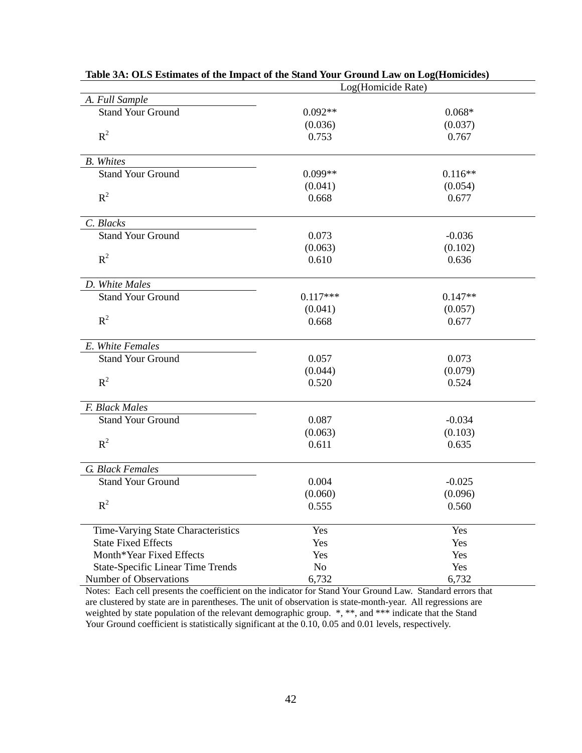**Table 3A: OLS Estimates of the Impact of the Stand Your Ground Law on Log(Homicides)**

| | Log(Homicide Rate) | |
|---|---|---|
| *A. Full Sample* | | |
| Stand Your Ground | 0.092** | 0.068* |
| | (0.036) | (0.037) |
| $R^2$ | 0.753 | 0.767 |
| *B. Whites* | | |
| Stand Your Ground | 0.099** | 0.116** |
| | (0.041) | (0.054) |
| $R^2$ | 0.668 | 0.677 |
| *C. Blacks* | | |
| Stand Your Ground | 0.073 | -0.036 |
| | (0.063) | (0.102) |
| $R^2$ | 0.610 | 0.636 |
| *D. White Males* | | |
| Stand Your Ground | 0.117*** | 0.147** |
| | (0.041) | (0.057) |
| $R^2$ | 0.668 | 0.677 |
| *E. White Females* | | |
| Stand Your Ground | 0.057 | 0.073 |
| | (0.044) | (0.079) |
| $R^2$ | 0.520 | 0.524 |
| *F. Black Males* | | |
| Stand Your Ground | 0.087 | -0.034 |
| | (0.063) | (0.103) |
| $R^2$ | 0.611 | 0.635 |
| *G. Black Females* | | |
| Stand Your Ground | 0.004 | -0.025 |
| | (0.060) | (0.096) |
| $R^2$ | 0.555 | 0.560 |
| Time-Varying State Characteristics | Yes | Yes |
| State Fixed Effects | Yes | Yes |
| Month*Year Fixed Effects | Yes | Yes |
| State-Specific Linear Time Trends | No | Yes |
| Number of Observations | 6,732 | 6,732 |

Notes: Each cell presents the coefficient on the indicator for Stand Your Ground Law. Standard errors that are clustered by state are in parentheses. The unit of observation is state-month-year. All regressions are weighted by state population of the relevant demographic group. *, **, and *** indicate that the Stand Your Ground coefficient is statistically significant at the 0.10, 0.05 and 0.01 levels, respectively.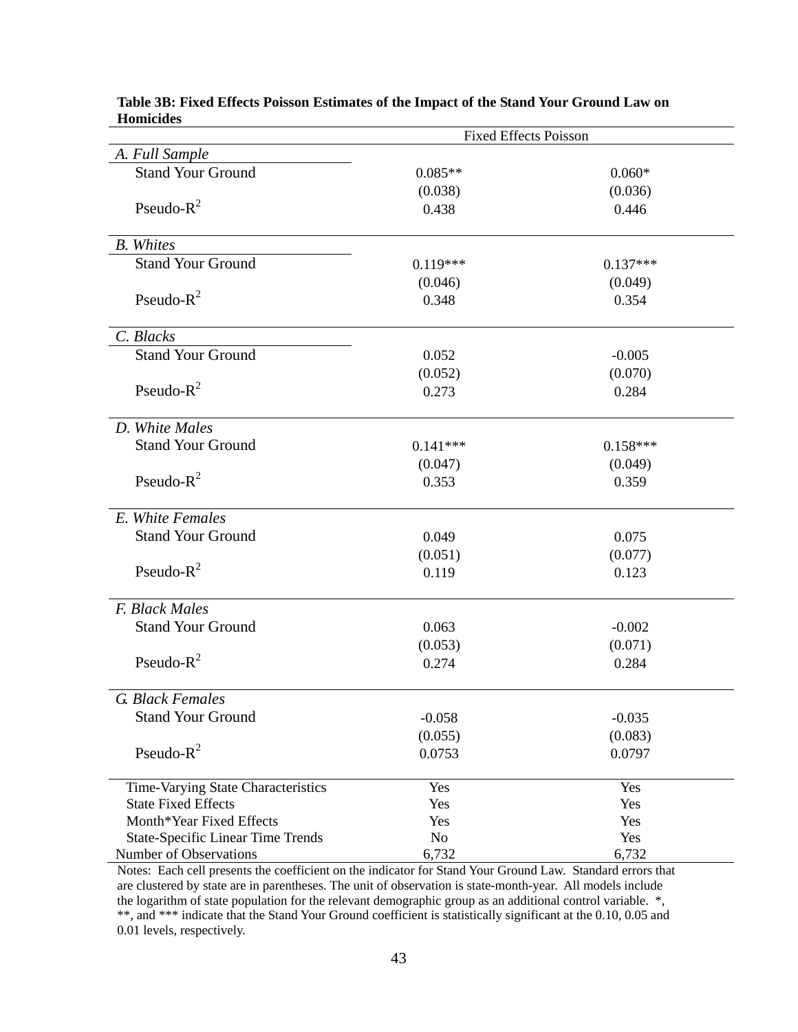**Table 3B: Fixed Effects Poisson Estimates of the Impact of the Stand Your Ground Law on Homicides**

| | Fixed Effects Poisson | |
|---|---|---|
| *A. Full Sample* | | |
| Stand Your Ground | 0.085** | 0.060* |
| | (0.038) | (0.036) |
| Pseudo-$R^2$ | 0.438 | 0.446 |
| *B. Whites* | | |
| Stand Your Ground | 0.119*** | 0.137*** |
| | (0.046) | (0.049) |
| Pseudo-$R^2$ | 0.348 | 0.354 |
| *C. Blacks* | | |
| Stand Your Ground | 0.052 | -0.005 |
| | (0.052) | (0.070) |
| Pseudo-$R^2$ | 0.273 | 0.284 |
| *D. White Males* | | |
| Stand Your Ground | 0.141*** | 0.158*** |
| | (0.047) | (0.049) |
| Pseudo-$R^2$ | 0.353 | 0.359 |
| *E. White Females* | | |
| Stand Your Ground | 0.049 | 0.075 |
| | (0.051) | (0.077) |
| Pseudo-$R^2$ | 0.119 | 0.123 |
| *F. Black Males* | | |
| Stand Your Ground | 0.063 | -0.002 |
| | (0.053) | (0.071) |
| Pseudo-$R^2$ | 0.274 | 0.284 |
| *G. Black Females* | | |
| Stand Your Ground | -0.058 | -0.035 |
| | (0.055) | (0.083) |
| Pseudo-$R^2$ | 0.0753 | 0.0797 |
| Time-Varying State Characteristics | Yes | Yes |
| State Fixed Effects | Yes | Yes |
| Month*Year Fixed Effects | Yes | Yes |
| State-Specific Linear Time Trends | No | Yes |
| Number of Observations | 6,732 | 6,732 |

Notes: Each cell presents the coefficient on the indicator for Stand Your Ground Law. Standard errors that are clustered by state are in parentheses. The unit of observation is state-month-year. All models include the logarithm of state population for the relevant demographic group as an additional control variable. *, **, and *** indicate that the Stand Your Ground coefficient is statistically significant at the 0.10, 0.05 and 0.01 levels, respectively.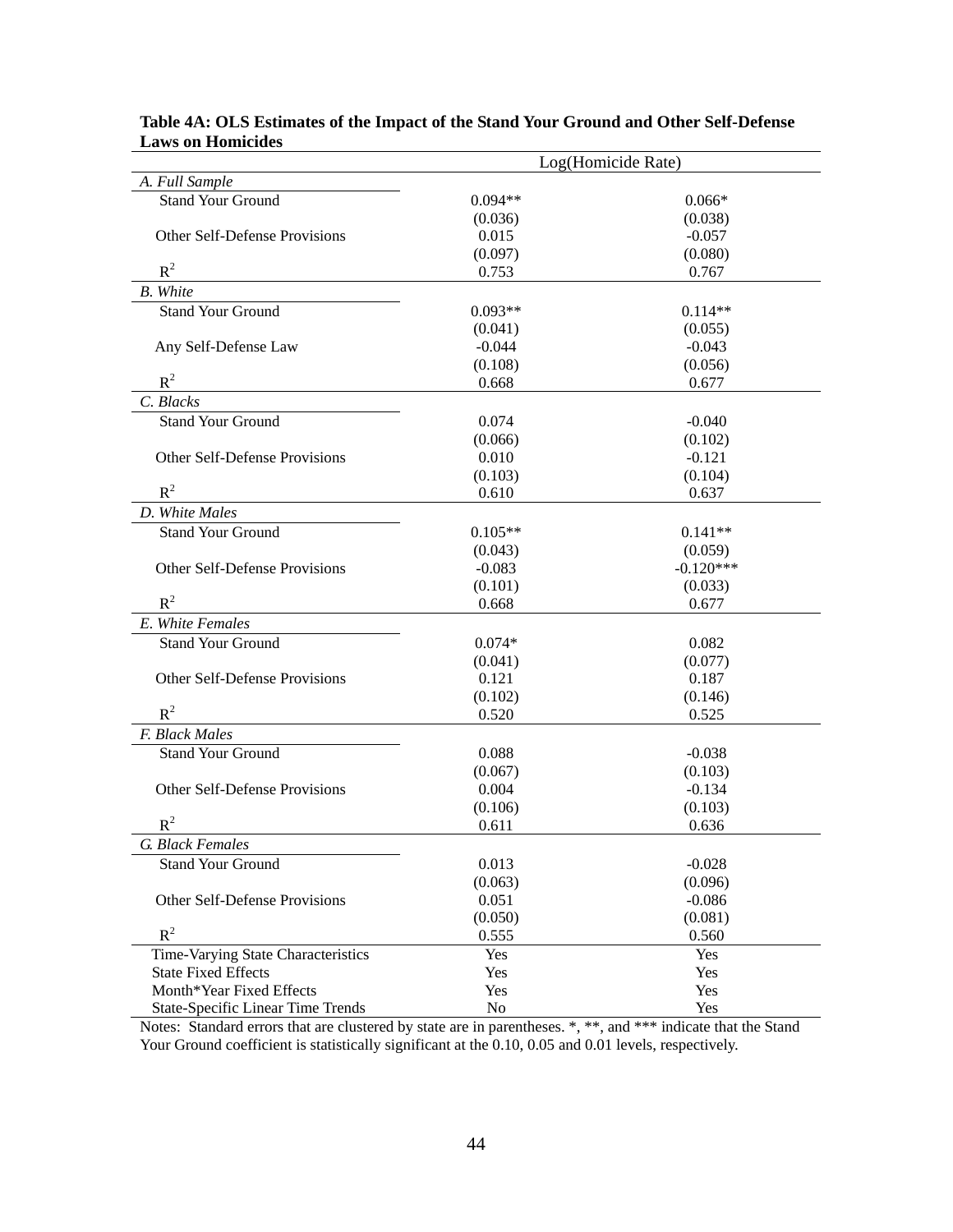**Table 4A: OLS Estimates of the Impact of the Stand Your Ground and Other Self-Defense Laws on Homicides**

| | Log(Homicide Rate) | |
|---|---|---|
| *A. Full Sample* | | |
| Stand Your Ground | 0.094** | 0.066* |
| | (0.036) | (0.038) |
| Other Self-Defense Provisions | 0.015 | -0.057 |
| | (0.097) | (0.080) |
| $R^2$ | 0.753 | 0.767 |
| *B. White* | | |
| Stand Your Ground | 0.093** | 0.114** |
| | (0.041) | (0.055) |
| Any Self-Defense Law | -0.044 | -0.043 |
| | (0.108) | (0.056) |
| $R^2$ | 0.668 | 0.677 |
| *C. Blacks* | | |
| Stand Your Ground | 0.074 | -0.040 |
| | (0.066) | (0.102) |
| Other Self-Defense Provisions | 0.010 | -0.121 |
| | (0.103) | (0.104) |
| $R^2$ | 0.610 | 0.637 |
| *D. White Males* | | |
| Stand Your Ground | 0.105** | 0.141** |
| | (0.043) | (0.059) |
| Other Self-Defense Provisions | -0.083 | -0.120*** |
| | (0.101) | (0.033) |
| $R^2$ | 0.668 | 0.677 |
| *E. White Females* | | |
| Stand Your Ground | 0.074* | 0.082 |
| | (0.041) | (0.077) |
| Other Self-Defense Provisions | 0.121 | 0.187 |
| | (0.102) | (0.146) |
| $R^2$ | 0.520 | 0.525 |
| *F. Black Males* | | |
| Stand Your Ground | 0.088 | -0.038 |
| | (0.067) | (0.103) |
| Other Self-Defense Provisions | 0.004 | -0.134 |
| | (0.106) | (0.103) |
| $R^2$ | 0.611 | 0.636 |
| *G. Black Females* | | |
| Stand Your Ground | 0.013 | -0.028 |
| | (0.063) | (0.096) |
| Other Self-Defense Provisions | 0.051 | -0.086 |
| | (0.050) | (0.081) |
| $R^2$ | 0.555 | 0.560 |
| Time-Varying State Characteristics | Yes | Yes |
| State Fixed Effects | Yes | Yes |
| Month*Year Fixed Effects | Yes | Yes |
| State-Specific Linear Time Trends | No | Yes |

Notes: Standard errors that are clustered by state are in parentheses. *, **, and *** indicate that the Stand Your Ground coefficient is statistically significant at the 0.10, 0.05 and 0.01 levels, respectively.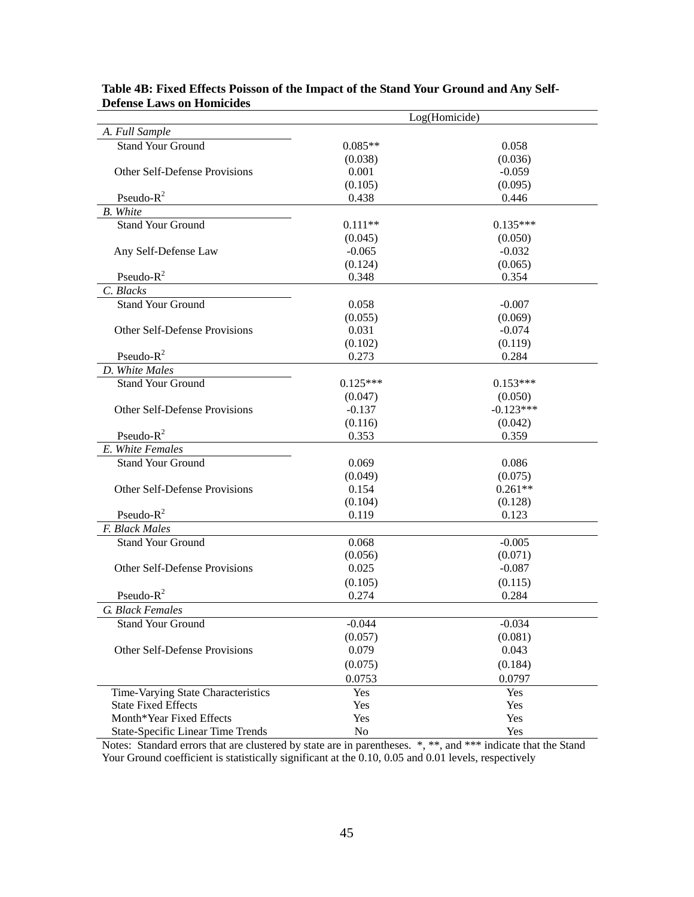**Table 4B: Fixed Effects Poisson of the Impact of the Stand Your Ground and Any Self-Defense Laws on Homicides**

| | Log(Homicide) | |
|---|---|---|
| *A. Full Sample* | | |
| Stand Your Ground | 0.085** | 0.058 |
| | (0.038) | (0.036) |
| Other Self-Defense Provisions | 0.001 | -0.059 |
| | (0.105) | (0.095) |
| Pseudo-$R^2$ | 0.438 | 0.446 |
| *B. White* | | |
| Stand Your Ground | 0.111** | 0.135*** |
| | (0.045) | (0.050) |
| Any Self-Defense Law | -0.065 | -0.032 |
| | (0.124) | (0.065) |
| Pseudo-$R^2$ | 0.348 | 0.354 |
| *C. Blacks* | | |
| Stand Your Ground | 0.058 | -0.007 |
| | (0.055) | (0.069) |
| Other Self-Defense Provisions | 0.031 | -0.074 |
| | (0.102) | (0.119) |
| Pseudo-$R^2$ | 0.273 | 0.284 |
| *D. White Males* | | |
| Stand Your Ground | 0.125*** | 0.153*** |
| | (0.047) | (0.050) |
| Other Self-Defense Provisions | -0.137 | -0.123*** |
| | (0.116) | (0.042) |
| Pseudo-$R^2$ | 0.353 | 0.359 |
| *E. White Females* | | |
| Stand Your Ground | 0.069 | 0.086 |
| | (0.049) | (0.075) |
| Other Self-Defense Provisions | 0.154 | 0.261** |
| | (0.104) | (0.128) |
| Pseudo-$R^2$ | 0.119 | 0.123 |
| *F. Black Males* | | |
| Stand Your Ground | 0.068 | -0.005 |
| | (0.056) | (0.071) |
| Other Self-Defense Provisions | 0.025 | -0.087 |
| | (0.105) | (0.115) |
| Pseudo-$R^2$ | 0.274 | 0.284 |
| *G. Black Females* | | |
| Stand Your Ground | -0.044 | -0.034 |
| | (0.057) | (0.081) |
| Other Self-Defense Provisions | 0.079 | 0.043 |
| | (0.075) | (0.184) |
| | 0.0753 | 0.0797 |
| Time-Varying State Characteristics | Yes | Yes |
| State Fixed Effects | Yes | Yes |
| Month*Year Fixed Effects | Yes | Yes |
| State-Specific Linear Time Trends | No | Yes |

Notes: Standard errors that are clustered by state are in parentheses. *, **, and *** indicate that the Stand Your Ground coefficient is statistically significant at the 0.10, 0.05 and 0.01 levels, respectively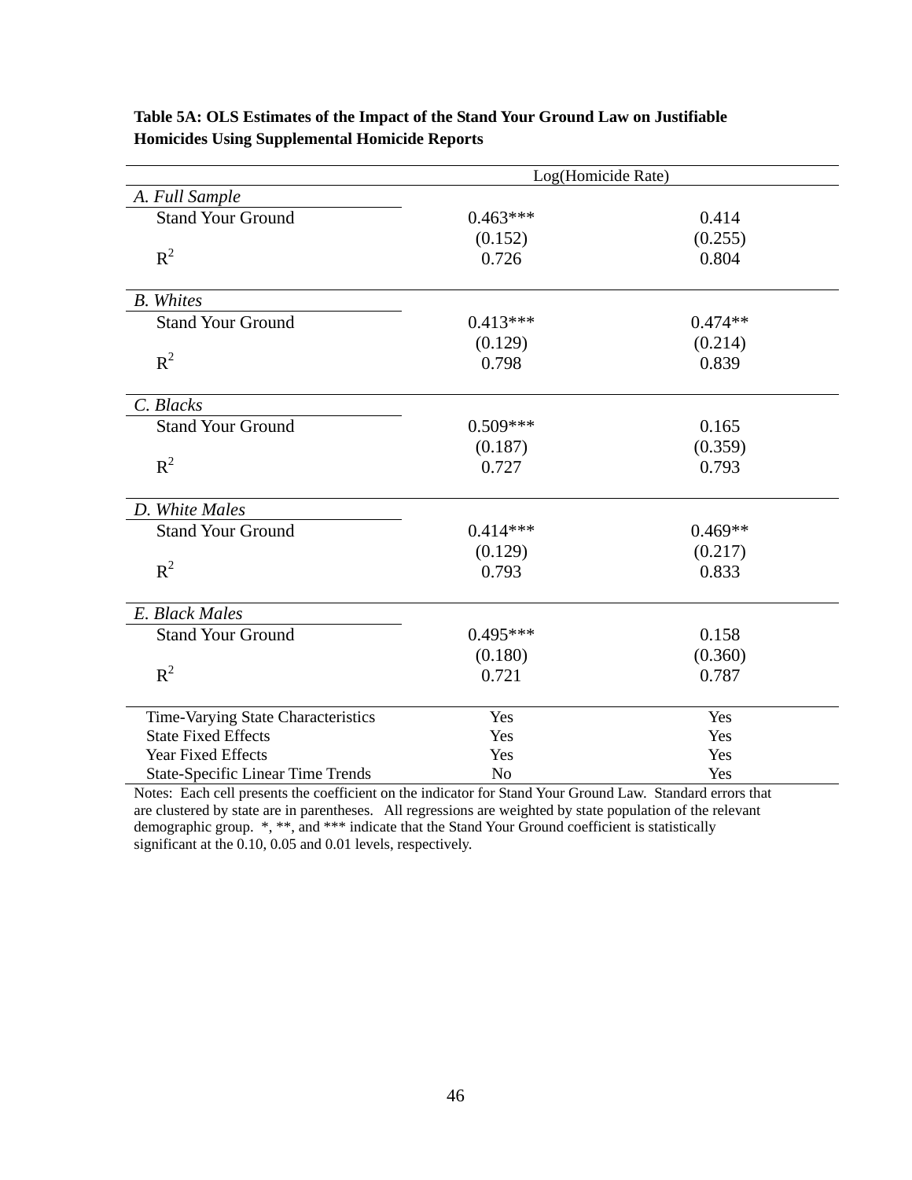**Table 5A: OLS Estimates of the Impact of the Stand Your Ground Law on Justifiable Homicides Using Supplemental Homicide Reports**

| | Log(Homicide Rate) | |
|---|---|---|
| *A. Full Sample* | | |
| Stand Your Ground | 0.463*** | 0.414 |
| | (0.152) | (0.255) |
| $R^2$ | 0.726 | 0.804 |
| *B. Whites* | | |
| Stand Your Ground | 0.413*** | 0.474** |
| | (0.129) | (0.214) |
| $R^2$ | 0.798 | 0.839 |
| *C. Blacks* | | |
| Stand Your Ground | 0.509*** | 0.165 |
| | (0.187) | (0.359) |
| $R^2$ | 0.727 | 0.793 |
| *D. White Males* | | |
| Stand Your Ground | 0.414*** | 0.469** |
| | (0.129) | (0.217) |
| $R^2$ | 0.793 | 0.833 |
| *E. Black Males* | | |
| Stand Your Ground | 0.495*** | 0.158 |
| | (0.180) | (0.360) |
| $R^2$ | 0.721 | 0.787 |
| Time-Varying State Characteristics | Yes | Yes |
| State Fixed Effects | Yes | Yes |
| Year Fixed Effects | Yes | Yes |
| State-Specific Linear Time Trends | No | Yes |

Notes: Each cell presents the coefficient on the indicator for Stand Your Ground Law. Standard errors that are clustered by state are in parentheses. All regressions are weighted by state population of the relevant demographic group. *, **, and *** indicate that the Stand Your Ground coefficient is statistically significant at the 0.10, 0.05 and 0.01 levels, respectively.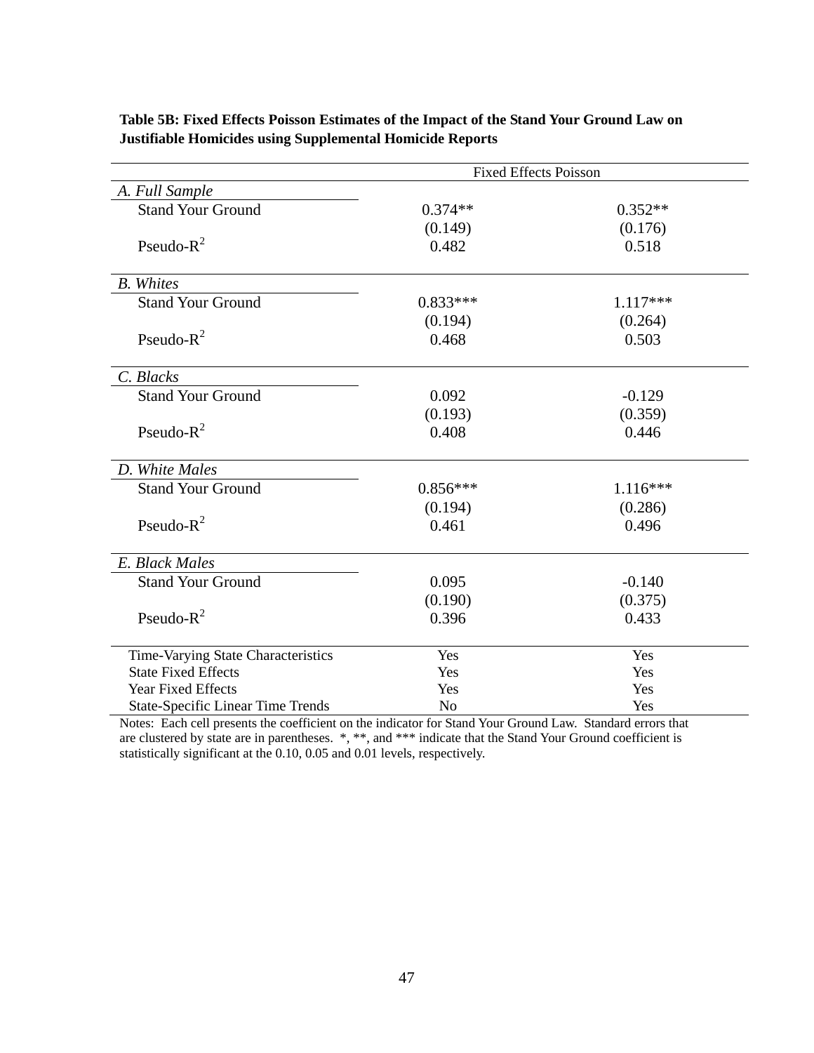**Table 5B: Fixed Effects Poisson Estimates of the Impact of the Stand Your Ground Law on Justifiable Homicides using Supplemental Homicide Reports**

| | Fixed Effects Poisson | |
|---|---|---|
| *A. Full Sample* | | |
| Stand Your Ground | 0.374** | 0.352** |
| | (0.149) | (0.176) |
| Pseudo-$R^2$ | 0.482 | 0.518 |
| *B. Whites* | | |
| Stand Your Ground | 0.833*** | 1.117*** |
| | (0.194) | (0.264) |
| Pseudo-$R^2$ | 0.468 | 0.503 |
| *C. Blacks* | | |
| Stand Your Ground | 0.092 | -0.129 |
| | (0.193) | (0.359) |
| Pseudo-$R^2$ | 0.408 | 0.446 |
| *D. White Males* | | |
| Stand Your Ground | 0.856*** | 1.116*** |
| | (0.194) | (0.286) |
| Pseudo-$R^2$ | 0.461 | 0.496 |
| *E. Black Males* | | |
| Stand Your Ground | 0.095 | -0.140 |
| | (0.190) | (0.375) |
| Pseudo-$R^2$ | 0.396 | 0.433 |
| Time-Varying State Characteristics | Yes | Yes |
| State Fixed Effects | Yes | Yes |
| Year Fixed Effects | Yes | Yes |
| State-Specific Linear Time Trends | No | Yes |

Notes: Each cell presents the coefficient on the indicator for Stand Your Ground Law. Standard errors that are clustered by state are in parentheses. *, **, and *** indicate that the Stand Your Ground coefficient is statistically significant at the 0.10, 0.05 and 0.01 levels, respectively.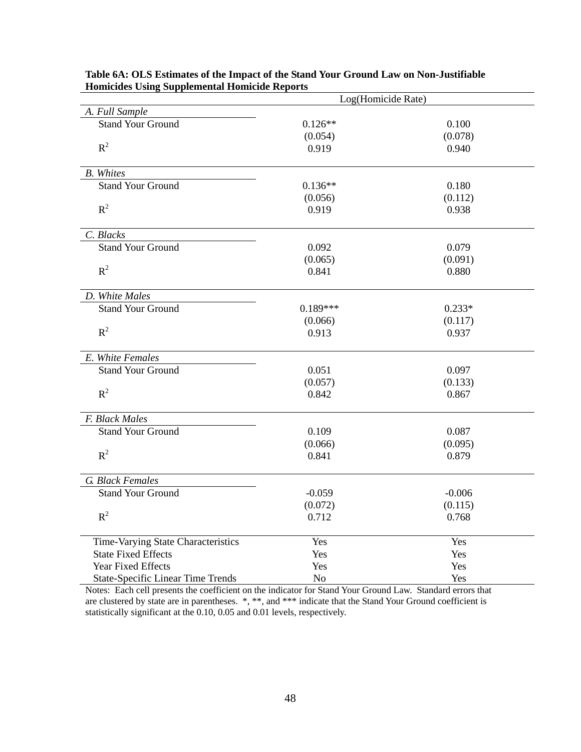**Table 6A: OLS Estimates of the Impact of the Stand Your Ground Law on Non-Justifiable Homicides Using Supplemental Homicide Reports**

| | Log(Homicide Rate) | |
|---|---|---|
| *A. Full Sample* | | |
| Stand Your Ground | 0.126** | 0.100 |
| | (0.054) | (0.078) |
| $R^2$ | 0.919 | 0.940 |
| *B. Whites* | | |
| Stand Your Ground | 0.136** | 0.180 |
| | (0.056) | (0.112) |
| $R^2$ | 0.919 | 0.938 |
| *C. Blacks* | | |
| Stand Your Ground | 0.092 | 0.079 |
| | (0.065) | (0.091) |
| $R^2$ | 0.841 | 0.880 |
| *D. White Males* | | |
| Stand Your Ground | 0.189*** | 0.233* |
| | (0.066) | (0.117) |
| $R^2$ | 0.913 | 0.937 |
| *E. White Females* | | |
| Stand Your Ground | 0.051 | 0.097 |
| | (0.057) | (0.133) |
| $R^2$ | 0.842 | 0.867 |
| *F. Black Males* | | |
| Stand Your Ground | 0.109 | 0.087 |
| | (0.066) | (0.095) |
| $R^2$ | 0.841 | 0.879 |
| *G. Black Females* | | |
| Stand Your Ground | -0.059 | -0.006 |
| | (0.072) | (0.115) |
| $R^2$ | 0.712 | 0.768 |
| Time-Varying State Characteristics | Yes | Yes |
| State Fixed Effects | Yes | Yes |
| Year Fixed Effects | Yes | Yes |
| State-Specific Linear Time Trends | No | Yes |

Notes: Each cell presents the coefficient on the indicator for Stand Your Ground Law. Standard errors that are clustered by state are in parentheses. *, **, and *** indicate that the Stand Your Ground coefficient is statistically significant at the 0.10, 0.05 and 0.01 levels, respectively.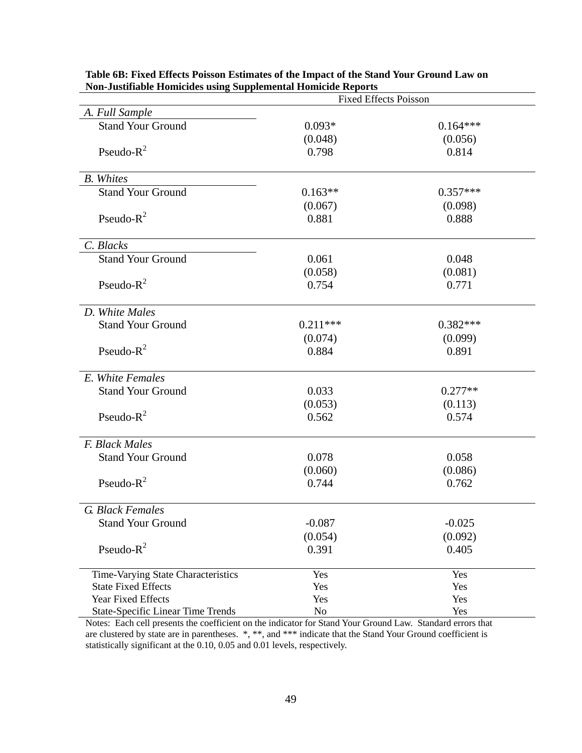**Table 6B: Fixed Effects Poisson Estimates of the Impact of the Stand Your Ground Law on Non-Justifiable Homicides using Supplemental Homicide Reports**

| | Fixed Effects Poisson | |
|---|---|---|
| *A. Full Sample* | | |
| Stand Your Ground | 0.093* | 0.164*** |
| | (0.048) | (0.056) |
| Pseudo-$R^2$ | 0.798 | 0.814 |
| *B. Whites* | | |
| Stand Your Ground | 0.163** | 0.357*** |
| | (0.067) | (0.098) |
| Pseudo-$R^2$ | 0.881 | 0.888 |
| *C. Blacks* | | |
| Stand Your Ground | 0.061 | 0.048 |
| | (0.058) | (0.081) |
| Pseudo-$R^2$ | 0.754 | 0.771 |
| *D. White Males* | | |
| Stand Your Ground | 0.211*** | 0.382*** |
| | (0.074) | (0.099) |
| Pseudo-$R^2$ | 0.884 | 0.891 |
| *E. White Females* | | |
| Stand Your Ground | 0.033 | 0.277** |
| | (0.053) | (0.113) |
| Pseudo-$R^2$ | 0.562 | 0.574 |
| *F. Black Males* | | |
| Stand Your Ground | 0.078 | 0.058 |
| | (0.060) | (0.086) |
| Pseudo-$R^2$ | 0.744 | 0.762 |
| *G. Black Females* | | |
| Stand Your Ground | -0.087 | -0.025 |
| | (0.054) | (0.092) |
| Pseudo-$R^2$ | 0.391 | 0.405 |
| Time-Varying State Characteristics | Yes | Yes |
| State Fixed Effects | Yes | Yes |
| Year Fixed Effects | Yes | Yes |
| State-Specific Linear Time Trends | No | Yes |

Notes: Each cell presents the coefficient on the indicator for Stand Your Ground Law. Standard errors that are clustered by state are in parentheses. *, **, and *** indicate that the Stand Your Ground coefficient is statistically significant at the 0.10, 0.05 and 0.01 levels, respectively.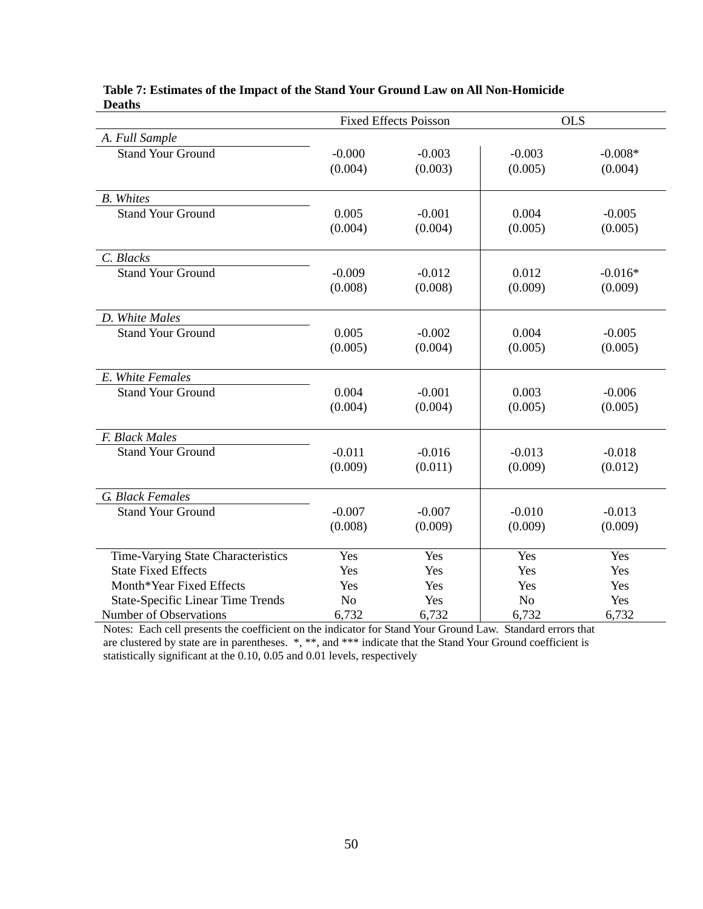**Table 7: Estimates of the Impact of the Stand Your Ground Law on All Non-Homicide Deaths**

| | Fixed Effects Poisson | | OLS | |
|---|---|---|---|---|
| *A. Full Sample* | | | | |
| Stand Your Ground | -0.000 | -0.003 | -0.003 | -0.008* |
| | (0.004) | (0.003) | (0.005) | (0.004) |
| *B. Whites* | | | | |
| Stand Your Ground | 0.005 | -0.001 | 0.004 | -0.005 |
| | (0.004) | (0.004) | (0.005) | (0.005) |
| *C. Blacks* | | | | |
| Stand Your Ground | -0.009 | -0.012 | 0.012 | -0.016* |
| | (0.008) | (0.008) | (0.009) | (0.009) |
| *D. White Males* | | | | |
| Stand Your Ground | 0.005 | -0.002 | 0.004 | -0.005 |
| | (0.005) | (0.004) | (0.005) | (0.005) |
| *E. White Females* | | | | |
| Stand Your Ground | 0.004 | -0.001 | 0.003 | -0.006 |
| | (0.004) | (0.004) | (0.005) | (0.005) |
| *F. Black Males* | | | | |
| Stand Your Ground | -0.011 | -0.016 | -0.013 | -0.018 |
| | (0.009) | (0.011) | (0.009) | (0.012) |
| *G. Black Females* | | | | |
| Stand Your Ground | -0.007 | -0.007 | -0.010 | -0.013 |
| | (0.008) | (0.009) | (0.009) | (0.009) |
| Time-Varying State Characteristics | Yes | Yes | Yes | Yes |
| State Fixed Effects | Yes | Yes | Yes | Yes |
| Month*Year Fixed Effects | Yes | Yes | Yes | Yes |
| State-Specific Linear Time Trends | No | Yes | No | Yes |
| Number of Observations | 6,732 | 6,732 | 6,732 | 6,732 |

Notes: Each cell presents the coefficient on the indicator for Stand Your Ground Law. Standard errors that are clustered by state are in parentheses. *, **, and *** indicate that the Stand Your Ground coefficient is statistically significant at the 0.10, 0.05 and 0.01 levels, respectively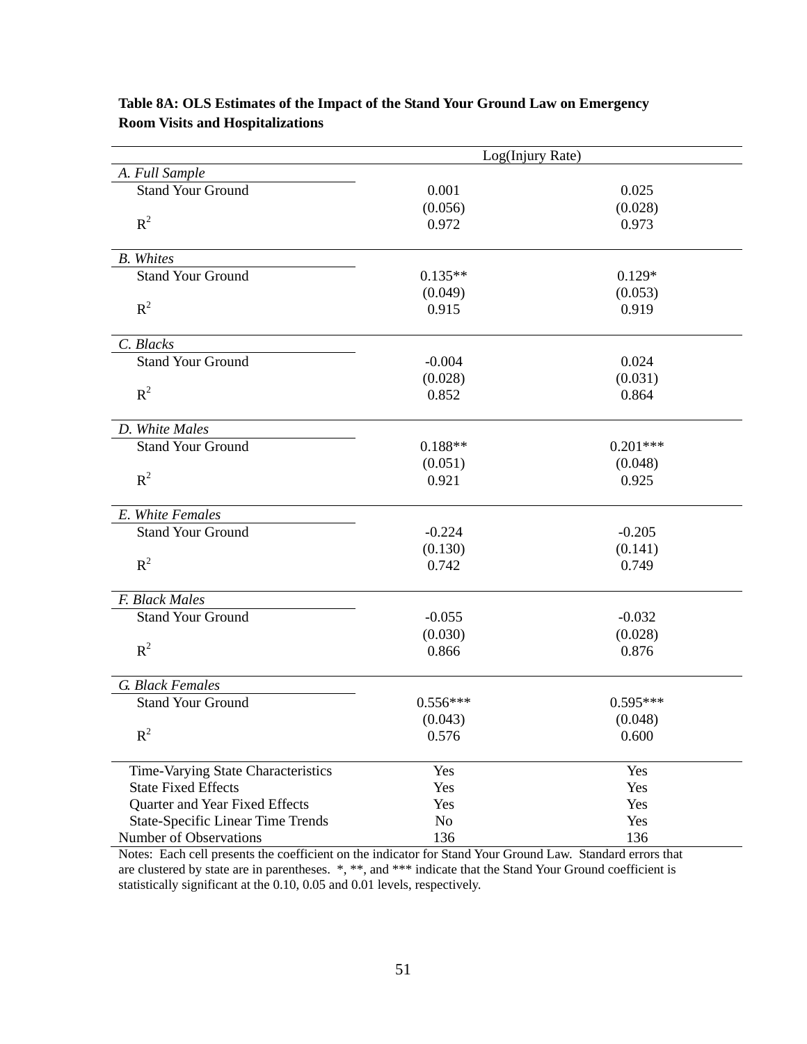**Table 8A: OLS Estimates of the Impact of the Stand Your Ground Law on Emergency Room Visits and Hospitalizations**

| | Log(Injury Rate) | |
|---|---|---|
| *A. Full Sample* | | |
| Stand Your Ground | 0.001 | 0.025 |
| | (0.056) | (0.028) |
| $R^2$ | 0.972 | 0.973 |
| *B. Whites* | | |
| Stand Your Ground | 0.135** | 0.129* |
| | (0.049) | (0.053) |
| $R^2$ | 0.915 | 0.919 |
| *C. Blacks* | | |
| Stand Your Ground | -0.004 | 0.024 |
| | (0.028) | (0.031) |
| $R^2$ | 0.852 | 0.864 |
| *D. White Males* | | |
| Stand Your Ground | 0.188** | 0.201*** |
| | (0.051) | (0.048) |
| $R^2$ | 0.921 | 0.925 |
| *E. White Females* | | |
| Stand Your Ground | -0.224 | -0.205 |
| | (0.130) | (0.141) |
| $R^2$ | 0.742 | 0.749 |
| *F. Black Males* | | |
| Stand Your Ground | -0.055 | -0.032 |
| | (0.030) | (0.028) |
| $R^2$ | 0.866 | 0.876 |
| *G. Black Females* | | |
| Stand Your Ground | 0.556*** | 0.595*** |
| | (0.043) | (0.048) |
| $R^2$ | 0.576 | 0.600 |
| Time-Varying State Characteristics | Yes | Yes |
| State Fixed Effects | Yes | Yes |
| Quarter and Year Fixed Effects | Yes | Yes |
| State-Specific Linear Time Trends | No | Yes |
| Number of Observations | 136 | 136 |

Notes: Each cell presents the coefficient on the indicator for Stand Your Ground Law. Standard errors that are clustered by state are in parentheses. *, **, and *** indicate that the Stand Your Ground coefficient is statistically significant at the 0.10, 0.05 and 0.01 levels, respectively.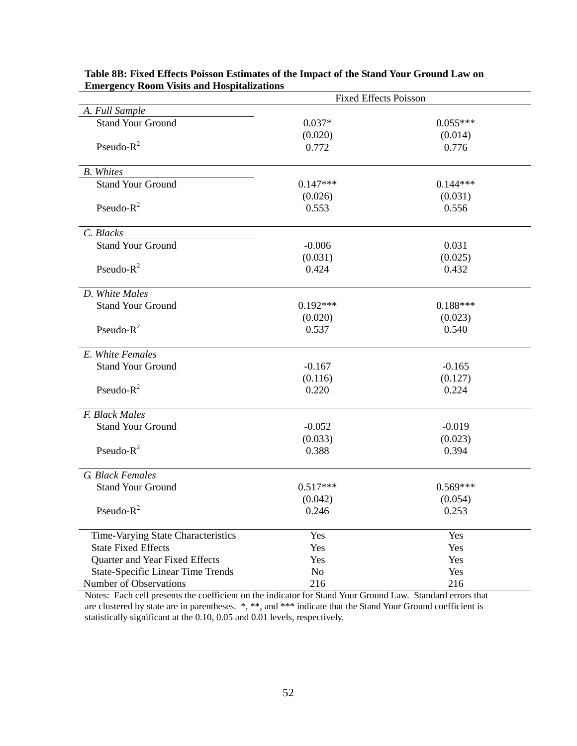**Table 8B: Fixed Effects Poisson Estimates of the Impact of the Stand Your Ground Law on Emergency Room Visits and Hospitalizations**

| | Fixed Effects Poisson | |
|---|---|---|
| *A. Full Sample* | | |
| Stand Your Ground | 0.037* | 0.055*** |
| | (0.020) | (0.014) |
| Pseudo-$R^2$ | 0.772 | 0.776 |
| *B. Whites* | | |
| Stand Your Ground | 0.147*** | 0.144*** |
| | (0.026) | (0.031) |
| Pseudo-$R^2$ | 0.553 | 0.556 |
| *C. Blacks* | | |
| Stand Your Ground | -0.006 | 0.031 |
| | (0.031) | (0.025) |
| Pseudo-$R^2$ | 0.424 | 0.432 |
| *D. White Males* | | |
| Stand Your Ground | 0.192*** | 0.188*** |
| | (0.020) | (0.023) |
| Pseudo-$R^2$ | 0.537 | 0.540 |
| *E. White Females* | | |
| Stand Your Ground | -0.167 | -0.165 |
| | (0.116) | (0.127) |
| Pseudo-$R^2$ | 0.220 | 0.224 |
| *F. Black Males* | | |
| Stand Your Ground | -0.052 | -0.019 |
| | (0.033) | (0.023) |
| Pseudo-$R^2$ | 0.388 | 0.394 |
| *G. Black Females* | | |
| Stand Your Ground | 0.517*** | 0.569*** |
| | (0.042) | (0.054) |
| Pseudo-$R^2$ | 0.246 | 0.253 |
| Time-Varying State Characteristics | Yes | Yes |
| State Fixed Effects | Yes | Yes |
| Quarter and Year Fixed Effects | Yes | Yes |
| State-Specific Linear Time Trends | No | Yes |
| Number of Observations | 216 | 216 |

Notes: Each cell presents the coefficient on the indicator for Stand Your Ground Law. Standard errors that are clustered by state are in parentheses. *, **, and *** indicate that the Stand Your Ground coefficient is statistically significant at the 0.10, 0.05 and 0.01 levels, respectively.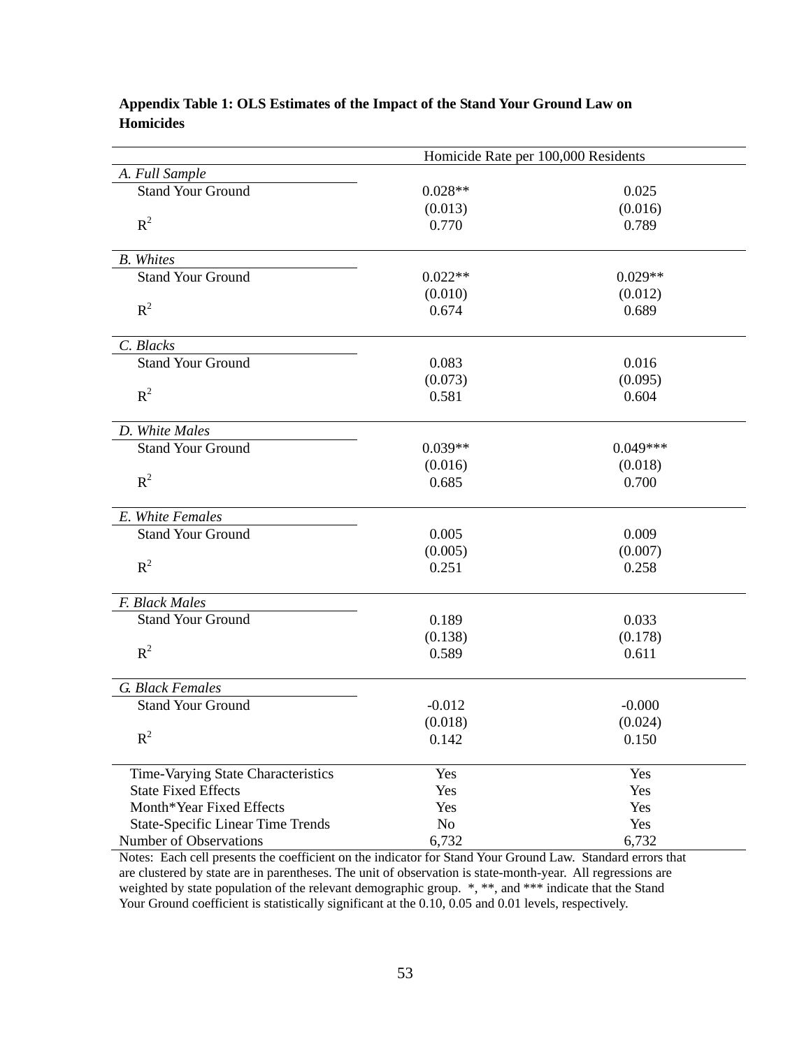**Appendix Table 1: OLS Estimates of the Impact of the Stand Your Ground Law on Homicides**

| | Homicide Rate per 100,000 Residents | |
|---|---|---|
| *A. Full Sample* | | |
| Stand Your Ground | 0.028** | 0.025 |
| | (0.013) | (0.016) |
| $R^2$ | 0.770 | 0.789 |
| *B. Whites* | | |
| Stand Your Ground | 0.022** | 0.029** |
| | (0.010) | (0.012) |
| $R^2$ | 0.674 | 0.689 |
| *C. Blacks* | | |
| Stand Your Ground | 0.083 | 0.016 |
| | (0.073) | (0.095) |
| $R^2$ | 0.581 | 0.604 |
| *D. White Males* | | |
| Stand Your Ground | 0.039** | 0.049*** |
| | (0.016) | (0.018) |
| $R^2$ | 0.685 | 0.700 |
| *E. White Females* | | |
| Stand Your Ground | 0.005 | 0.009 |
| | (0.005) | (0.007) |
| $R^2$ | 0.251 | 0.258 |
| *F. Black Males* | | |
| Stand Your Ground | 0.189 | 0.033 |
| | (0.138) | (0.178) |
| $R^2$ | 0.589 | 0.611 |
| *G. Black Females* | | |
| Stand Your Ground | -0.012 | -0.000 |
| | (0.018) | (0.024) |
| $R^2$ | 0.142 | 0.150 |
| Time-Varying State Characteristics | Yes | Yes |
| State Fixed Effects | Yes | Yes |
| Month*Year Fixed Effects | Yes | Yes |
| State-Specific Linear Time Trends | No | Yes |
| Number of Observations | 6,732 | 6,732 |

Notes: Each cell presents the coefficient on the indicator for Stand Your Ground Law. Standard errors that are clustered by state are in parentheses. The unit of observation is state-month-year. All regressions are weighted by state population of the relevant demographic group. *, **, and *** indicate that the Stand Your Ground coefficient is statistically significant at the 0.10, 0.05 and 0.01 levels, respectively.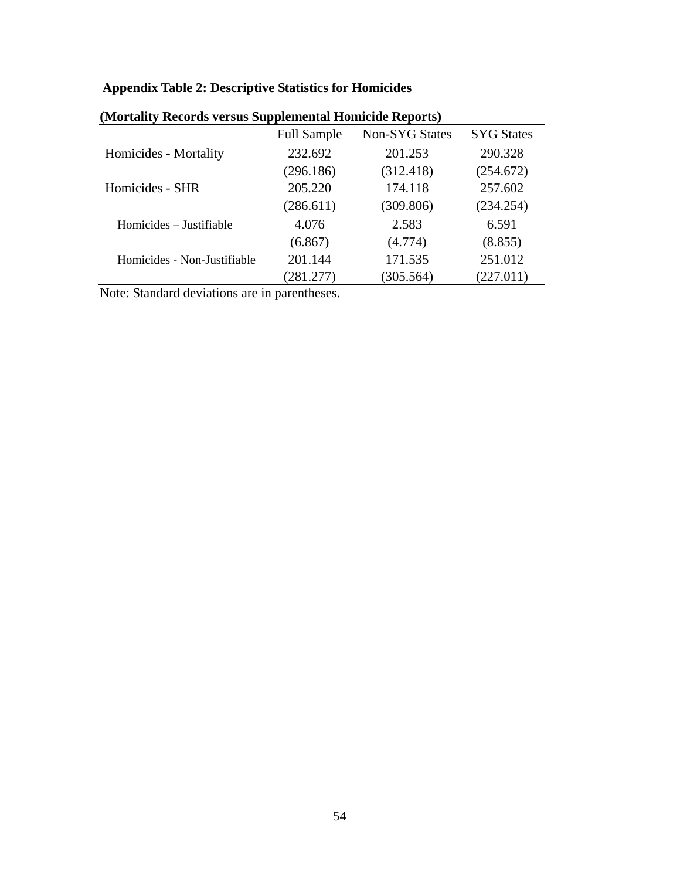**Appendix Table 2: Descriptive Statistics for Homicides**

**(Mortality Records versus Supplemental Homicide Reports)**

| | Full Sample | Non-SYG States | SYG States |
|---|---|---|---|
| Homicides - Mortality | 232.692 | 201.253 | 290.328 |
| | (296.186) | (312.418) | (254.672) |
| Homicides - SHR | 205.220 | 174.118 | 257.602 |
| | (286.611) | (309.806) | (234.254) |
| Homicides – Justifiable | 4.076 | 2.583 | 6.591 |
| | (6.867) | (4.774) | (8.855) |
| Homicides - Non-Justifiable | 201.144 | 171.535 | 251.012 |
| | (281.277) | (305.564) | (227.011) |

Note: Standard deviations are in parentheses.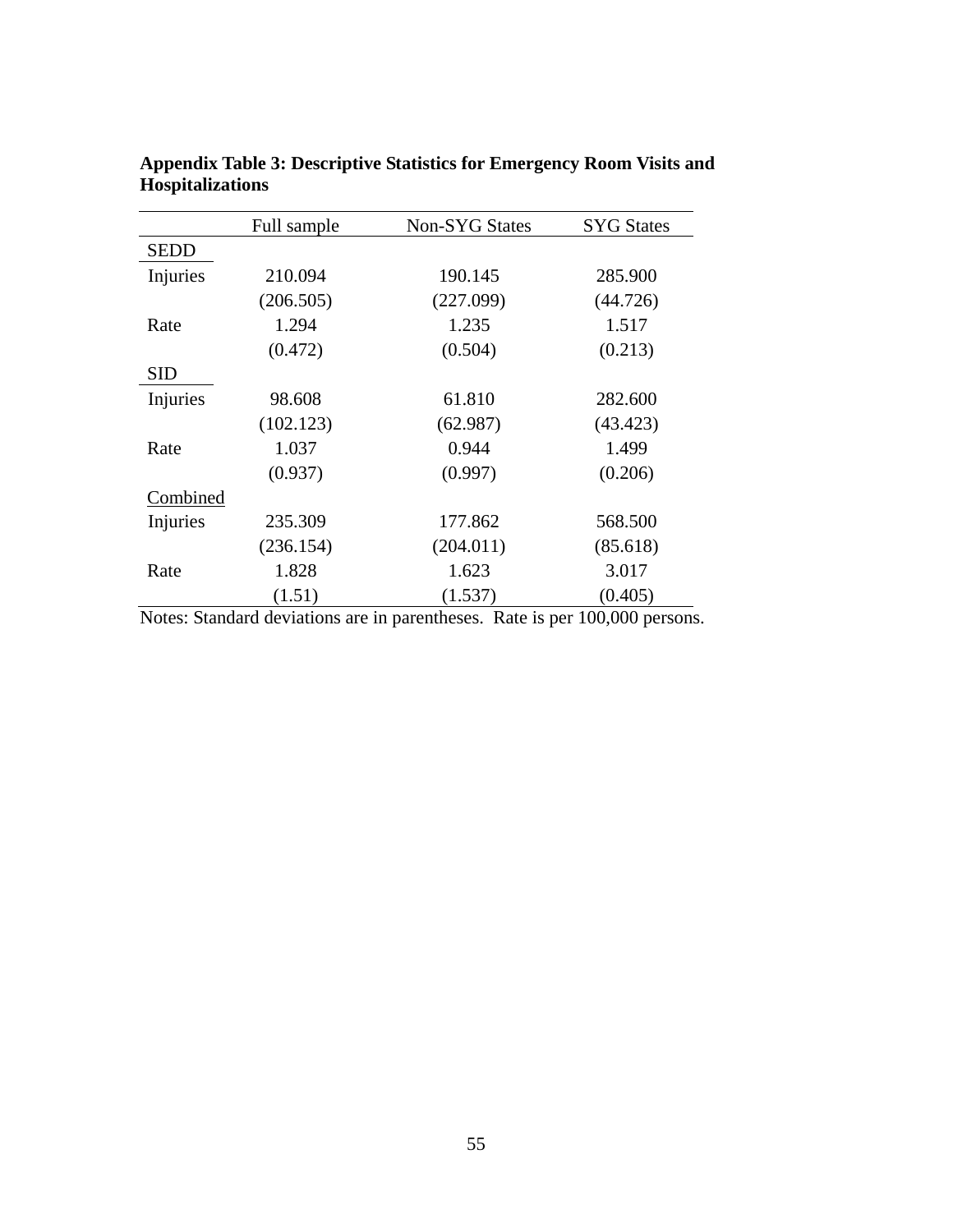**Appendix Table 3: Descriptive Statistics for Emergency Room Visits and Hospitalizations**

| | Full sample | Non-SYG States | SYG States |
|---|---|---|---|
| SEDD | | | |
| Injuries | 210.094 | 190.145 | 285.900 |
| | (206.505) | (227.099) | (44.726) |
| Rate | 1.294 | 1.235 | 1.517 |
| | (0.472) | (0.504) | (0.213) |
| SID | | | |
| Injuries | 98.608 | 61.810 | 282.600 |
| | (102.123) | (62.987) | (43.423) |
| Rate | 1.037 | 0.944 | 1.499 |
| | (0.937) | (0.997) | (0.206) |
| Combined | | | |
| Injuries | 235.309 | 177.862 | 568.500 |
| | (236.154) | (204.011) | (85.618) |
| Rate | 1.828 | 1.623 | 3.017 |
| | (1.51) | (1.537) | (0.405) |

Notes: Standard deviations are in parentheses. Rate is per 100,000 persons.